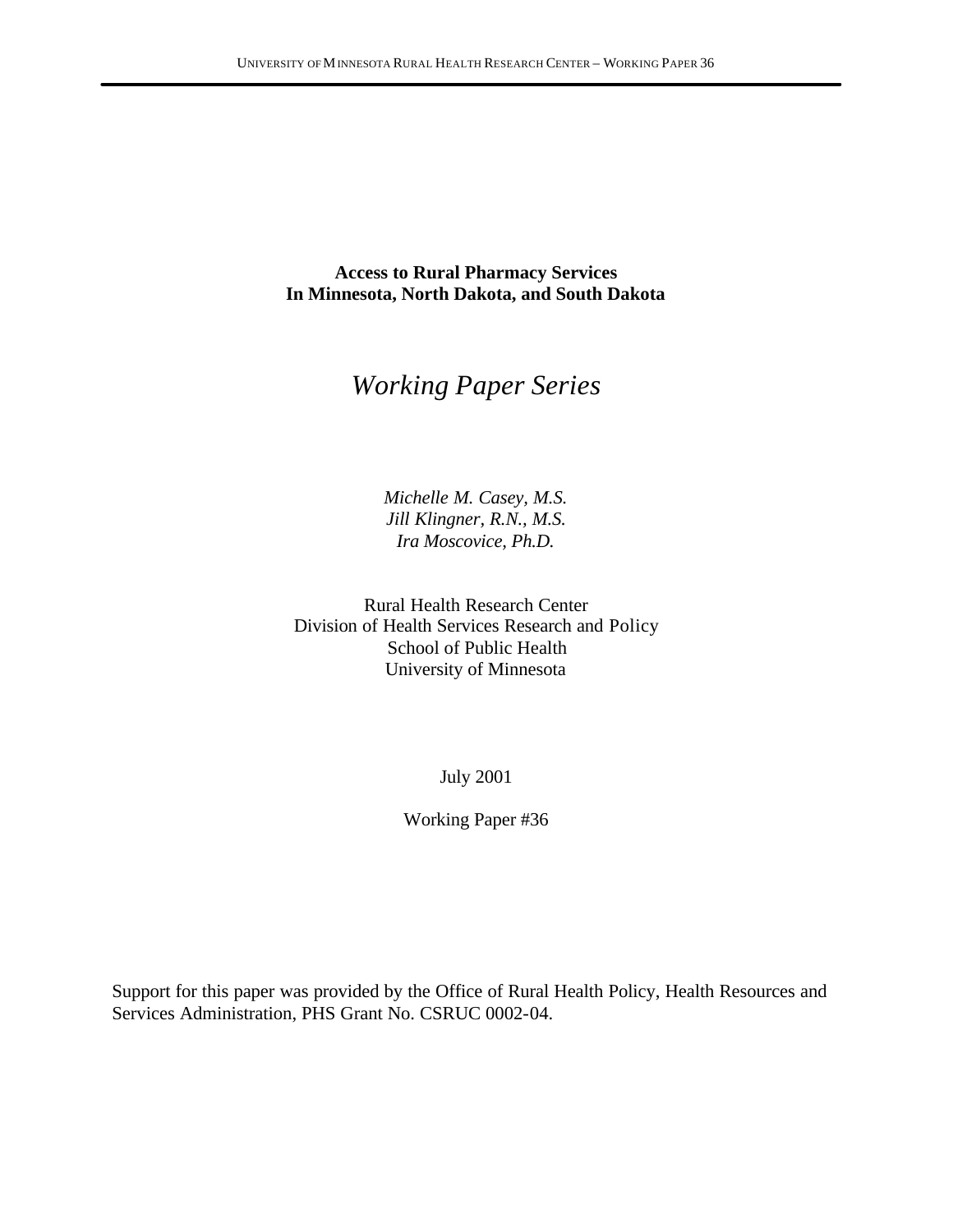# Access to Rural Pharmacy Services In Minnesota, North Dakota, and South Dakota

*Working Paper Series*

*Michelle M. Casey, M.S.*
*Jill Klingner, R.N., M.S.*
*Ira Moscovice, Ph.D.*

Rural Health Research Center
Division of Health Services Research and Policy
School of Public Health
University of Minnesota

July 2001

Working Paper #36

Support for this paper was provided by the Office of Rural Health Policy, Health Resources and Services Administration, PHS Grant No. CSRUC 0002-04.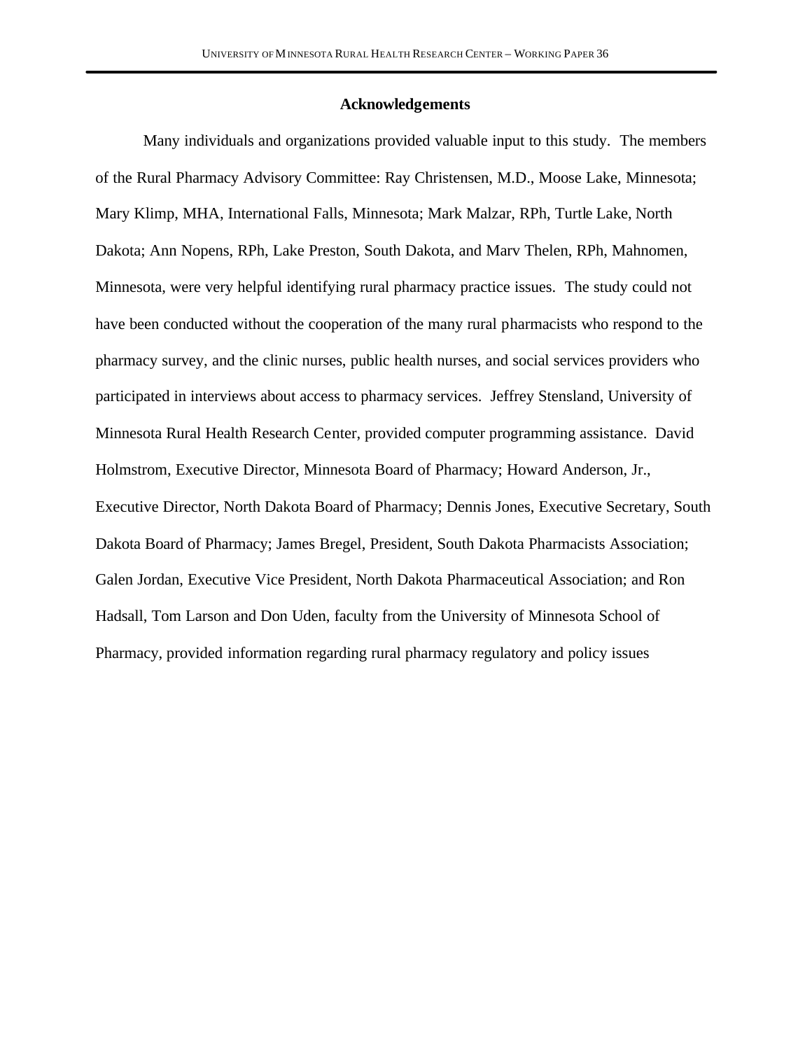## Acknowledgements

Many individuals and organizations provided valuable input to this study. The members of the Rural Pharmacy Advisory Committee: Ray Christensen, M.D., Moose Lake, Minnesota; Mary Klimp, MHA, International Falls, Minnesota; Mark Malzar, RPh, Turtle Lake, North Dakota; Ann Nopens, RPh, Lake Preston, South Dakota, and Marv Thelen, RPh, Mahnomen, Minnesota, were very helpful identifying rural pharmacy practice issues. The study could not have been conducted without the cooperation of the many rural pharmacists who respond to the pharmacy survey, and the clinic nurses, public health nurses, and social services providers who participated in interviews about access to pharmacy services. Jeffrey Stensland, University of Minnesota Rural Health Research Center, provided computer programming assistance. David Holmstrom, Executive Director, Minnesota Board of Pharmacy; Howard Anderson, Jr., Executive Director, North Dakota Board of Pharmacy; Dennis Jones, Executive Secretary, South Dakota Board of Pharmacy; James Bregel, President, South Dakota Pharmacists Association; Galen Jordan, Executive Vice President, North Dakota Pharmaceutical Association; and Ron Hadsall, Tom Larson and Don Uden, faculty from the University of Minnesota School of Pharmacy, provided information regarding rural pharmacy regulatory and policy issues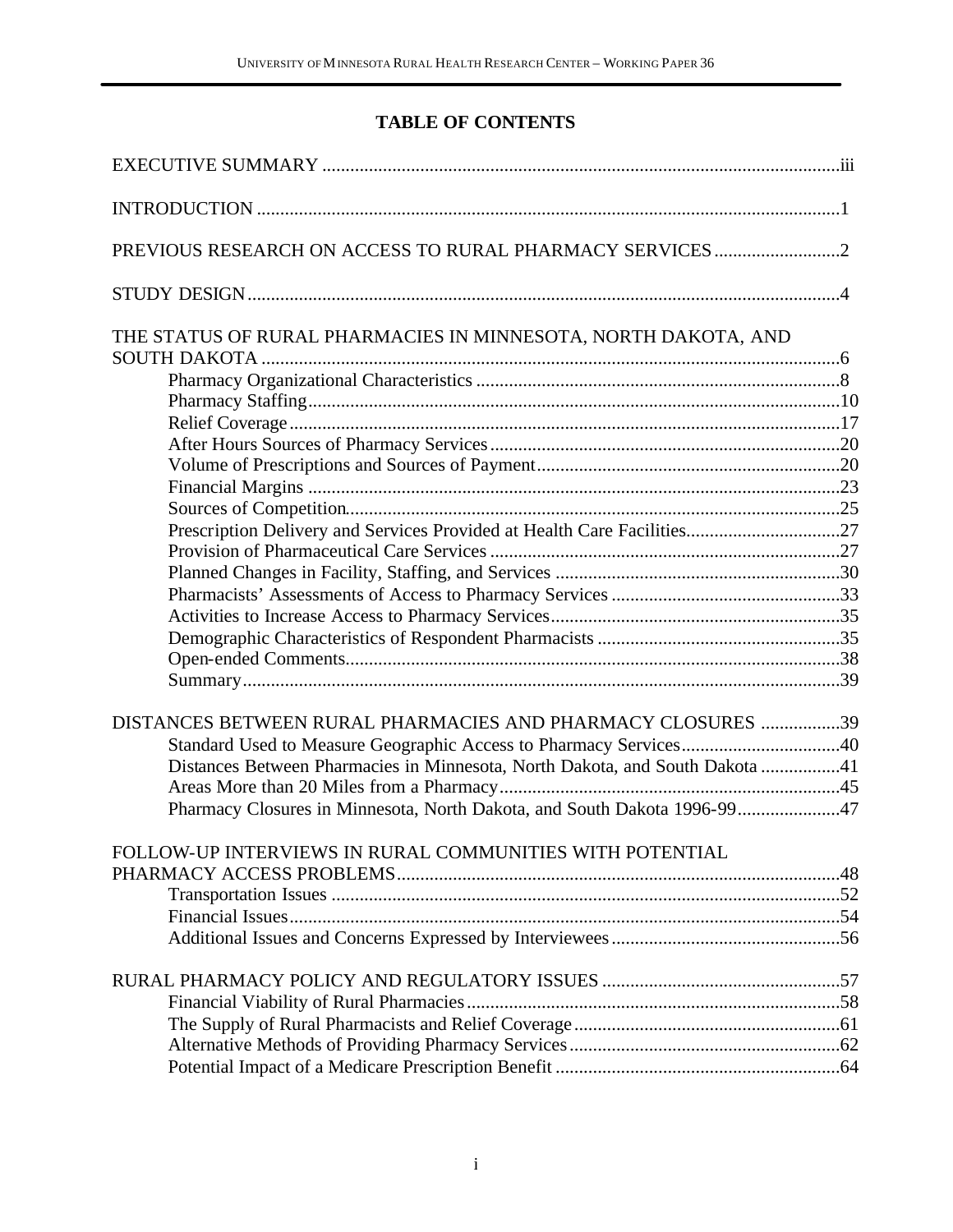# TABLE OF CONTENTS

EXECUTIVE SUMMARY ..... iii

INTRODUCTION ..... 1

PREVIOUS RESEARCH ON ACCESS TO RURAL PHARMACY SERVICES ..... 2

STUDY DESIGN ..... 4

THE STATUS OF RURAL PHARMACIES IN MINNESOTA, NORTH DAKOTA, AND SOUTH DAKOTA ..... 6
- Pharmacy Organizational Characteristics ..... 8
- Pharmacy Staffing ..... 10
- Relief Coverage ..... 17
- After Hours Sources of Pharmacy Services ..... 20
- Volume of Prescriptions and Sources of Payment ..... 20
- Financial Margins ..... 23
- Sources of Competition ..... 25
- Prescription Delivery and Services Provided at Health Care Facilities ..... 27
- Provision of Pharmaceutical Care Services ..... 27
- Planned Changes in Facility, Staffing, and Services ..... 30
- Pharmacists' Assessments of Access to Pharmacy Services ..... 33
- Activities to Increase Access to Pharmacy Services ..... 35
- Demographic Characteristics of Respondent Pharmacists ..... 35
- Open-ended Comments ..... 38
- Summary ..... 39

DISTANCES BETWEEN RURAL PHARMACIES AND PHARMACY CLOSURES ..... 39
- Standard Used to Measure Geographic Access to Pharmacy Services ..... 40
- Distances Between Pharmacies in Minnesota, North Dakota, and South Dakota ..... 41
- Areas More than 20 Miles from a Pharmacy ..... 45
- Pharmacy Closures in Minnesota, North Dakota, and South Dakota 1996-99 ..... 47

FOLLOW-UP INTERVIEWS IN RURAL COMMUNITIES WITH POTENTIAL PHARMACY ACCESS PROBLEMS ..... 48
- Transportation Issues ..... 52
- Financial Issues ..... 54
- Additional Issues and Concerns Expressed by Interviewees ..... 56

RURAL PHARMACY POLICY AND REGULATORY ISSUES ..... 57
- Financial Viability of Rural Pharmacies ..... 58
- The Supply of Rural Pharmacists and Relief Coverage ..... 61
- Alternative Methods of Providing Pharmacy Services ..... 62
- Potential Impact of a Medicare Prescription Benefit ..... 64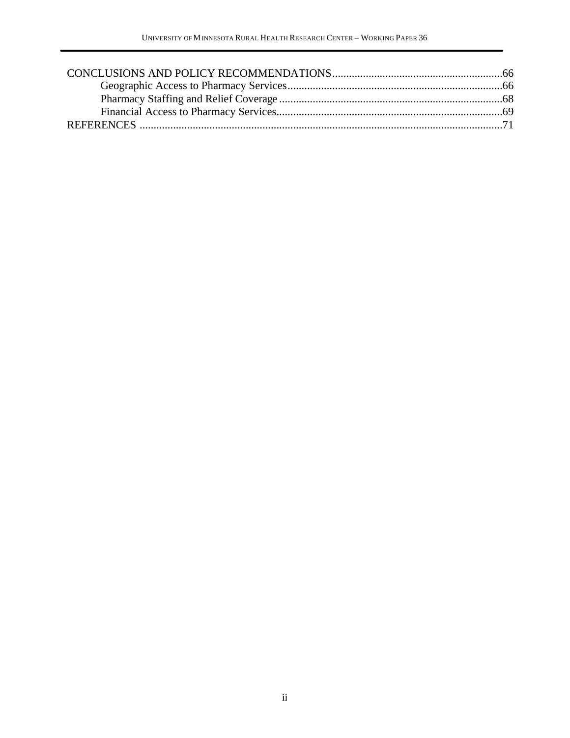CONCLUSIONS AND POLICY RECOMMENDATIONS ............................................................66
    Geographic Access to Pharmacy Services ............................................................66
    Pharmacy Staffing and Relief Coverage ................................................................68
    Financial Access to Pharmacy Services .................................................................69
REFERENCES .................................................................................................................71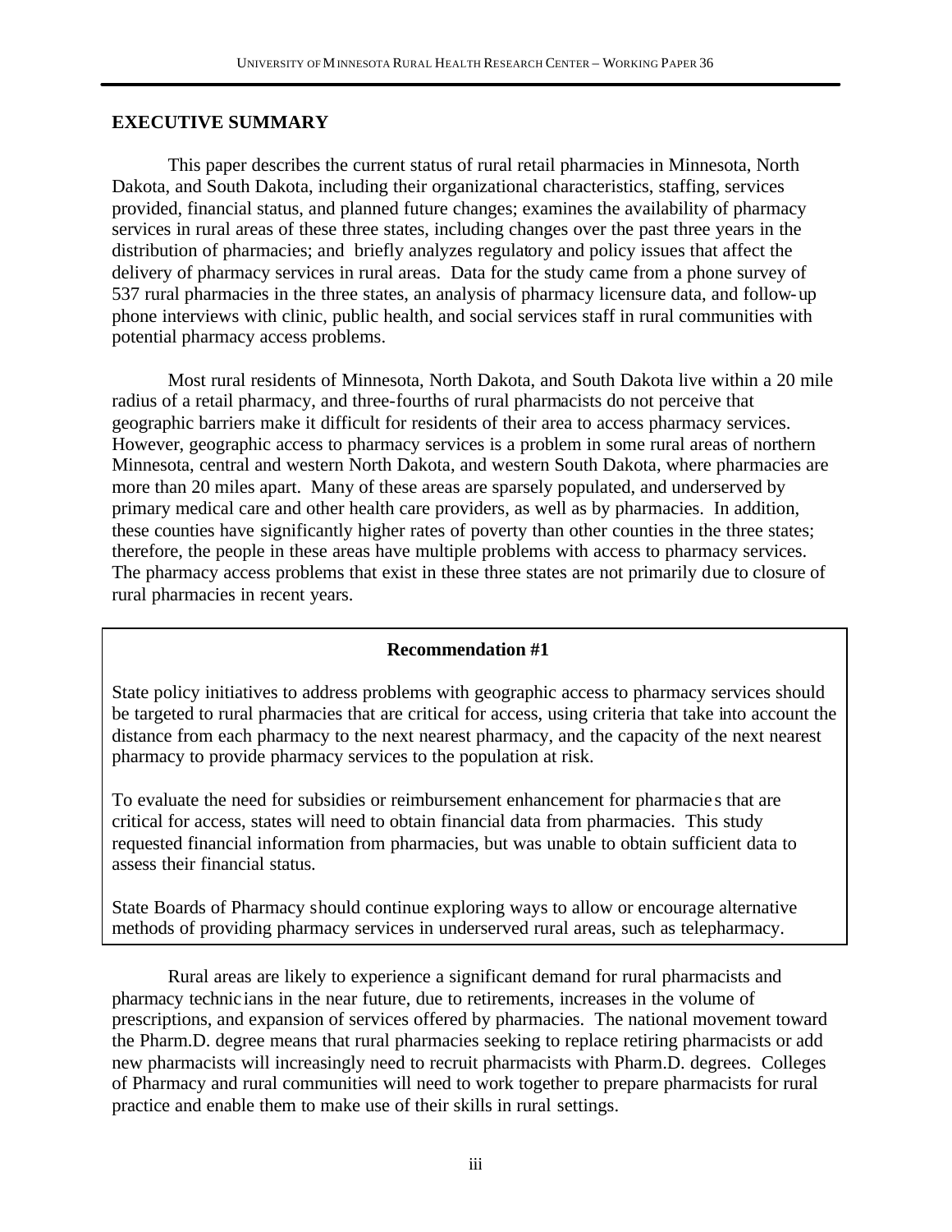## EXECUTIVE SUMMARY

This paper describes the current status of rural retail pharmacies in Minnesota, North Dakota, and South Dakota, including their organizational characteristics, staffing, services provided, financial status, and planned future changes; examines the availability of pharmacy services in rural areas of these three states, including changes over the past three years in the distribution of pharmacies; and briefly analyzes regulatory and policy issues that affect the delivery of pharmacy services in rural areas. Data for the study came from a phone survey of 537 rural pharmacies in the three states, an analysis of pharmacy licensure data, and follow-up phone interviews with clinic, public health, and social services staff in rural communities with potential pharmacy access problems.

Most rural residents of Minnesota, North Dakota, and South Dakota live within a 20 mile radius of a retail pharmacy, and three-fourths of rural pharmacists do not perceive that geographic barriers make it difficult for residents of their area to access pharmacy services. However, geographic access to pharmacy services is a problem in some rural areas of northern Minnesota, central and western North Dakota, and western South Dakota, where pharmacies are more than 20 miles apart. Many of these areas are sparsely populated, and underserved by primary medical care and other health care providers, as well as by pharmacies. In addition, these counties have significantly higher rates of poverty than other counties in the three states; therefore, the people in these areas have multiple problems with access to pharmacy services. The pharmacy access problems that exist in these three states are not primarily due to closure of rural pharmacies in recent years.

**Recommendation #1**

State policy initiatives to address problems with geographic access to pharmacy services should be targeted to rural pharmacies that are critical for access, using criteria that take into account the distance from each pharmacy to the next nearest pharmacy, and the capacity of the next nearest pharmacy to provide pharmacy services to the population at risk.

To evaluate the need for subsidies or reimbursement enhancement for pharmacies that are critical for access, states will need to obtain financial data from pharmacies. This study requested financial information from pharmacies, but was unable to obtain sufficient data to assess their financial status.

State Boards of Pharmacy should continue exploring ways to allow or encourage alternative methods of providing pharmacy services in underserved rural areas, such as telepharmacy.

Rural areas are likely to experience a significant demand for rural pharmacists and pharmacy technicians in the near future, due to retirements, increases in the volume of prescriptions, and expansion of services offered by pharmacies. The national movement toward the Pharm.D. degree means that rural pharmacies seeking to replace retiring pharmacists or add new pharmacists will increasingly need to recruit pharmacists with Pharm.D. degrees. Colleges of Pharmacy and rural communities will need to work together to prepare pharmacists for rural practice and enable them to make use of their skills in rural settings.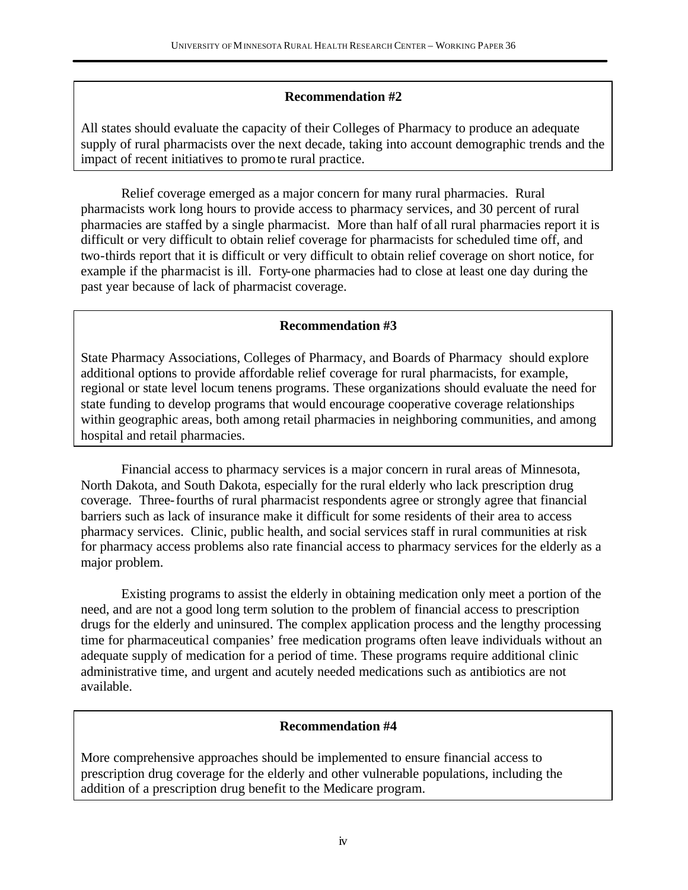**Recommendation #2**

All states should evaluate the capacity of their Colleges of Pharmacy to produce an adequate supply of rural pharmacists over the next decade, taking into account demographic trends and the impact of recent initiatives to promote rural practice.

Relief coverage emerged as a major concern for many rural pharmacies. Rural pharmacists work long hours to provide access to pharmacy services, and 30 percent of rural pharmacies are staffed by a single pharmacist. More than half of all rural pharmacies report it is difficult or very difficult to obtain relief coverage for pharmacists for scheduled time off, and two-thirds report that it is difficult or very difficult to obtain relief coverage on short notice, for example if the pharmacist is ill. Forty-one pharmacies had to close at least one day during the past year because of lack of pharmacist coverage.

**Recommendation #3**

State Pharmacy Associations, Colleges of Pharmacy, and Boards of Pharmacy should explore additional options to provide affordable relief coverage for rural pharmacists, for example, regional or state level locum tenens programs. These organizations should evaluate the need for state funding to develop programs that would encourage cooperative coverage relationships within geographic areas, both among retail pharmacies in neighboring communities, and among hospital and retail pharmacies.

Financial access to pharmacy services is a major concern in rural areas of Minnesota, North Dakota, and South Dakota, especially for the rural elderly who lack prescription drug coverage. Three-fourths of rural pharmacist respondents agree or strongly agree that financial barriers such as lack of insurance make it difficult for some residents of their area to access pharmacy services. Clinic, public health, and social services staff in rural communities at risk for pharmacy access problems also rate financial access to pharmacy services for the elderly as a major problem.

Existing programs to assist the elderly in obtaining medication only meet a portion of the need, and are not a good long term solution to the problem of financial access to prescription drugs for the elderly and uninsured. The complex application process and the lengthy processing time for pharmaceutical companies' free medication programs often leave individuals without an adequate supply of medication for a period of time. These programs require additional clinic administrative time, and urgent and acutely needed medications such as antibiotics are not available.

**Recommendation #4**

More comprehensive approaches should be implemented to ensure financial access to prescription drug coverage for the elderly and other vulnerable populations, including the addition of a prescription drug benefit to the Medicare program.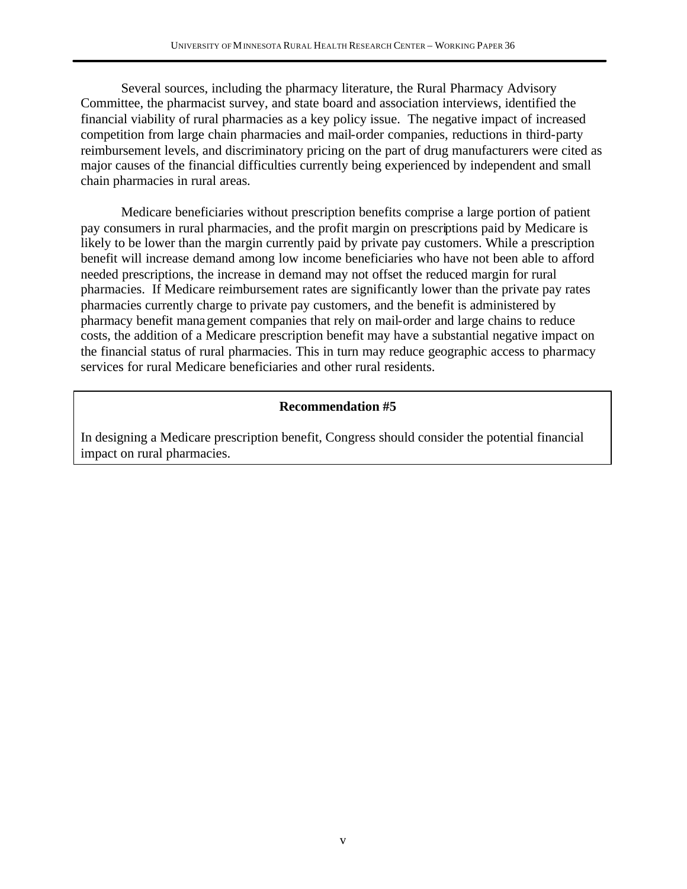Several sources, including the pharmacy literature, the Rural Pharmacy Advisory Committee, the pharmacist survey, and state board and association interviews, identified the financial viability of rural pharmacies as a key policy issue. The negative impact of increased competition from large chain pharmacies and mail-order companies, reductions in third-party reimbursement levels, and discriminatory pricing on the part of drug manufacturers were cited as major causes of the financial difficulties currently being experienced by independent and small chain pharmacies in rural areas.

Medicare beneficiaries without prescription benefits comprise a large portion of patient pay consumers in rural pharmacies, and the profit margin on prescriptions paid by Medicare is likely to be lower than the margin currently paid by private pay customers. While a prescription benefit will increase demand among low income beneficiaries who have not been able to afford needed prescriptions, the increase in demand may not offset the reduced margin for rural pharmacies. If Medicare reimbursement rates are significantly lower than the private pay rates pharmacies currently charge to private pay customers, and the benefit is administered by pharmacy benefit management companies that rely on mail-order and large chains to reduce costs, the addition of a Medicare prescription benefit may have a substantial negative impact on the financial status of rural pharmacies. This in turn may reduce geographic access to pharmacy services for rural Medicare beneficiaries and other rural residents.

**Recommendation #5**

In designing a Medicare prescription benefit, Congress should consider the potential financial impact on rural pharmacies.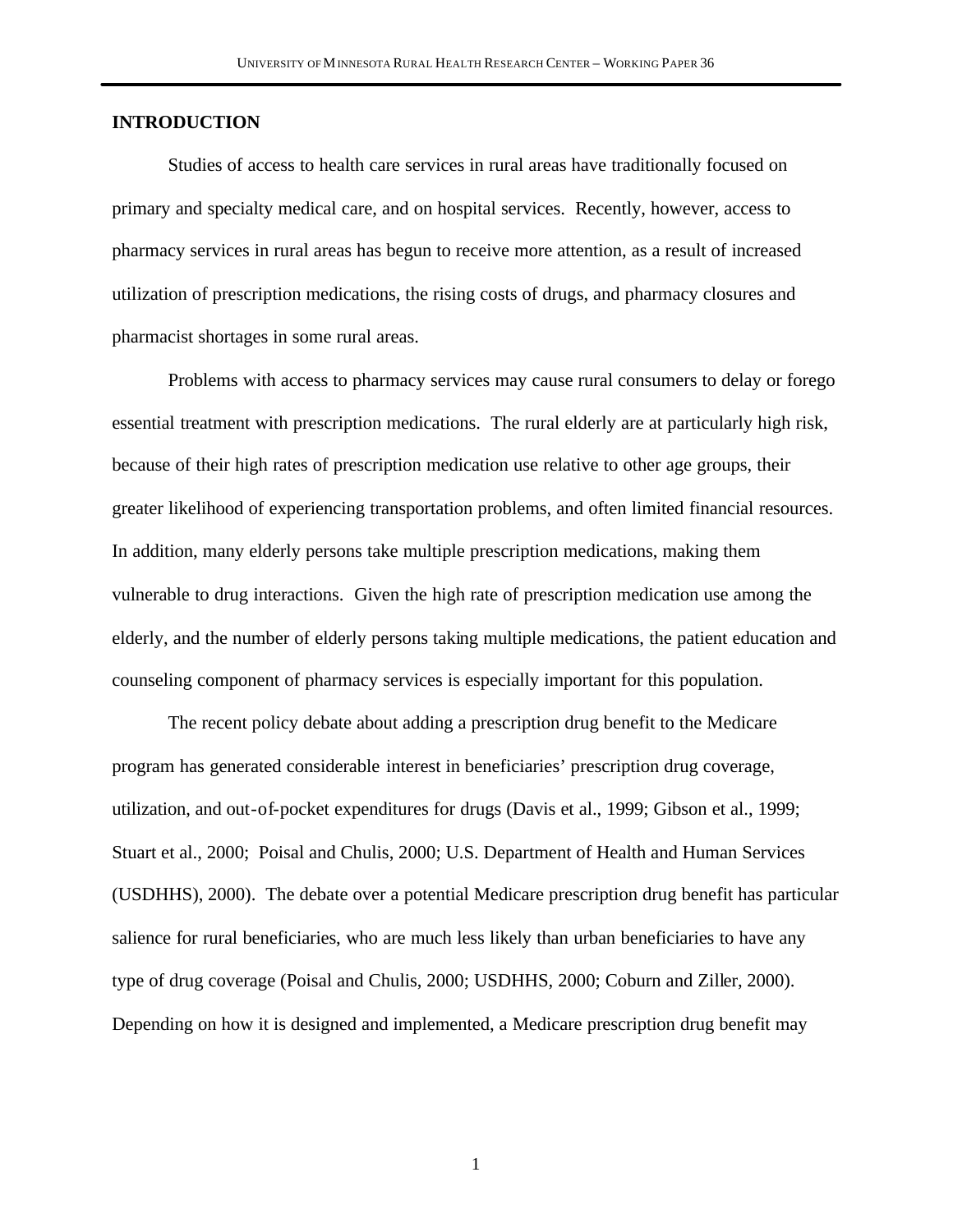## INTRODUCTION

Studies of access to health care services in rural areas have traditionally focused on primary and specialty medical care, and on hospital services. Recently, however, access to pharmacy services in rural areas has begun to receive more attention, as a result of increased utilization of prescription medications, the rising costs of drugs, and pharmacy closures and pharmacist shortages in some rural areas.

Problems with access to pharmacy services may cause rural consumers to delay or forego essential treatment with prescription medications. The rural elderly are at particularly high risk, because of their high rates of prescription medication use relative to other age groups, their greater likelihood of experiencing transportation problems, and often limited financial resources. In addition, many elderly persons take multiple prescription medications, making them vulnerable to drug interactions. Given the high rate of prescription medication use among the elderly, and the number of elderly persons taking multiple medications, the patient education and counseling component of pharmacy services is especially important for this population.

The recent policy debate about adding a prescription drug benefit to the Medicare program has generated considerable interest in beneficiaries' prescription drug coverage, utilization, and out-of-pocket expenditures for drugs (Davis et al., 1999; Gibson et al., 1999; Stuart et al., 2000; Poisal and Chulis, 2000; U.S. Department of Health and Human Services (USDHHS), 2000). The debate over a potential Medicare prescription drug benefit has particular salience for rural beneficiaries, who are much less likely than urban beneficiaries to have any type of drug coverage (Poisal and Chulis, 2000; USDHHS, 2000; Coburn and Ziller, 2000). Depending on how it is designed and implemented, a Medicare prescription drug benefit may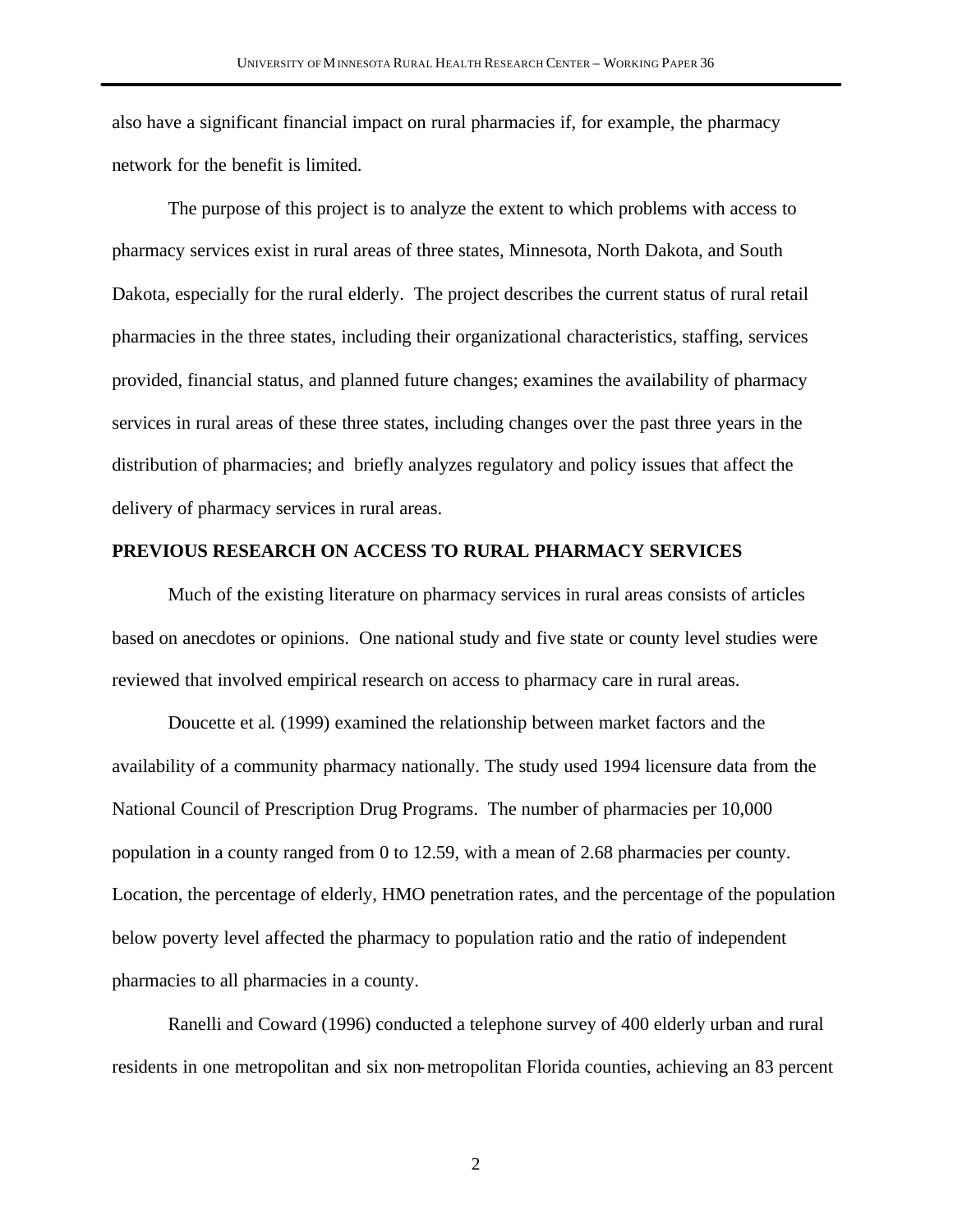also have a significant financial impact on rural pharmacies if, for example, the pharmacy network for the benefit is limited.

The purpose of this project is to analyze the extent to which problems with access to pharmacy services exist in rural areas of three states, Minnesota, North Dakota, and South Dakota, especially for the rural elderly. The project describes the current status of rural retail pharmacies in the three states, including their organizational characteristics, staffing, services provided, financial status, and planned future changes; examines the availability of pharmacy services in rural areas of these three states, including changes over the past three years in the distribution of pharmacies; and briefly analyzes regulatory and policy issues that affect the delivery of pharmacy services in rural areas.

**PREVIOUS RESEARCH ON ACCESS TO RURAL PHARMACY SERVICES**

Much of the existing literature on pharmacy services in rural areas consists of articles based on anecdotes or opinions. One national study and five state or county level studies were reviewed that involved empirical research on access to pharmacy care in rural areas.

Doucette et al. (1999) examined the relationship between market factors and the availability of a community pharmacy nationally. The study used 1994 licensure data from the National Council of Prescription Drug Programs. The number of pharmacies per 10,000 population in a county ranged from 0 to 12.59, with a mean of 2.68 pharmacies per county. Location, the percentage of elderly, HMO penetration rates, and the percentage of the population below poverty level affected the pharmacy to population ratio and the ratio of independent pharmacies to all pharmacies in a county.

Ranelli and Coward (1996) conducted a telephone survey of 400 elderly urban and rural residents in one metropolitan and six non-metropolitan Florida counties, achieving an 83 percent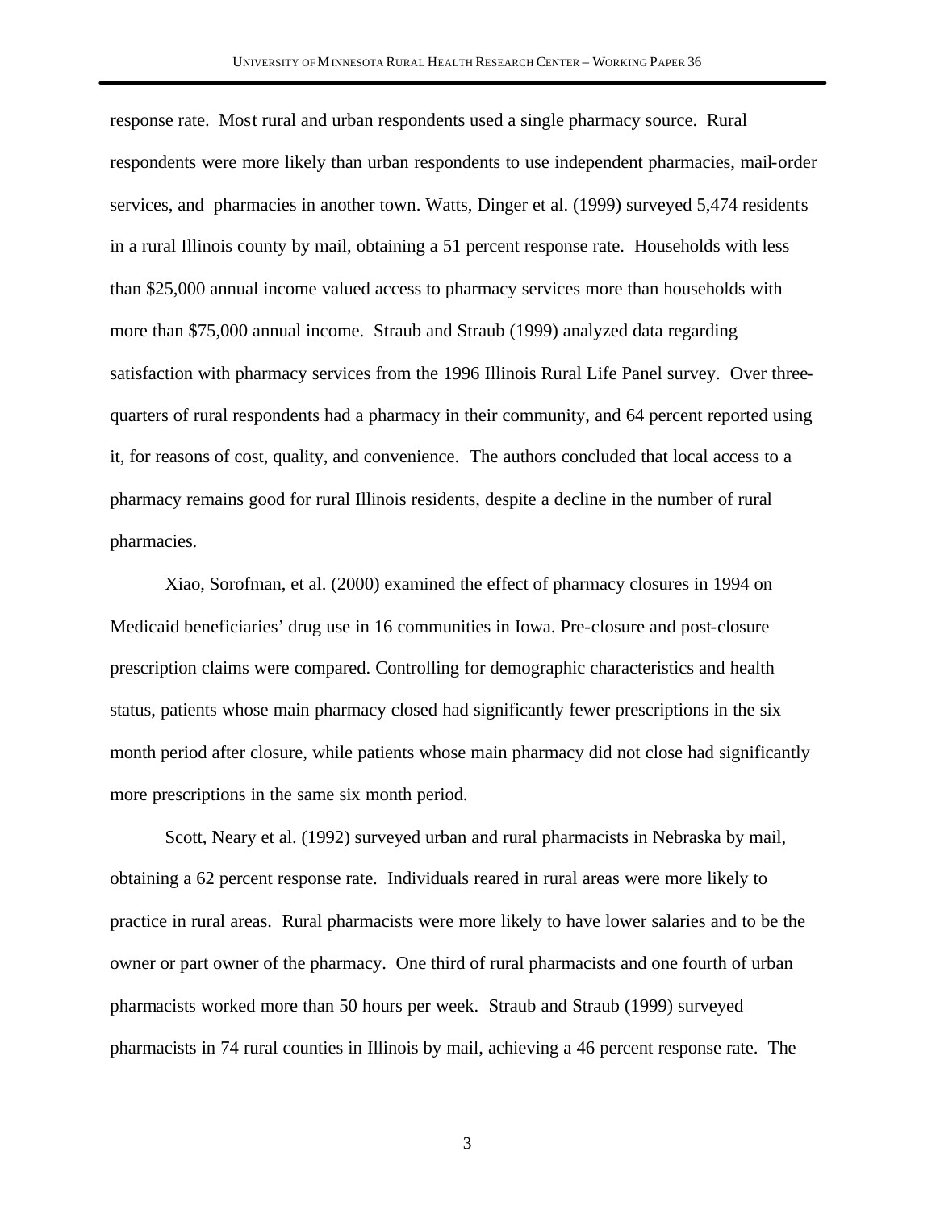response rate. Most rural and urban respondents used a single pharmacy source. Rural respondents were more likely than urban respondents to use independent pharmacies, mail-order services, and pharmacies in another town. Watts, Dinger et al. (1999) surveyed 5,474 residents in a rural Illinois county by mail, obtaining a 51 percent response rate. Households with less than $25,000 annual income valued access to pharmacy services more than households with more than $75,000 annual income. Straub and Straub (1999) analyzed data regarding satisfaction with pharmacy services from the 1996 Illinois Rural Life Panel survey. Over three-quarters of rural respondents had a pharmacy in their community, and 64 percent reported using it, for reasons of cost, quality, and convenience. The authors concluded that local access to a pharmacy remains good for rural Illinois residents, despite a decline in the number of rural pharmacies.

Xiao, Sorofman, et al. (2000) examined the effect of pharmacy closures in 1994 on Medicaid beneficiaries' drug use in 16 communities in Iowa. Pre-closure and post-closure prescription claims were compared. Controlling for demographic characteristics and health status, patients whose main pharmacy closed had significantly fewer prescriptions in the six month period after closure, while patients whose main pharmacy did not close had significantly more prescriptions in the same six month period.

Scott, Neary et al. (1992) surveyed urban and rural pharmacists in Nebraska by mail, obtaining a 62 percent response rate. Individuals reared in rural areas were more likely to practice in rural areas. Rural pharmacists were more likely to have lower salaries and to be the owner or part owner of the pharmacy. One third of rural pharmacists and one fourth of urban pharmacists worked more than 50 hours per week. Straub and Straub (1999) surveyed pharmacists in 74 rural counties in Illinois by mail, achieving a 46 percent response rate. The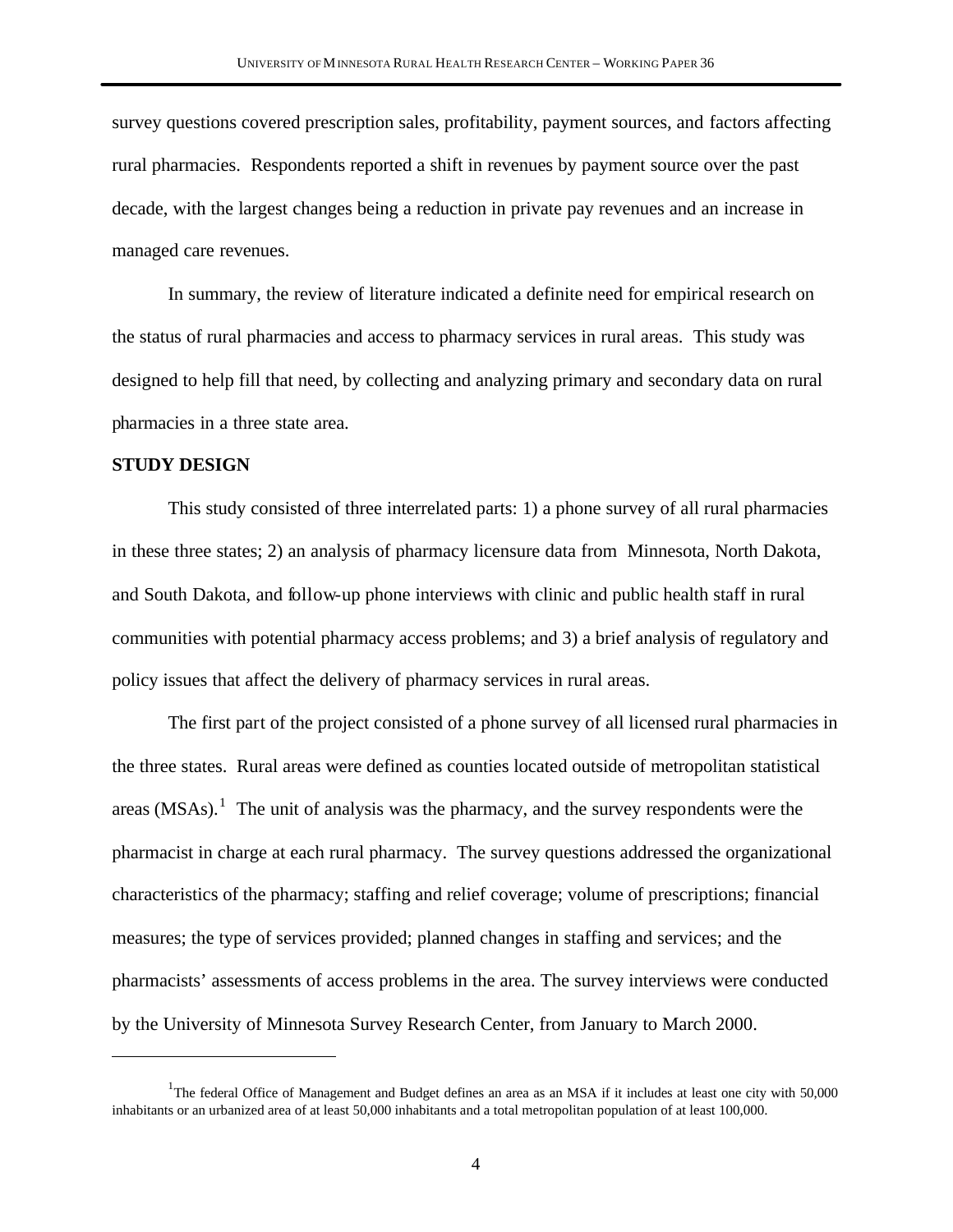survey questions covered prescription sales, profitability, payment sources, and factors affecting rural pharmacies. Respondents reported a shift in revenues by payment source over the past decade, with the largest changes being a reduction in private pay revenues and an increase in managed care revenues.

In summary, the review of literature indicated a definite need for empirical research on the status of rural pharmacies and access to pharmacy services in rural areas. This study was designed to help fill that need, by collecting and analyzing primary and secondary data on rural pharmacies in a three state area.

## STUDY DESIGN

This study consisted of three interrelated parts: 1) a phone survey of all rural pharmacies in these three states; 2) an analysis of pharmacy licensure data from Minnesota, North Dakota, and South Dakota, and follow-up phone interviews with clinic and public health staff in rural communities with potential pharmacy access problems; and 3) a brief analysis of regulatory and policy issues that affect the delivery of pharmacy services in rural areas.

The first part of the project consisted of a phone survey of all licensed rural pharmacies in the three states. Rural areas were defined as counties located outside of metropolitan statistical areas (MSAs).[1] The unit of analysis was the pharmacy, and the survey respondents were the pharmacist in charge at each rural pharmacy. The survey questions addressed the organizational characteristics of the pharmacy; staffing and relief coverage; volume of prescriptions; financial measures; the type of services provided; planned changes in staffing and services; and the pharmacists' assessments of access problems in the area. The survey interviews were conducted by the University of Minnesota Survey Research Center, from January to March 2000.

---

[1]The federal Office of Management and Budget defines an area as an MSA if it includes at least one city with 50,000 inhabitants or an urbanized area of at least 50,000 inhabitants and a total metropolitan population of at least 100,000.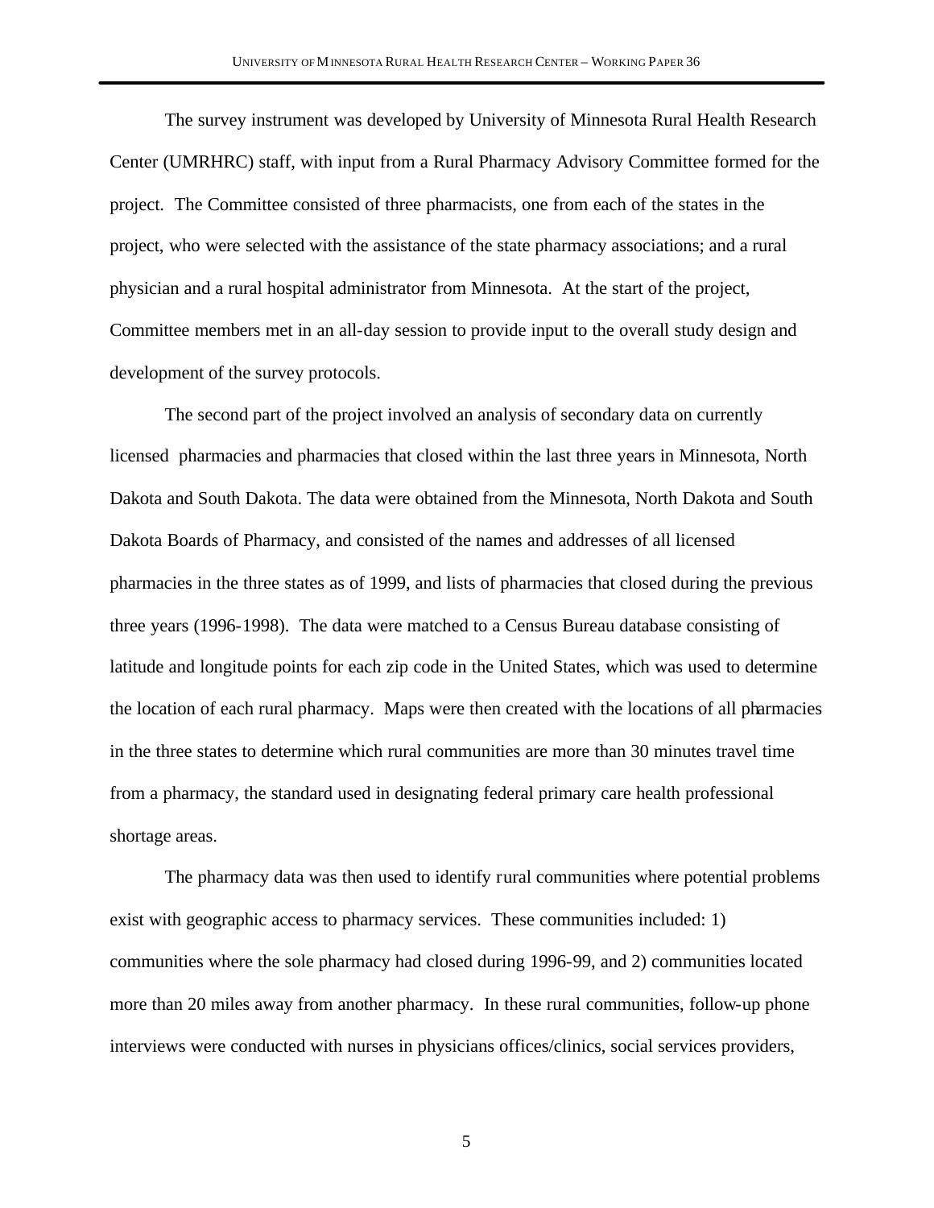The survey instrument was developed by University of Minnesota Rural Health Research Center (UMRHRC) staff, with input from a Rural Pharmacy Advisory Committee formed for the project. The Committee consisted of three pharmacists, one from each of the states in the project, who were selected with the assistance of the state pharmacy associations; and a rural physician and a rural hospital administrator from Minnesota. At the start of the project, Committee members met in an all-day session to provide input to the overall study design and development of the survey protocols.

The second part of the project involved an analysis of secondary data on currently licensed pharmacies and pharmacies that closed within the last three years in Minnesota, North Dakota and South Dakota. The data were obtained from the Minnesota, North Dakota and South Dakota Boards of Pharmacy, and consisted of the names and addresses of all licensed pharmacies in the three states as of 1999, and lists of pharmacies that closed during the previous three years (1996-1998). The data were matched to a Census Bureau database consisting of latitude and longitude points for each zip code in the United States, which was used to determine the location of each rural pharmacy. Maps were then created with the locations of all pharmacies in the three states to determine which rural communities are more than 30 minutes travel time from a pharmacy, the standard used in designating federal primary care health professional shortage areas.

The pharmacy data was then used to identify rural communities where potential problems exist with geographic access to pharmacy services. These communities included: 1) communities where the sole pharmacy had closed during 1996-99, and 2) communities located more than 20 miles away from another pharmacy. In these rural communities, follow-up phone interviews were conducted with nurses in physicians offices/clinics, social services providers,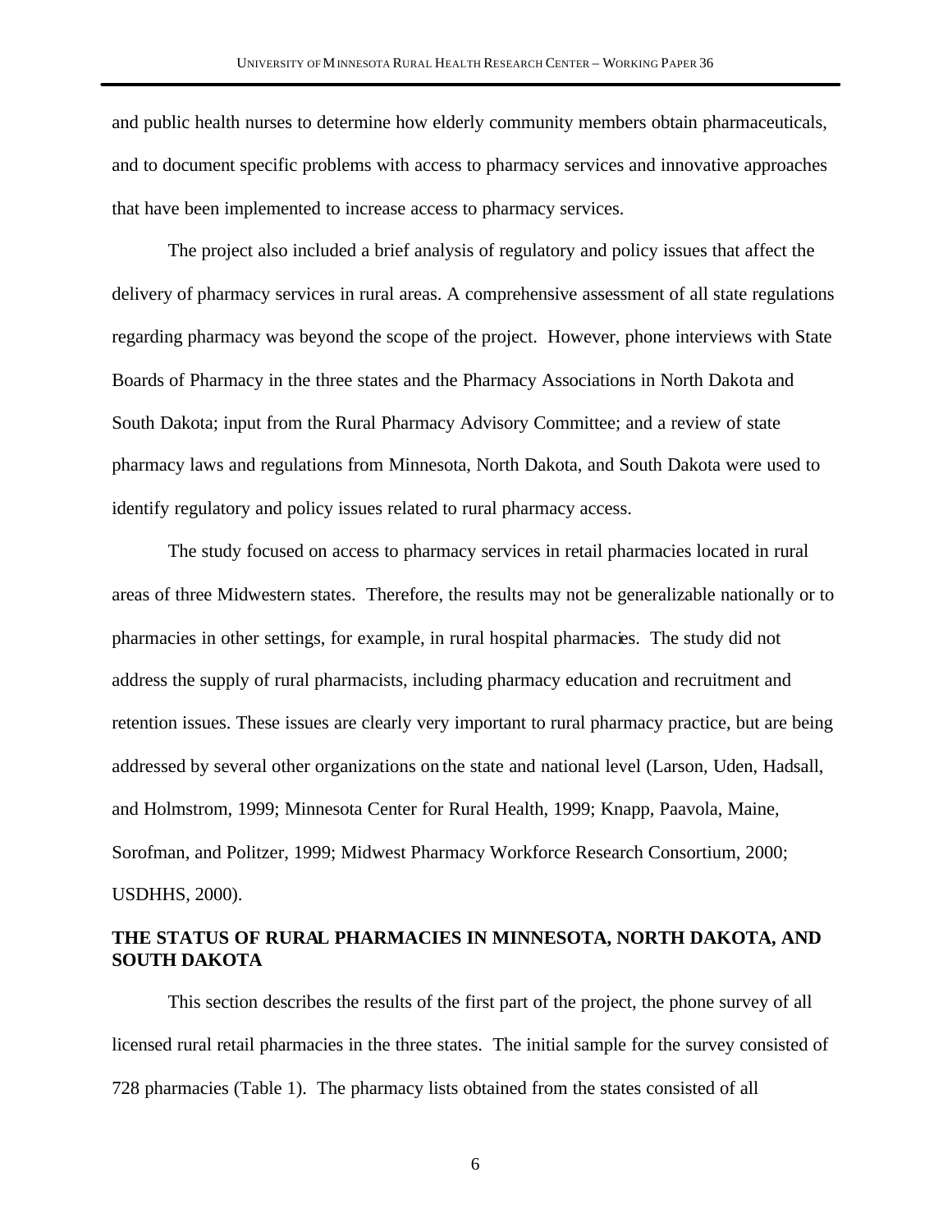and public health nurses to determine how elderly community members obtain pharmaceuticals, and to document specific problems with access to pharmacy services and innovative approaches that have been implemented to increase access to pharmacy services.

The project also included a brief analysis of regulatory and policy issues that affect the delivery of pharmacy services in rural areas. A comprehensive assessment of all state regulations regarding pharmacy was beyond the scope of the project. However, phone interviews with State Boards of Pharmacy in the three states and the Pharmacy Associations in North Dakota and South Dakota; input from the Rural Pharmacy Advisory Committee; and a review of state pharmacy laws and regulations from Minnesota, North Dakota, and South Dakota were used to identify regulatory and policy issues related to rural pharmacy access.

The study focused on access to pharmacy services in retail pharmacies located in rural areas of three Midwestern states. Therefore, the results may not be generalizable nationally or to pharmacies in other settings, for example, in rural hospital pharmacies. The study did not address the supply of rural pharmacists, including pharmacy education and recruitment and retention issues. These issues are clearly very important to rural pharmacy practice, but are being addressed by several other organizations on the state and national level (Larson, Uden, Hadsall, and Holmstrom, 1999; Minnesota Center for Rural Health, 1999; Knapp, Paavola, Maine, Sorofman, and Politzer, 1999; Midwest Pharmacy Workforce Research Consortium, 2000; USDHHS, 2000).

## THE STATUS OF RURAL PHARMACIES IN MINNESOTA, NORTH DAKOTA, AND SOUTH DAKOTA

This section describes the results of the first part of the project, the phone survey of all licensed rural retail pharmacies in the three states. The initial sample for the survey consisted of 728 pharmacies (Table 1). The pharmacy lists obtained from the states consisted of all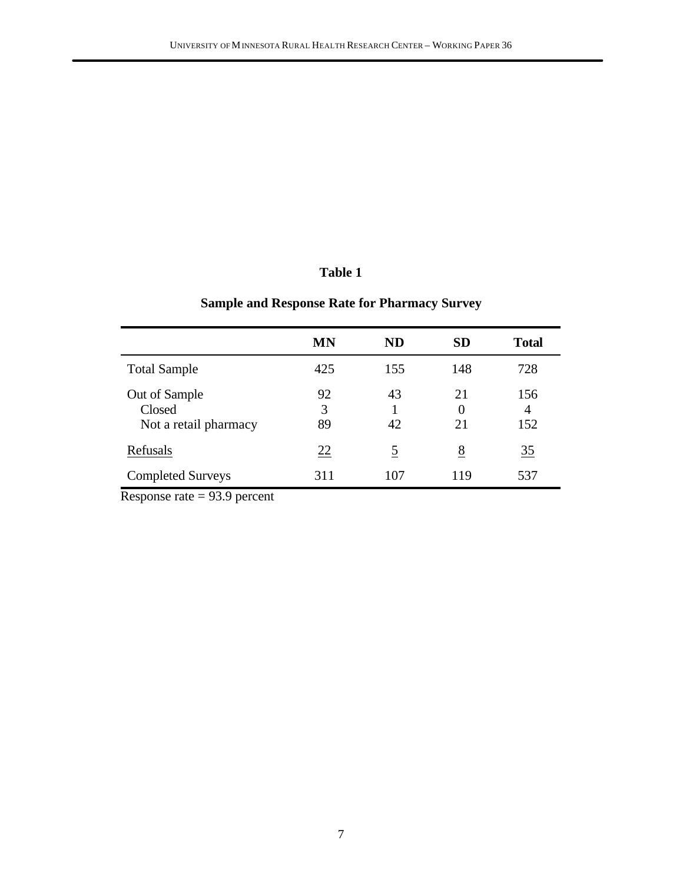**Table 1**

**Sample and Response Rate for Pharmacy Survey**

| | **MN** | **ND** | **SD** | **Total** |
|---|---|---|---|---|
| Total Sample | 425 | 155 | 148 | 728 |
| Out of Sample | 92 | 43 | 21 | 156 |
| Closed | 3 | 1 | 0 | 4 |
| Not a retail pharmacy | 89 | 42 | 21 | 152 |
| Refusals | 22 | 5 | 8 | 35 |
| Completed Surveys | 311 | 107 | 119 | 537 |

Response rate = 93.9 percent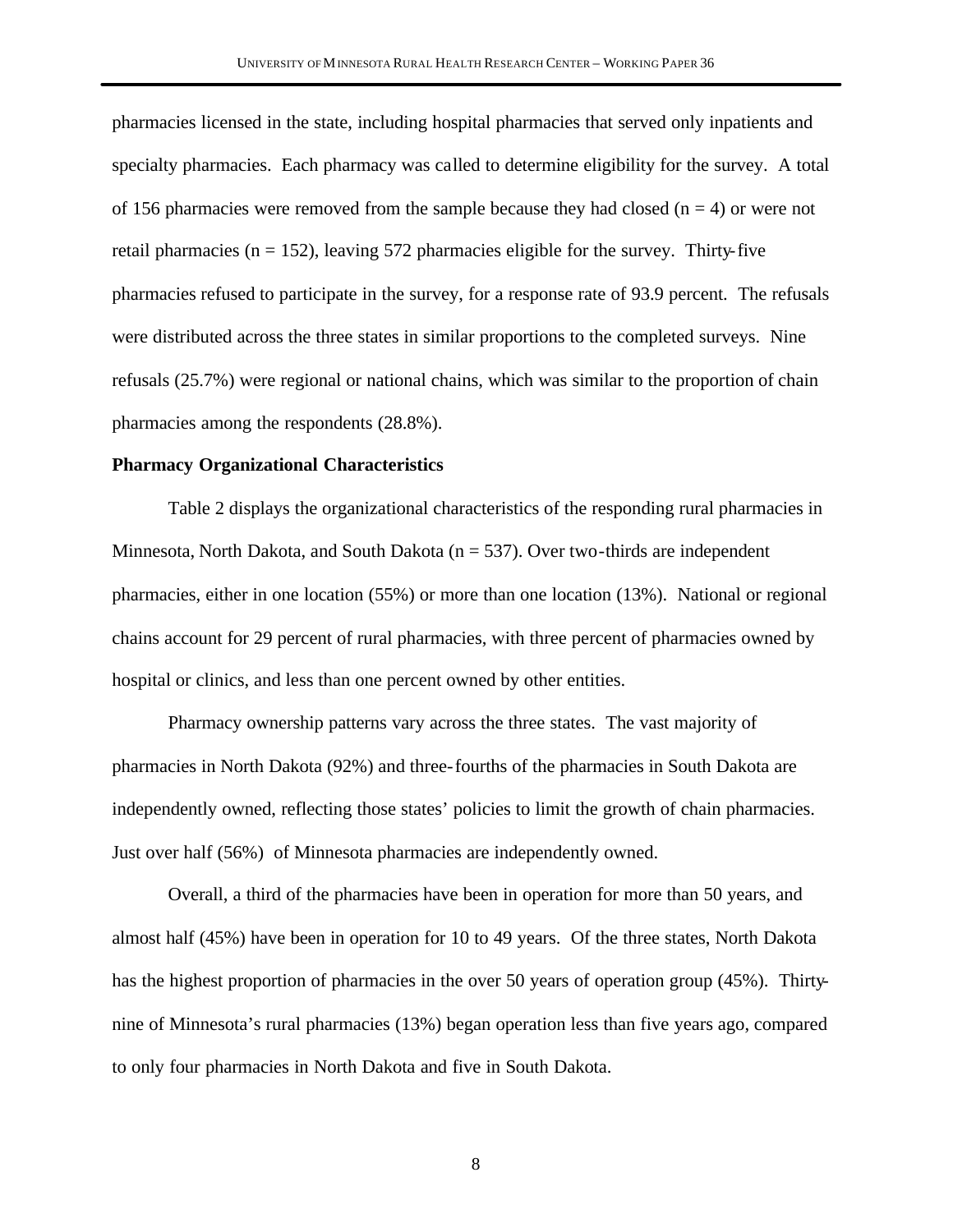pharmacies licensed in the state, including hospital pharmacies that served only inpatients and specialty pharmacies. Each pharmacy was called to determine eligibility for the survey. A total of 156 pharmacies were removed from the sample because they had closed (n = 4) or were not retail pharmacies (n = 152), leaving 572 pharmacies eligible for the survey. Thirty-five pharmacies refused to participate in the survey, for a response rate of 93.9 percent. The refusals were distributed across the three states in similar proportions to the completed surveys. Nine refusals (25.7%) were regional or national chains, which was similar to the proportion of chain pharmacies among the respondents (28.8%).

**Pharmacy Organizational Characteristics**

Table 2 displays the organizational characteristics of the responding rural pharmacies in Minnesota, North Dakota, and South Dakota (n = 537). Over two-thirds are independent pharmacies, either in one location (55%) or more than one location (13%). National or regional chains account for 29 percent of rural pharmacies, with three percent of pharmacies owned by hospital or clinics, and less than one percent owned by other entities.

Pharmacy ownership patterns vary across the three states. The vast majority of pharmacies in North Dakota (92%) and three-fourths of the pharmacies in South Dakota are independently owned, reflecting those states' policies to limit the growth of chain pharmacies. Just over half (56%) of Minnesota pharmacies are independently owned.

Overall, a third of the pharmacies have been in operation for more than 50 years, and almost half (45%) have been in operation for 10 to 49 years. Of the three states, North Dakota has the highest proportion of pharmacies in the over 50 years of operation group (45%). Thirty-nine of Minnesota's rural pharmacies (13%) began operation less than five years ago, compared to only four pharmacies in North Dakota and five in South Dakota.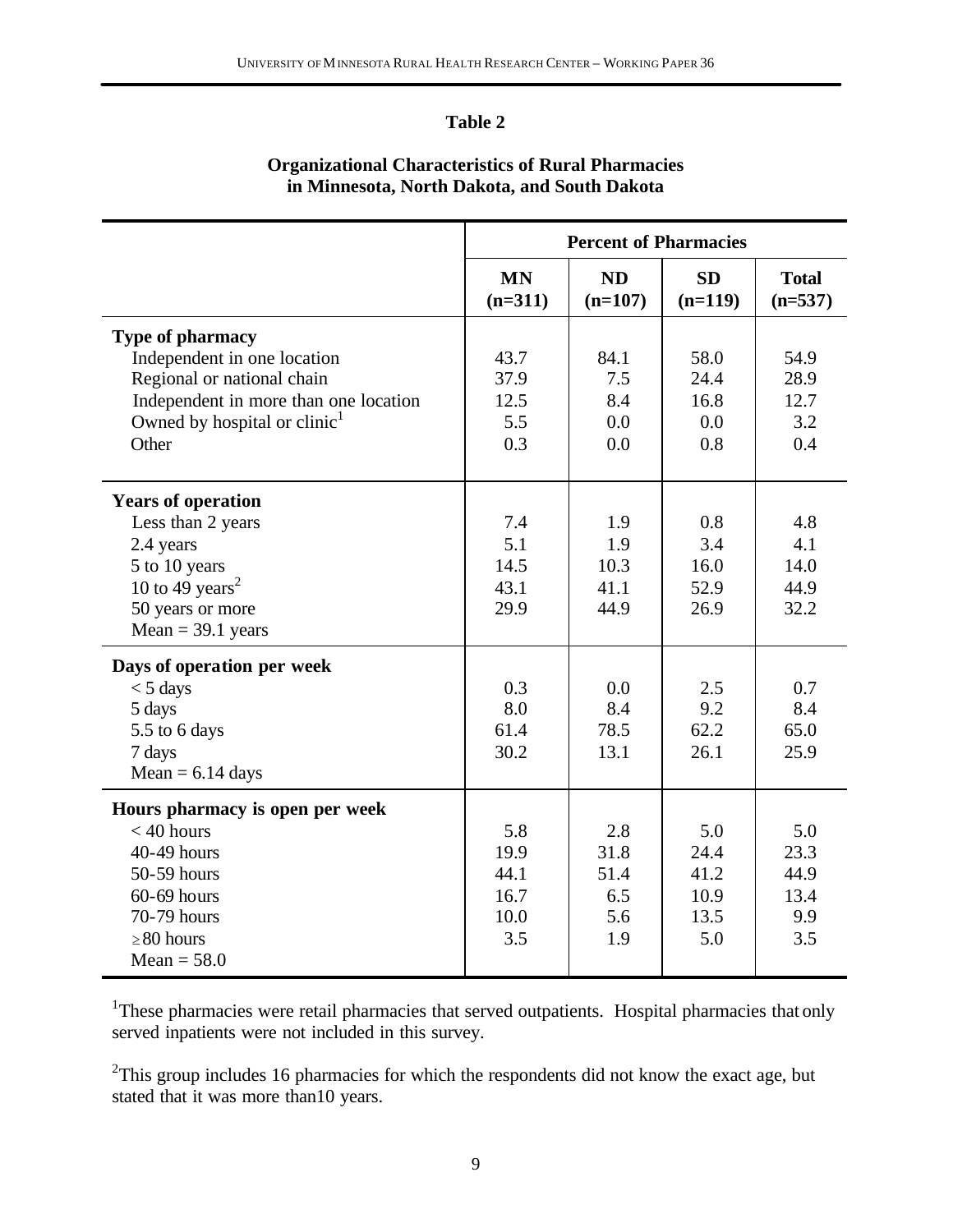## Table 2

**Organizational Characteristics of Rural Pharmacies in Minnesota, North Dakota, and South Dakota**

| | Percent of Pharmacies | | | |
|---|---|---|---|---|
| | **MN (n=311)** | **ND (n=107)** | **SD (n=119)** | **Total (n=537)** |
| **Type of pharmacy** | | | | |
| Independent in one location | 43.7 | 84.1 | 58.0 | 54.9 |
| Regional or national chain | 37.9 | 7.5 | 24.4 | 28.9 |
| Independent in more than one location | 12.5 | 8.4 | 16.8 | 12.7 |
| Owned by hospital or clinic[1] | 5.5 | 0.0 | 0.0 | 3.2 |
| Other | 0.3 | 0.0 | 0.8 | 0.4 |
| **Years of operation** | | | | |
| Less than 2 years | 7.4 | 1.9 | 0.8 | 4.8 |
| 2.4 years | 5.1 | 1.9 | 3.4 | 4.1 |
| 5 to 10 years | 14.5 | 10.3 | 16.0 | 14.0 |
| 10 to 49 years[2] | 43.1 | 41.1 | 52.9 | 44.9 |
| 50 years or more | 29.9 | 44.9 | 26.9 | 32.2 |
| Mean = 39.1 years | | | | |
| **Days of operation per week** | | | | |
| < 5 days | 0.3 | 0.0 | 2.5 | 0.7 |
| 5 days | 8.0 | 8.4 | 9.2 | 8.4 |
| 5.5 to 6 days | 61.4 | 78.5 | 62.2 | 65.0 |
| 7 days | 30.2 | 13.1 | 26.1 | 25.9 |
| Mean = 6.14 days | | | | |
| **Hours pharmacy is open per week** | | | | |
| < 40 hours | 5.8 | 2.8 | 5.0 | 5.0 |
| 40-49 hours | 19.9 | 31.8 | 24.4 | 23.3 |
| 50-59 hours | 44.1 | 51.4 | 41.2 | 44.9 |
| 60-69 hours | 16.7 | 6.5 | 10.9 | 13.4 |
| 70-79 hours | 10.0 | 5.6 | 13.5 | 9.9 |
| ≥ 80 hours | 3.5 | 1.9 | 5.0 | 3.5 |
| Mean = 58.0 | | | | |

[1]These pharmacies were retail pharmacies that served outpatients. Hospital pharmacies that only served inpatients were not included in this survey.

[2]This group includes 16 pharmacies for which the respondents did not know the exact age, but stated that it was more than10 years.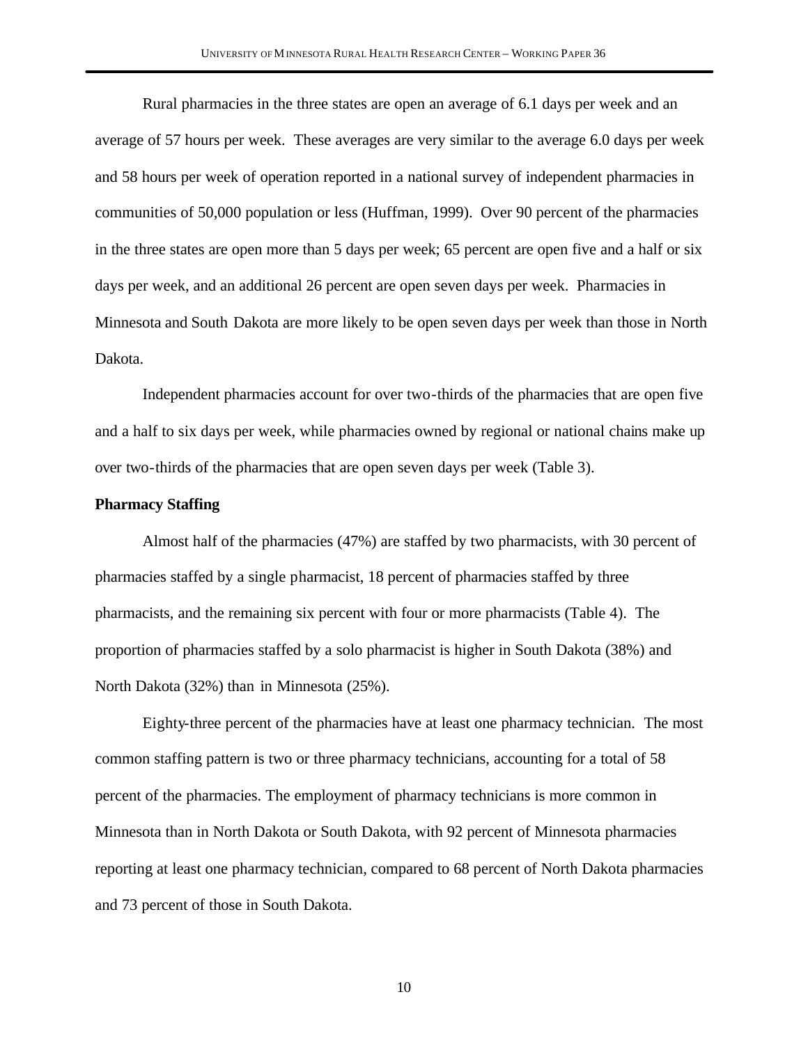Rural pharmacies in the three states are open an average of 6.1 days per week and an average of 57 hours per week. These averages are very similar to the average 6.0 days per week and 58 hours per week of operation reported in a national survey of independent pharmacies in communities of 50,000 population or less (Huffman, 1999). Over 90 percent of the pharmacies in the three states are open more than 5 days per week; 65 percent are open five and a half or six days per week, and an additional 26 percent are open seven days per week. Pharmacies in Minnesota and South Dakota are more likely to be open seven days per week than those in North Dakota.

Independent pharmacies account for over two-thirds of the pharmacies that are open five and a half to six days per week, while pharmacies owned by regional or national chains make up over two-thirds of the pharmacies that are open seven days per week (Table 3).

**Pharmacy Staffing**

Almost half of the pharmacies (47%) are staffed by two pharmacists, with 30 percent of pharmacies staffed by a single pharmacist, 18 percent of pharmacies staffed by three pharmacists, and the remaining six percent with four or more pharmacists (Table 4). The proportion of pharmacies staffed by a solo pharmacist is higher in South Dakota (38%) and North Dakota (32%) than in Minnesota (25%).

Eighty-three percent of the pharmacies have at least one pharmacy technician. The most common staffing pattern is two or three pharmacy technicians, accounting for a total of 58 percent of the pharmacies. The employment of pharmacy technicians is more common in Minnesota than in North Dakota or South Dakota, with 92 percent of Minnesota pharmacies reporting at least one pharmacy technician, compared to 68 percent of North Dakota pharmacies and 73 percent of those in South Dakota.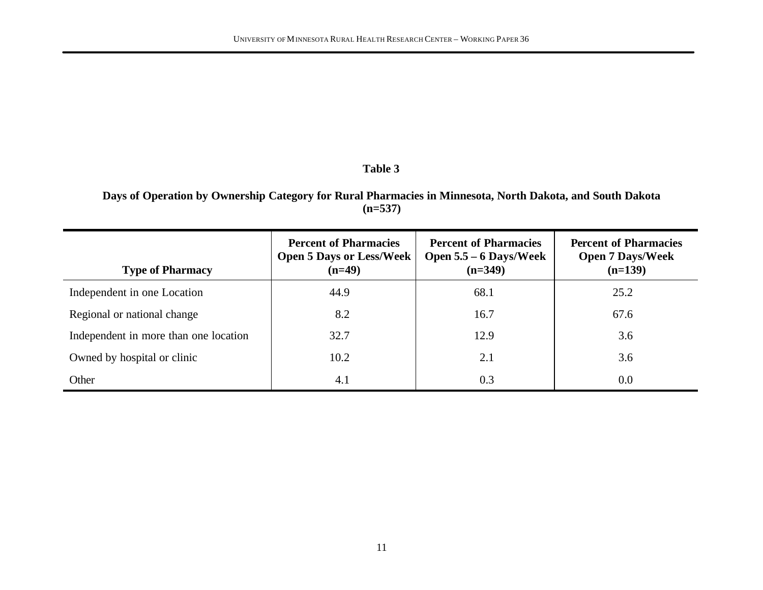**Table 3**

**Days of Operation by Ownership Category for Rural Pharmacies in Minnesota, North Dakota, and South Dakota (n=537)**

| Type of Pharmacy | Percent of Pharmacies Open 5 Days or Less/Week (n=49) | Percent of Pharmacies Open 5.5 – 6 Days/Week (n=349) | Percent of Pharmacies Open 7 Days/Week (n=139) |
|---|---|---|---|
| Independent in one Location | 44.9 | 68.1 | 25.2 |
| Regional or national change | 8.2 | 16.7 | 67.6 |
| Independent in more than one location | 32.7 | 12.9 | 3.6 |
| Owned by hospital or clinic | 10.2 | 2.1 | 3.6 |
| Other | 4.1 | 0.3 | 0.0 |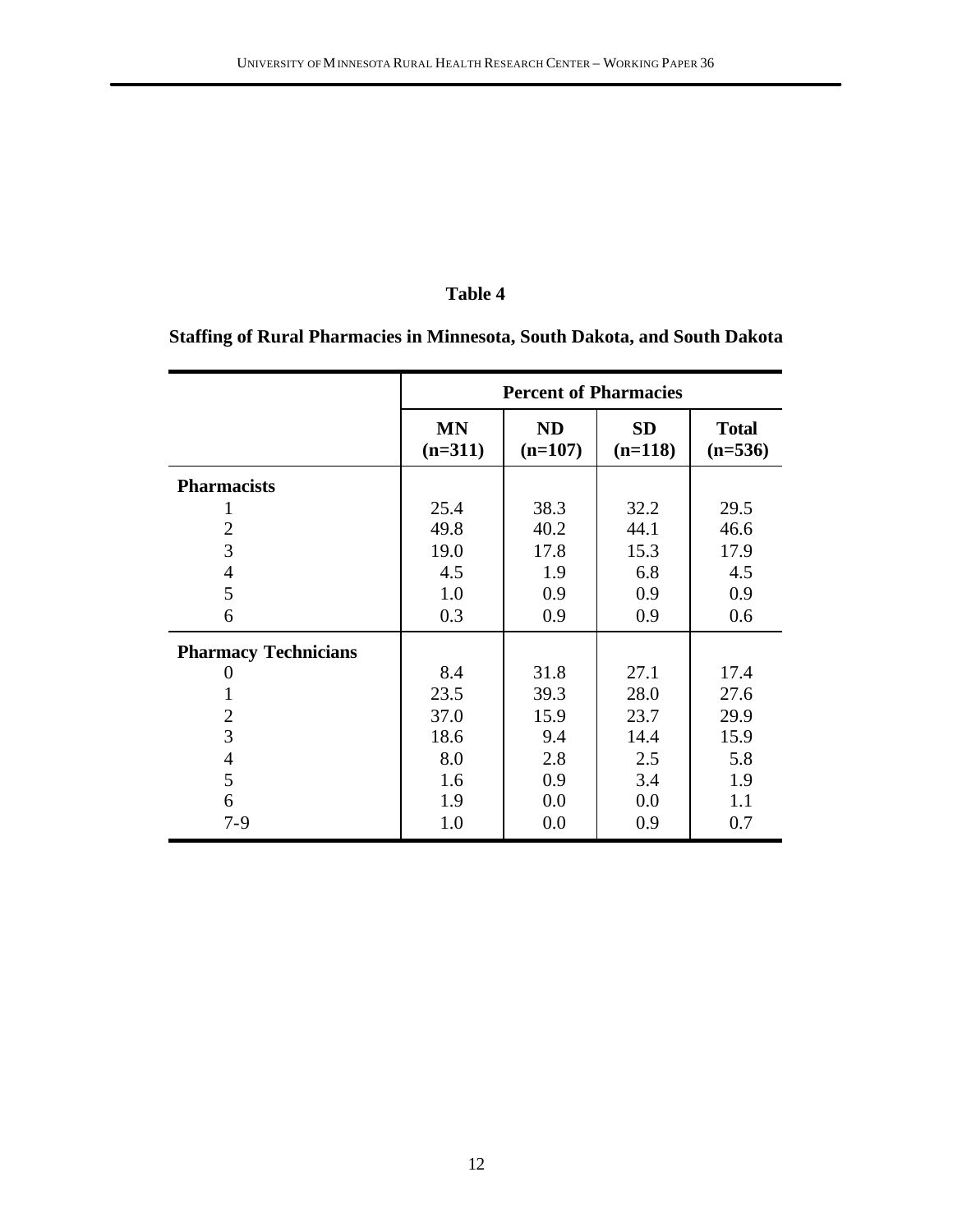**Table 4**

**Staffing of Rural Pharmacies in Minnesota, South Dakota, and South Dakota**

| | Percent of Pharmacies | | | |
|---|---|---|---|---|
| | **MN (n=311)** | **ND (n=107)** | **SD (n=118)** | **Total (n=536)** |
| **Pharmacists** | | | | |
| 1 | 25.4 | 38.3 | 32.2 | 29.5 |
| 2 | 49.8 | 40.2 | 44.1 | 46.6 |
| 3 | 19.0 | 17.8 | 15.3 | 17.9 |
| 4 | 4.5 | 1.9 | 6.8 | 4.5 |
| 5 | 1.0 | 0.9 | 0.9 | 0.9 |
| 6 | 0.3 | 0.9 | 0.9 | 0.6 |
| **Pharmacy Technicians** | | | | |
| 0 | 8.4 | 31.8 | 27.1 | 17.4 |
| 1 | 23.5 | 39.3 | 28.0 | 27.6 |
| 2 | 37.0 | 15.9 | 23.7 | 29.9 |
| 3 | 18.6 | 9.4 | 14.4 | 15.9 |
| 4 | 8.0 | 2.8 | 2.5 | 5.8 |
| 5 | 1.6 | 0.9 | 3.4 | 1.9 |
| 6 | 1.9 | 0.0 | 0.0 | 1.1 |
| 7-9 | 1.0 | 0.0 | 0.9 | 0.7 |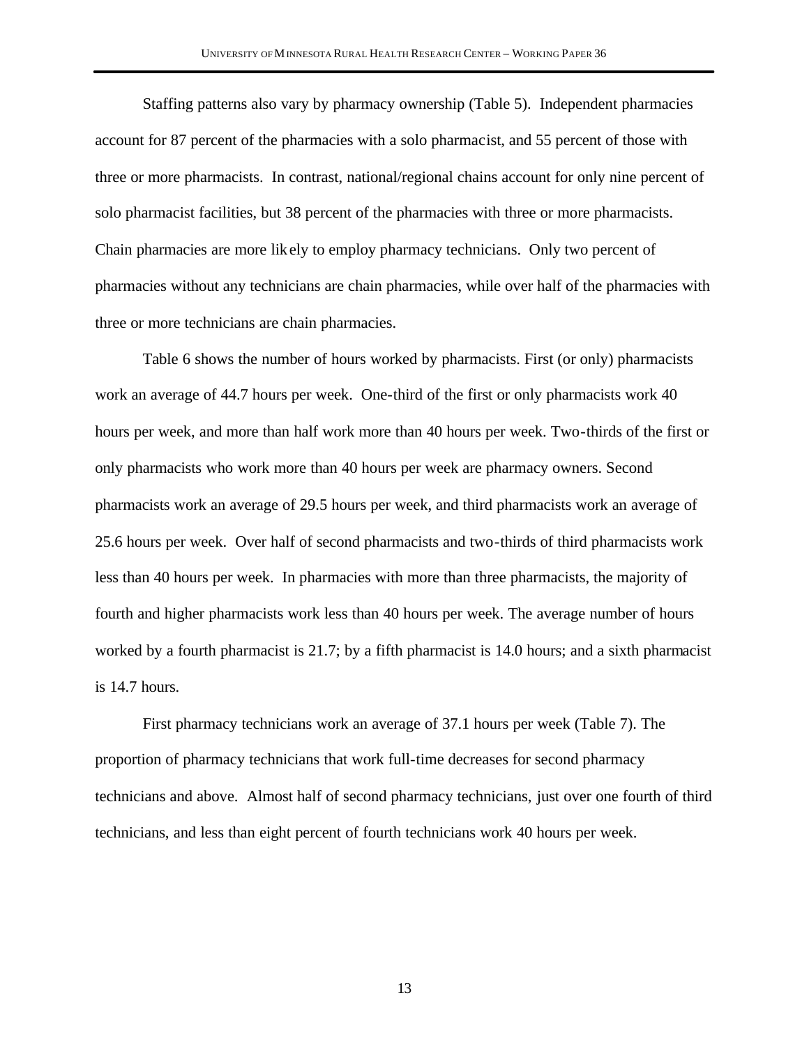Staffing patterns also vary by pharmacy ownership (Table 5). Independent pharmacies account for 87 percent of the pharmacies with a solo pharmacist, and 55 percent of those with three or more pharmacists. In contrast, national/regional chains account for only nine percent of solo pharmacist facilities, but 38 percent of the pharmacies with three or more pharmacists. Chain pharmacies are more likely to employ pharmacy technicians. Only two percent of pharmacies without any technicians are chain pharmacies, while over half of the pharmacies with three or more technicians are chain pharmacies.

Table 6 shows the number of hours worked by pharmacists. First (or only) pharmacists work an average of 44.7 hours per week. One-third of the first or only pharmacists work 40 hours per week, and more than half work more than 40 hours per week. Two-thirds of the first or only pharmacists who work more than 40 hours per week are pharmacy owners. Second pharmacists work an average of 29.5 hours per week, and third pharmacists work an average of 25.6 hours per week. Over half of second pharmacists and two-thirds of third pharmacists work less than 40 hours per week. In pharmacies with more than three pharmacists, the majority of fourth and higher pharmacists work less than 40 hours per week. The average number of hours worked by a fourth pharmacist is 21.7; by a fifth pharmacist is 14.0 hours; and a sixth pharmacist is 14.7 hours.

First pharmacy technicians work an average of 37.1 hours per week (Table 7). The proportion of pharmacy technicians that work full-time decreases for second pharmacy technicians and above. Almost half of second pharmacy technicians, just over one fourth of third technicians, and less than eight percent of fourth technicians work 40 hours per week.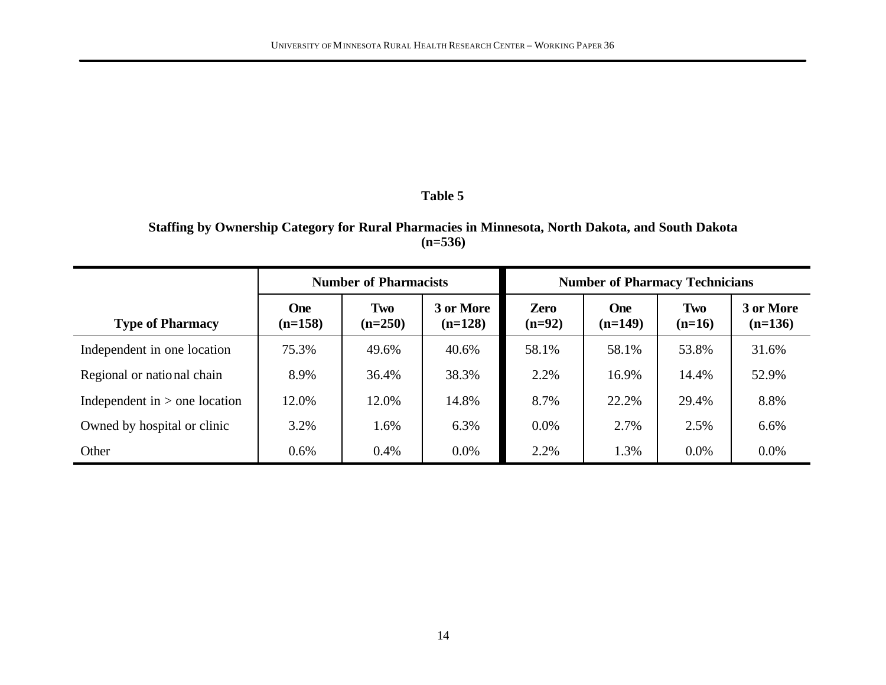**Table 5**

**Staffing by Ownership Category for Rural Pharmacies in Minnesota, North Dakota, and South Dakota (n=536)**

| | Number of Pharmacists | | | Number of Pharmacy Technicians | | | |
|---|---|---|---|---|---|---|---|
| **Type of Pharmacy** | **One (n=158)** | **Two (n=250)** | **3 or More (n=128)** | **Zero (n=92)** | **One (n=149)** | **Two (n=16)** | **3 or More (n=136)** |
| Independent in one location | 75.3% | 49.6% | 40.6% | 58.1% | 58.1% | 53.8% | 31.6% |
| Regional or national chain | 8.9% | 36.4% | 38.3% | 2.2% | 16.9% | 14.4% | 52.9% |
| Independent in > one location | 12.0% | 12.0% | 14.8% | 8.7% | 22.2% | 29.4% | 8.8% |
| Owned by hospital or clinic | 3.2% | 1.6% | 6.3% | 0.0% | 2.7% | 2.5% | 6.6% |
| Other | 0.6% | 0.4% | 0.0% | 2.2% | 1.3% | 0.0% | 0.0% |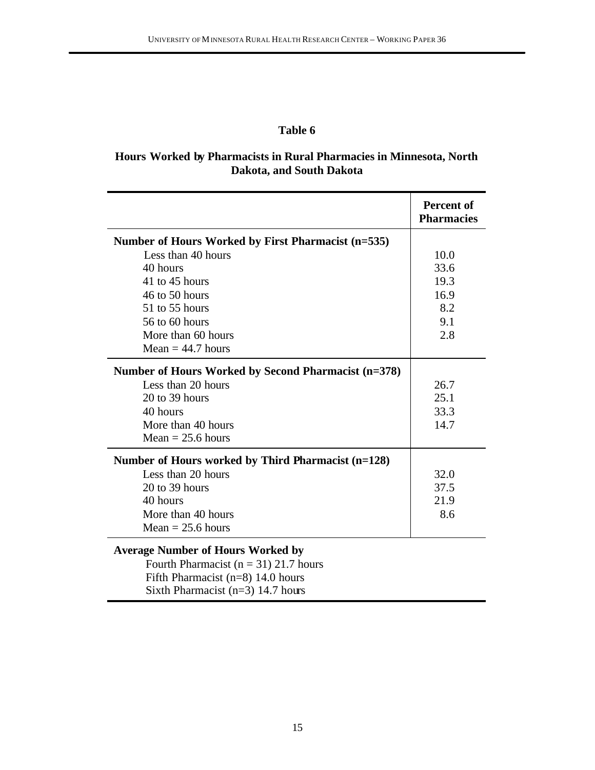# Table 6

## Hours Worked by Pharmacists in Rural Pharmacies in Minnesota, North Dakota, and South Dakota

| | Percent of Pharmacies |
|---|---|
| **Number of Hours Worked by First Pharmacist (n=535)** | |
| Less than 40 hours | 10.0 |
| 40 hours | 33.6 |
| 41 to 45 hours | 19.3 |
| 46 to 50 hours | 16.9 |
| 51 to 55 hours | 8.2 |
| 56 to 60 hours | 9.1 |
| More than 60 hours | 2.8 |
| Mean = 44.7 hours | |
| **Number of Hours Worked by Second Pharmacist (n=378)** | |
| Less than 20 hours | 26.7 |
| 20 to 39 hours | 25.1 |
| 40 hours | 33.3 |
| More than 40 hours | 14.7 |
| Mean = 25.6 hours | |
| **Number of Hours worked by Third Pharmacist (n=128)** | |
| Less than 20 hours | 32.0 |
| 20 to 39 hours | 37.5 |
| 40 hours | 21.9 |
| More than 40 hours | 8.6 |
| Mean = 25.6 hours | |
| **Average Number of Hours Worked by** | |
| Fourth Pharmacist (n = 31) 21.7 hours | |
| Fifth Pharmacist (n=8) 14.0 hours | |
| Sixth Pharmacist (n=3) 14.7 hours | |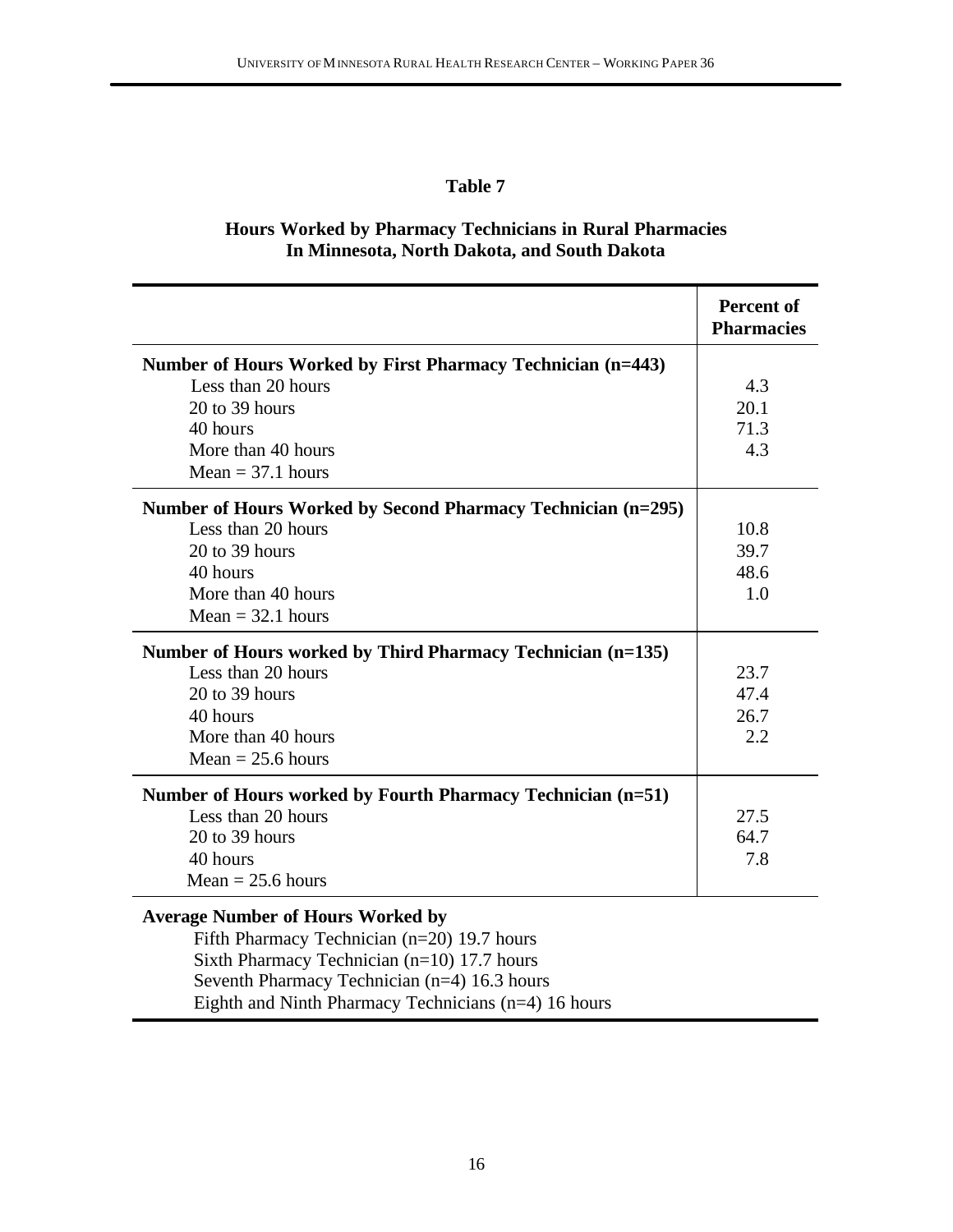**Table 7**

**Hours Worked by Pharmacy Technicians in Rural Pharmacies In Minnesota, North Dakota, and South Dakota**

| | **Percent of Pharmacies** |
|---|---|
| **Number of Hours Worked by First Pharmacy Technician (n=443)** | |
| Less than 20 hours | 4.3 |
| 20 to 39 hours | 20.1 |
| 40 hours | 71.3 |
| More than 40 hours | 4.3 |
| Mean = 37.1 hours | |
| **Number of Hours Worked by Second Pharmacy Technician (n=295)** | |
| Less than 20 hours | 10.8 |
| 20 to 39 hours | 39.7 |
| 40 hours | 48.6 |
| More than 40 hours | 1.0 |
| Mean = 32.1 hours | |
| **Number of Hours worked by Third Pharmacy Technician (n=135)** | |
| Less than 20 hours | 23.7 |
| 20 to 39 hours | 47.4 |
| 40 hours | 26.7 |
| More than 40 hours | 2.2 |
| Mean = 25.6 hours | |
| **Number of Hours worked by Fourth Pharmacy Technician (n=51)** | |
| Less than 20 hours | 27.5 |
| 20 to 39 hours | 64.7 |
| 40 hours | 7.8 |
| Mean = 25.6 hours | |
| **Average Number of Hours Worked by** | |
| Fifth Pharmacy Technician (n=20) 19.7 hours | |
| Sixth Pharmacy Technician (n=10) 17.7 hours | |
| Seventh Pharmacy Technician (n=4) 16.3 hours | |
| Eighth and Ninth Pharmacy Technicians (n=4) 16 hours | |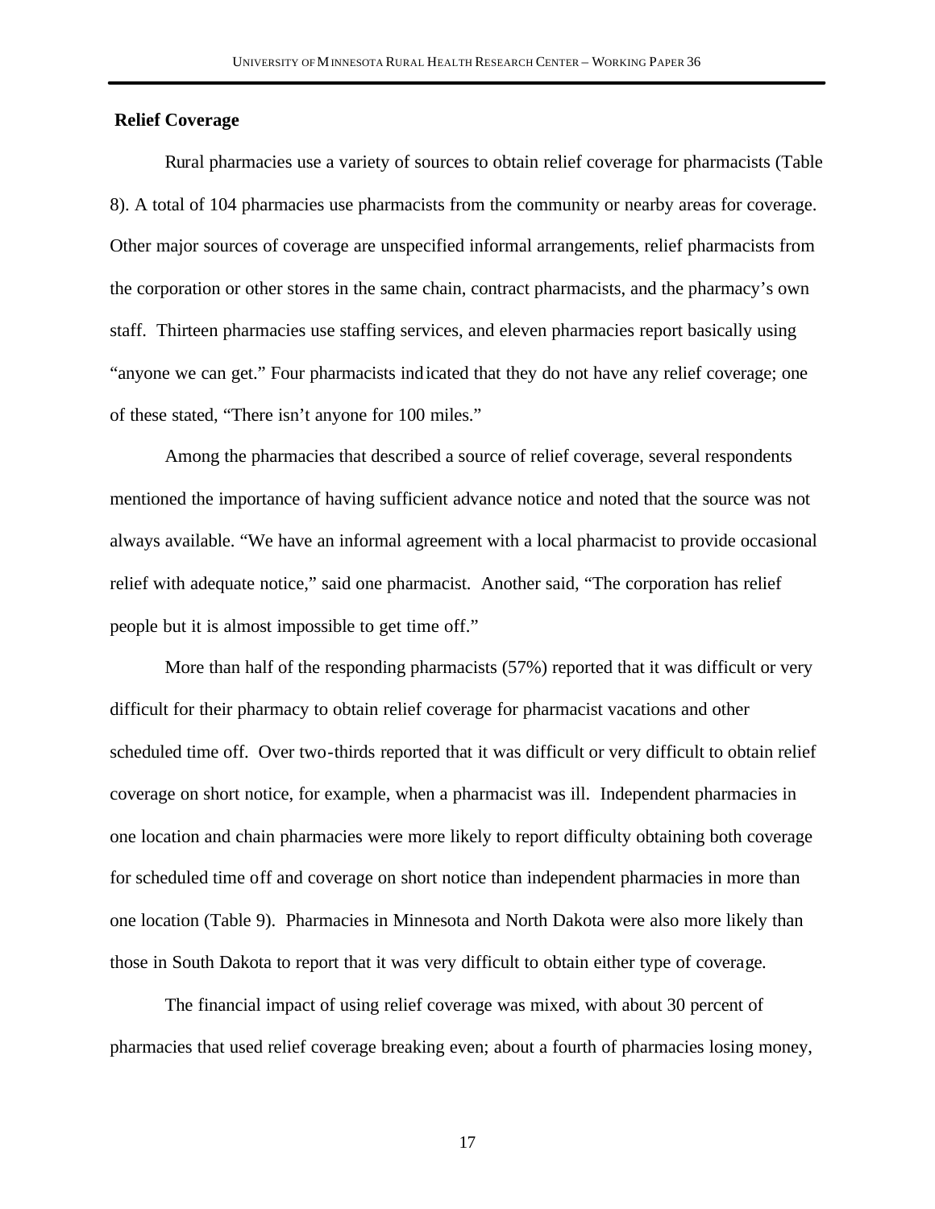## Relief Coverage

Rural pharmacies use a variety of sources to obtain relief coverage for pharmacists (Table 8). A total of 104 pharmacies use pharmacists from the community or nearby areas for coverage. Other major sources of coverage are unspecified informal arrangements, relief pharmacists from the corporation or other stores in the same chain, contract pharmacists, and the pharmacy's own staff. Thirteen pharmacies use staffing services, and eleven pharmacies report basically using "anyone we can get." Four pharmacists indicated that they do not have any relief coverage; one of these stated, "There isn't anyone for 100 miles."

Among the pharmacies that described a source of relief coverage, several respondents mentioned the importance of having sufficient advance notice and noted that the source was not always available. "We have an informal agreement with a local pharmacist to provide occasional relief with adequate notice," said one pharmacist. Another said, "The corporation has relief people but it is almost impossible to get time off."

More than half of the responding pharmacists (57%) reported that it was difficult or very difficult for their pharmacy to obtain relief coverage for pharmacist vacations and other scheduled time off. Over two-thirds reported that it was difficult or very difficult to obtain relief coverage on short notice, for example, when a pharmacist was ill. Independent pharmacies in one location and chain pharmacies were more likely to report difficulty obtaining both coverage for scheduled time off and coverage on short notice than independent pharmacies in more than one location (Table 9). Pharmacies in Minnesota and North Dakota were also more likely than those in South Dakota to report that it was very difficult to obtain either type of coverage.

The financial impact of using relief coverage was mixed, with about 30 percent of pharmacies that used relief coverage breaking even; about a fourth of pharmacies losing money,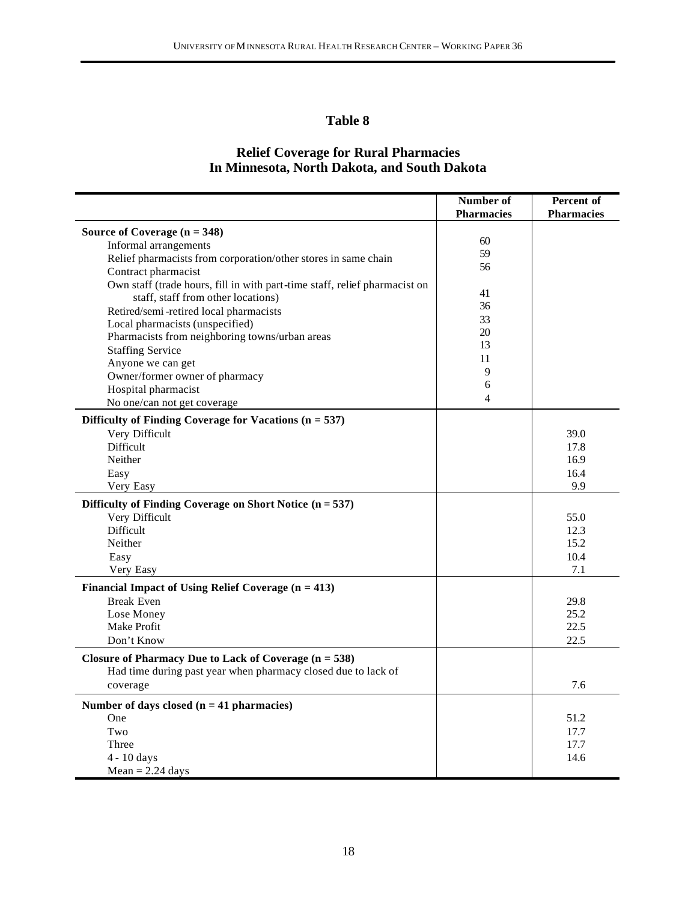## Table 8

### Relief Coverage for Rural Pharmacies In Minnesota, North Dakota, and South Dakota

| | Number of Pharmacies | Percent of Pharmacies |
|---|---|---|
| **Source of Coverage (n = 348)** | | |
| Informal arrangements | 60 | |
| Relief pharmacists from corporation/other stores in same chain | 59 | |
| Contract pharmacist | 56 | |
| Own staff (trade hours, fill in with part-time staff, relief pharmacist on staff, staff from other locations) | 41 | |
| Retired/semi-retired local pharmacists | 36 | |
| Local pharmacists (unspecified) | 33 | |
| Pharmacists from neighboring towns/urban areas | 20 | |
| Staffing Service | 13 | |
| Anyone we can get | 11 | |
| Owner/former owner of pharmacy | 9 | |
| Hospital pharmacist | 6 | |
| No one/can not get coverage | 4 | |
| **Difficulty of Finding Coverage for Vacations (n = 537)** | | |
| Very Difficult | | 39.0 |
| Difficult | | 17.8 |
| Neither | | 16.9 |
| Easy | | 16.4 |
| Very Easy | | 9.9 |
| **Difficulty of Finding Coverage on Short Notice (n = 537)** | | |
| Very Difficult | | 55.0 |
| Difficult | | 12.3 |
| Neither | | 15.2 |
| Easy | | 10.4 |
| Very Easy | | 7.1 |
| **Financial Impact of Using Relief Coverage (n = 413)** | | |
| Break Even | | 29.8 |
| Lose Money | | 25.2 |
| Make Profit | | 22.5 |
| Don't Know | | 22.5 |
| **Closure of Pharmacy Due to Lack of Coverage (n = 538)** | | |
| Had time during past year when pharmacy closed due to lack of coverage | | 7.6 |
| **Number of days closed (n = 41 pharmacies)** | | |
| One | | 51.2 |
| Two | | 17.7 |
| Three | | 17.7 |
| 4 - 10 days | | 14.6 |
| Mean = 2.24 days | | |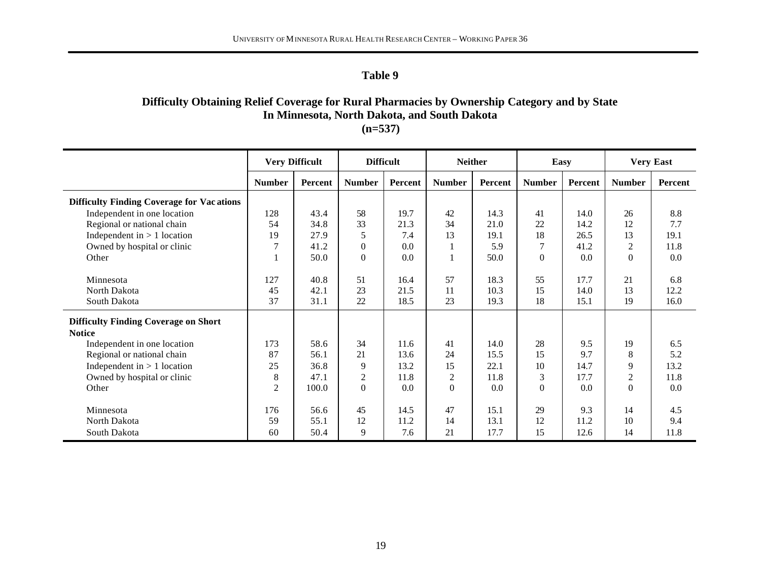## Table 9

### Difficulty Obtaining Relief Coverage for Rural Pharmacies by Ownership Category and by State In Minnesota, North Dakota, and South Dakota (n=537)

| | Very Difficult | | Difficult | | Neither | | Easy | | Very East | |
|---|---|---|---|---|---|---|---|---|---|---|
| | Number | Percent | Number | Percent | Number | Percent | Number | Percent | Number | Percent |
| **Difficulty Finding Coverage for Vac ations** | | | | | | | | | | |
| Independent in one location | 128 | 43.4 | 58 | 19.7 | 42 | 14.3 | 41 | 14.0 | 26 | 8.8 |
| Regional or national chain | 54 | 34.8 | 33 | 21.3 | 34 | 21.0 | 22 | 14.2 | 12 | 7.7 |
| Independent in > 1 location | 19 | 27.9 | 5 | 7.4 | 13 | 19.1 | 18 | 26.5 | 13 | 19.1 |
| Owned by hospital or clinic | 7 | 41.2 | 0 | 0.0 | 1 | 5.9 | 7 | 41.2 | 2 | 11.8 |
| Other | 1 | 50.0 | 0 | 0.0 | 1 | 50.0 | 0 | 0.0 | 0 | 0.0 |
| Minnesota | 127 | 40.8 | 51 | 16.4 | 57 | 18.3 | 55 | 17.7 | 21 | 6.8 |
| North Dakota | 45 | 42.1 | 23 | 21.5 | 11 | 10.3 | 15 | 14.0 | 13 | 12.2 |
| South Dakota | 37 | 31.1 | 22 | 18.5 | 23 | 19.3 | 18 | 15.1 | 19 | 16.0 |
| **Difficulty Finding Coverage on Short Notice** | | | | | | | | | | |
| Independent in one location | 173 | 58.6 | 34 | 11.6 | 41 | 14.0 | 28 | 9.5 | 19 | 6.5 |
| Regional or national chain | 87 | 56.1 | 21 | 13.6 | 24 | 15.5 | 15 | 9.7 | 8 | 5.2 |
| Independent in > 1 location | 25 | 36.8 | 9 | 13.2 | 15 | 22.1 | 10 | 14.7 | 9 | 13.2 |
| Owned by hospital or clinic | 8 | 47.1 | 2 | 11.8 | 2 | 11.8 | 3 | 17.7 | 2 | 11.8 |
| Other | 2 | 100.0 | 0 | 0.0 | 0 | 0.0 | 0 | 0.0 | 0 | 0.0 |
| Minnesota | 176 | 56.6 | 45 | 14.5 | 47 | 15.1 | 29 | 9.3 | 14 | 4.5 |
| North Dakota | 59 | 55.1 | 12 | 11.2 | 14 | 13.1 | 12 | 11.2 | 10 | 9.4 |
| South Dakota | 60 | 50.4 | 9 | 7.6 | 21 | 17.7 | 15 | 12.6 | 14 | 11.8 |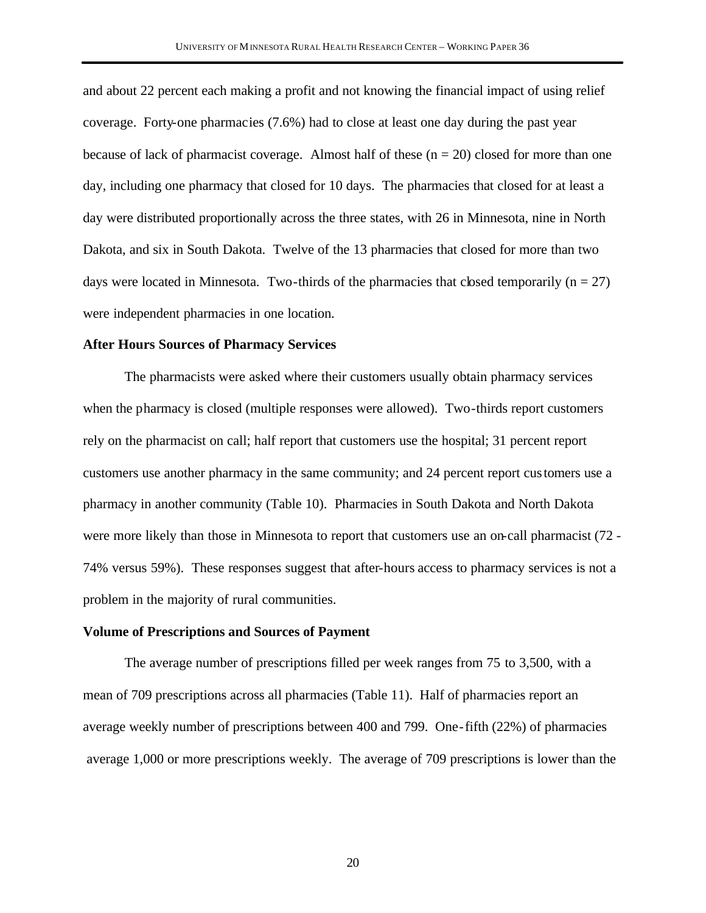and about 22 percent each making a profit and not knowing the financial impact of using relief coverage. Forty-one pharmacies (7.6%) had to close at least one day during the past year because of lack of pharmacist coverage. Almost half of these (n = 20) closed for more than one day, including one pharmacy that closed for 10 days. The pharmacies that closed for at least a day were distributed proportionally across the three states, with 26 in Minnesota, nine in North Dakota, and six in South Dakota. Twelve of the 13 pharmacies that closed for more than two days were located in Minnesota. Two-thirds of the pharmacies that closed temporarily (n = 27) were independent pharmacies in one location.

**After Hours Sources of Pharmacy Services**

The pharmacists were asked where their customers usually obtain pharmacy services when the pharmacy is closed (multiple responses were allowed). Two-thirds report customers rely on the pharmacist on call; half report that customers use the hospital; 31 percent report customers use another pharmacy in the same community; and 24 percent report customers use a pharmacy in another community (Table 10). Pharmacies in South Dakota and North Dakota were more likely than those in Minnesota to report that customers use an on-call pharmacist (72 - 74% versus 59%). These responses suggest that after-hours access to pharmacy services is not a problem in the majority of rural communities.

**Volume of Prescriptions and Sources of Payment**

The average number of prescriptions filled per week ranges from 75 to 3,500, with a mean of 709 prescriptions across all pharmacies (Table 11). Half of pharmacies report an average weekly number of prescriptions between 400 and 799. One-fifth (22%) of pharmacies average 1,000 or more prescriptions weekly. The average of 709 prescriptions is lower than the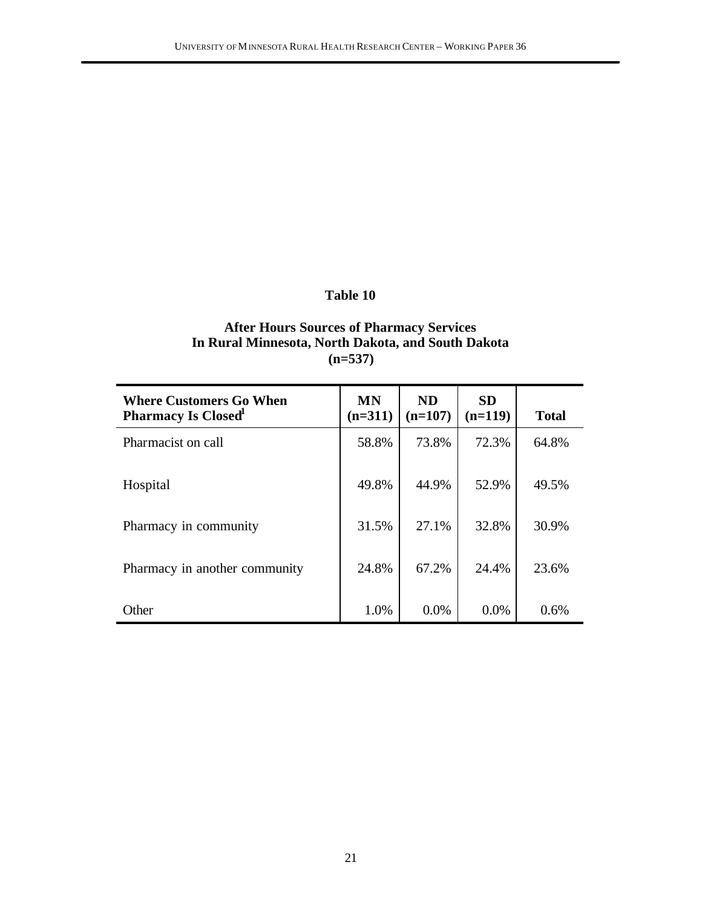**Table 10**

**After Hours Sources of Pharmacy Services In Rural Minnesota, North Dakota, and South Dakota (n=537)**

| Where Customers Go When Pharmacy Is Closed[1] | MN (n=311) | ND (n=107) | SD (n=119) | Total |
|---|---|---|---|---|
| Pharmacist on call | 58.8% | 73.8% | 72.3% | 64.8% |
| Hospital | 49.8% | 44.9% | 52.9% | 49.5% |
| Pharmacy in community | 31.5% | 27.1% | 32.8% | 30.9% |
| Pharmacy in another community | 24.8% | 67.2% | 24.4% | 23.6% |
| Other | 1.0% | 0.0% | 0.0% | 0.6% |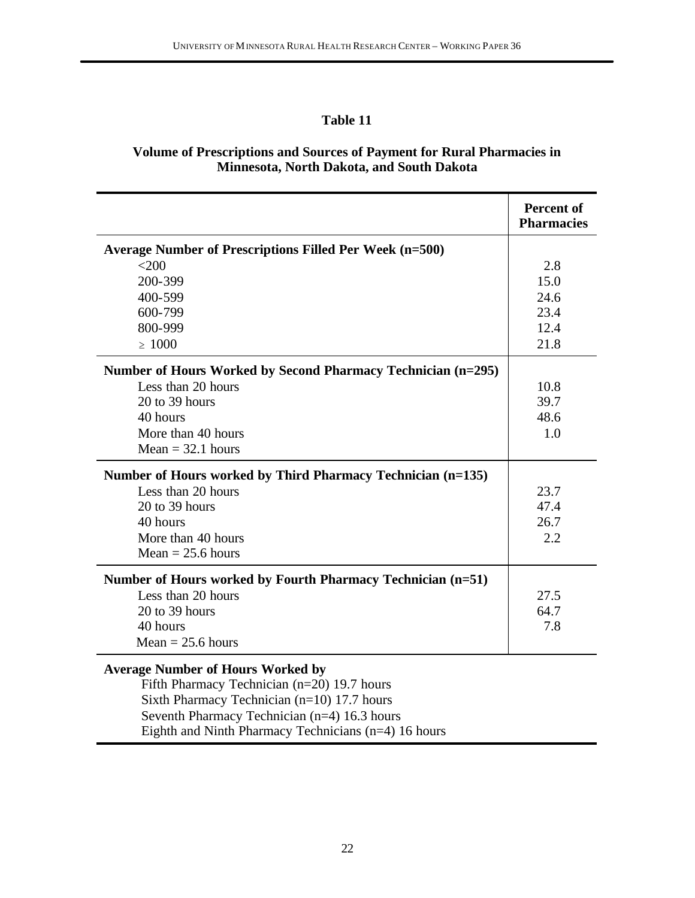**Table 11**

**Volume of Prescriptions and Sources of Payment for Rural Pharmacies in Minnesota, North Dakota, and South Dakota**

| | **Percent of Pharmacies** |
|---|---|
| **Average Number of Prescriptions Filled Per Week (n=500)** | |
| <200 | 2.8 |
| 200-399 | 15.0 |
| 400-599 | 24.6 |
| 600-799 | 23.4 |
| 800-999 | 12.4 |
| ≥ 1000 | 21.8 |
| **Number of Hours Worked by Second Pharmacy Technician (n=295)** | |
| Less than 20 hours | 10.8 |
| 20 to 39 hours | 39.7 |
| 40 hours | 48.6 |
| More than 40 hours | 1.0 |
| Mean = 32.1 hours | |
| **Number of Hours worked by Third Pharmacy Technician (n=135)** | |
| Less than 20 hours | 23.7 |
| 20 to 39 hours | 47.4 |
| 40 hours | 26.7 |
| More than 40 hours | 2.2 |
| Mean = 25.6 hours | |
| **Number of Hours worked by Fourth Pharmacy Technician (n=51)** | |
| Less than 20 hours | 27.5 |
| 20 to 39 hours | 64.7 |
| 40 hours | 7.8 |
| Mean = 25.6 hours | |
| **Average Number of Hours Worked by** | |
| Fifth Pharmacy Technician (n=20) 19.7 hours | |
| Sixth Pharmacy Technician (n=10) 17.7 hours | |
| Seventh Pharmacy Technician (n=4) 16.3 hours | |
| Eighth and Ninth Pharmacy Technicians (n=4) 16 hours | |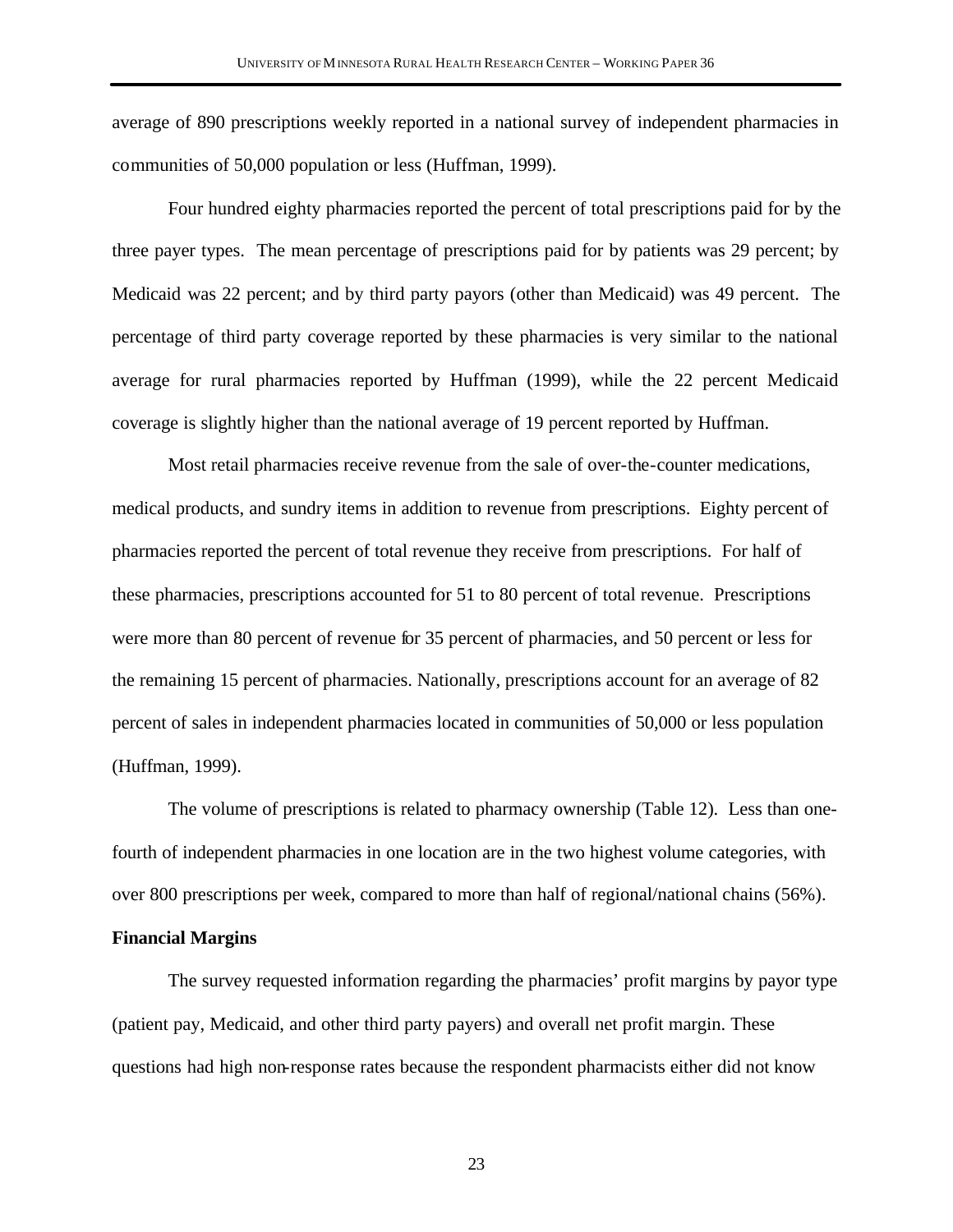average of 890 prescriptions weekly reported in a national survey of independent pharmacies in communities of 50,000 population or less (Huffman, 1999).

Four hundred eighty pharmacies reported the percent of total prescriptions paid for by the three payer types. The mean percentage of prescriptions paid for by patients was 29 percent; by Medicaid was 22 percent; and by third party payors (other than Medicaid) was 49 percent. The percentage of third party coverage reported by these pharmacies is very similar to the national average for rural pharmacies reported by Huffman (1999), while the 22 percent Medicaid coverage is slightly higher than the national average of 19 percent reported by Huffman.

Most retail pharmacies receive revenue from the sale of over-the-counter medications, medical products, and sundry items in addition to revenue from prescriptions. Eighty percent of pharmacies reported the percent of total revenue they receive from prescriptions. For half of these pharmacies, prescriptions accounted for 51 to 80 percent of total revenue. Prescriptions were more than 80 percent of revenue for 35 percent of pharmacies, and 50 percent or less for the remaining 15 percent of pharmacies. Nationally, prescriptions account for an average of 82 percent of sales in independent pharmacies located in communities of 50,000 or less population (Huffman, 1999).

The volume of prescriptions is related to pharmacy ownership (Table 12). Less than one-fourth of independent pharmacies in one location are in the two highest volume categories, with over 800 prescriptions per week, compared to more than half of regional/national chains (56%).

**Financial Margins**

The survey requested information regarding the pharmacies' profit margins by payor type (patient pay, Medicaid, and other third party payers) and overall net profit margin. These questions had high non-response rates because the respondent pharmacists either did not know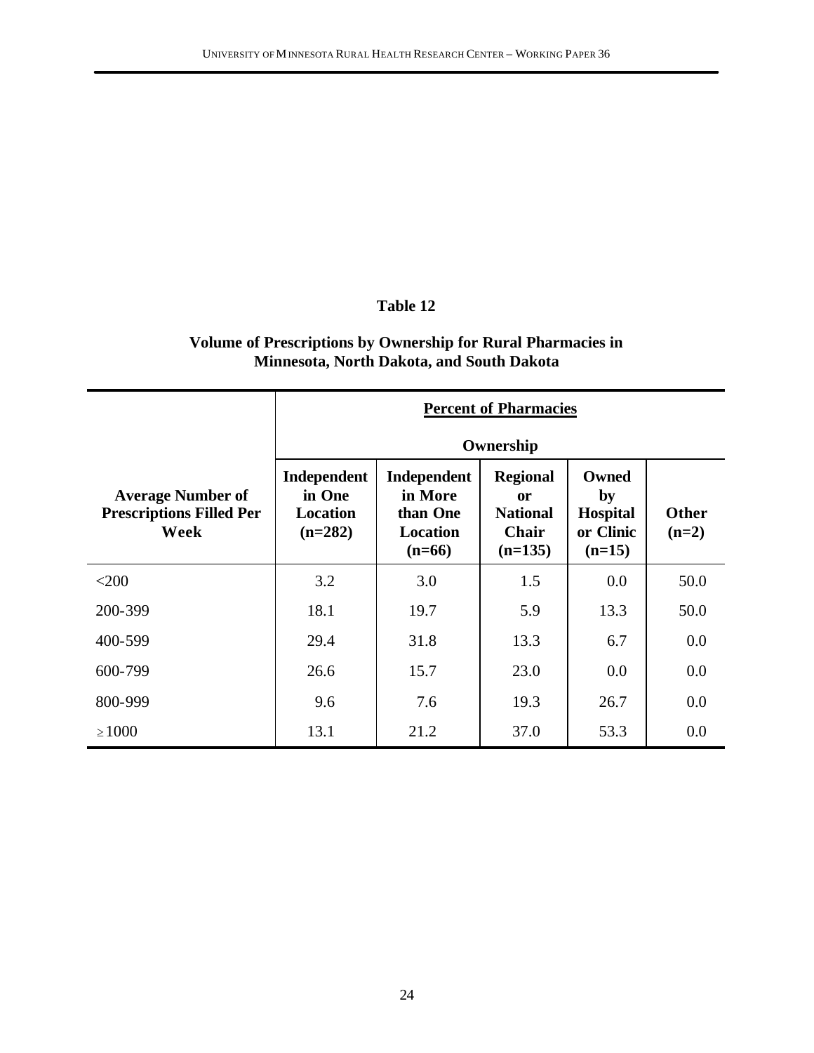## Table 12

### Volume of Prescriptions by Ownership for Rural Pharmacies in Minnesota, North Dakota, and South Dakota

| Average Number of Prescriptions Filled Per Week | Percent of Pharmacies | | | | |
|---|---|---|---|---|---|
| | Ownership | | | | |
| | Independent in One Location (n=282) | Independent in More than One Location (n=66) | Regional or National Chair (n=135) | Owned by Hospital or Clinic (n=15) | Other (n=2) |
| <200 | 3.2 | 3.0 | 1.5 | 0.0 | 50.0 |
| 200-399 | 18.1 | 19.7 | 5.9 | 13.3 | 50.0 |
| 400-599 | 29.4 | 31.8 | 13.3 | 6.7 | 0.0 |
| 600-799 | 26.6 | 15.7 | 23.0 | 0.0 | 0.0 |
| 800-999 | 9.6 | 7.6 | 19.3 | 26.7 | 0.0 |
| ≥1000 | 13.1 | 21.2 | 37.0 | 53.3 | 0.0 |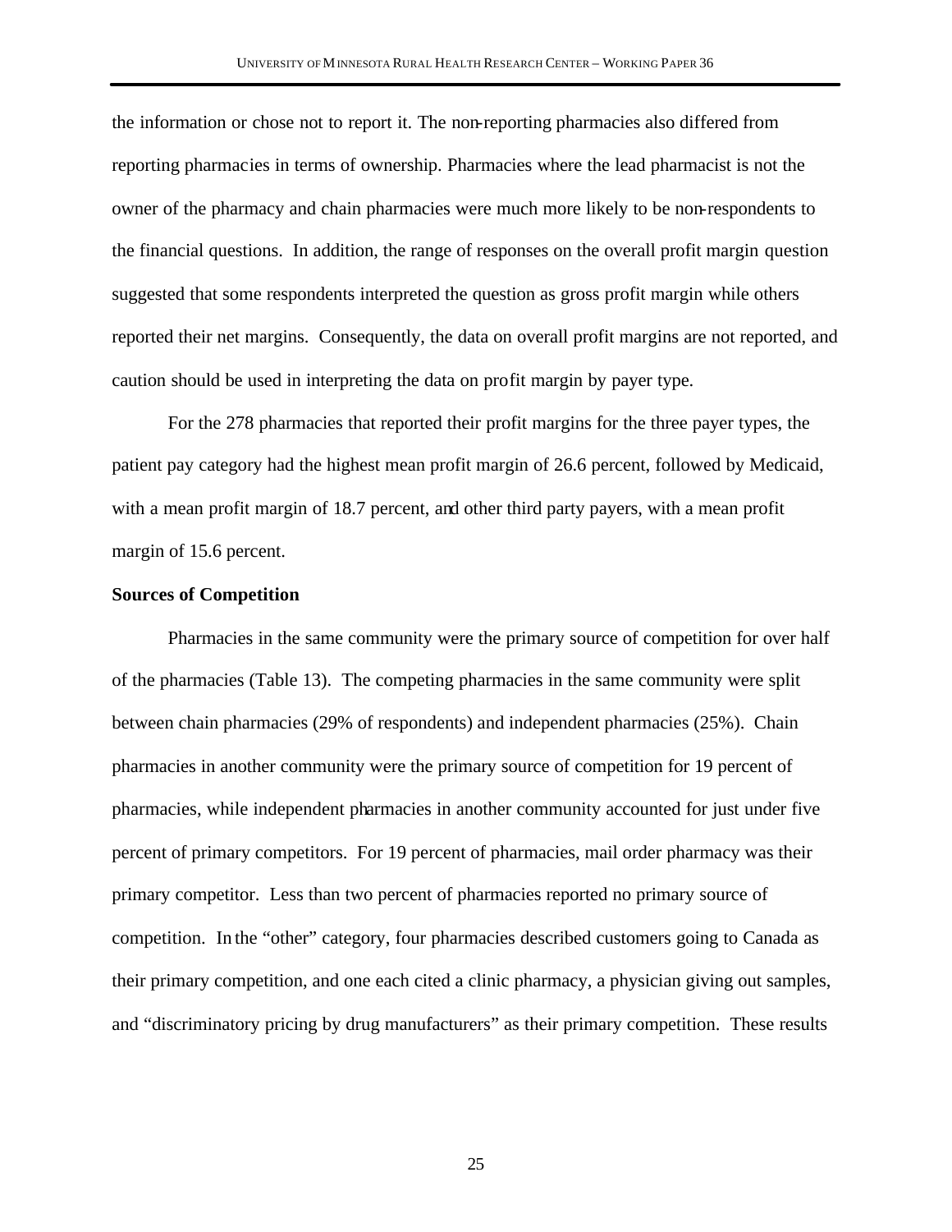the information or chose not to report it. The non-reporting pharmacies also differed from reporting pharmacies in terms of ownership. Pharmacies where the lead pharmacist is not the owner of the pharmacy and chain pharmacies were much more likely to be non-respondents to the financial questions. In addition, the range of responses on the overall profit margin question suggested that some respondents interpreted the question as gross profit margin while others reported their net margins. Consequently, the data on overall profit margins are not reported, and caution should be used in interpreting the data on profit margin by payer type.

For the 278 pharmacies that reported their profit margins for the three payer types, the patient pay category had the highest mean profit margin of 26.6 percent, followed by Medicaid, with a mean profit margin of 18.7 percent, and other third party payers, with a mean profit margin of 15.6 percent.

**Sources of Competition**

Pharmacies in the same community were the primary source of competition for over half of the pharmacies (Table 13). The competing pharmacies in the same community were split between chain pharmacies (29% of respondents) and independent pharmacies (25%). Chain pharmacies in another community were the primary source of competition for 19 percent of pharmacies, while independent pharmacies in another community accounted for just under five percent of primary competitors. For 19 percent of pharmacies, mail order pharmacy was their primary competitor. Less than two percent of pharmacies reported no primary source of competition. In the "other" category, four pharmacies described customers going to Canada as their primary competition, and one each cited a clinic pharmacy, a physician giving out samples, and "discriminatory pricing by drug manufacturers" as their primary competition. These results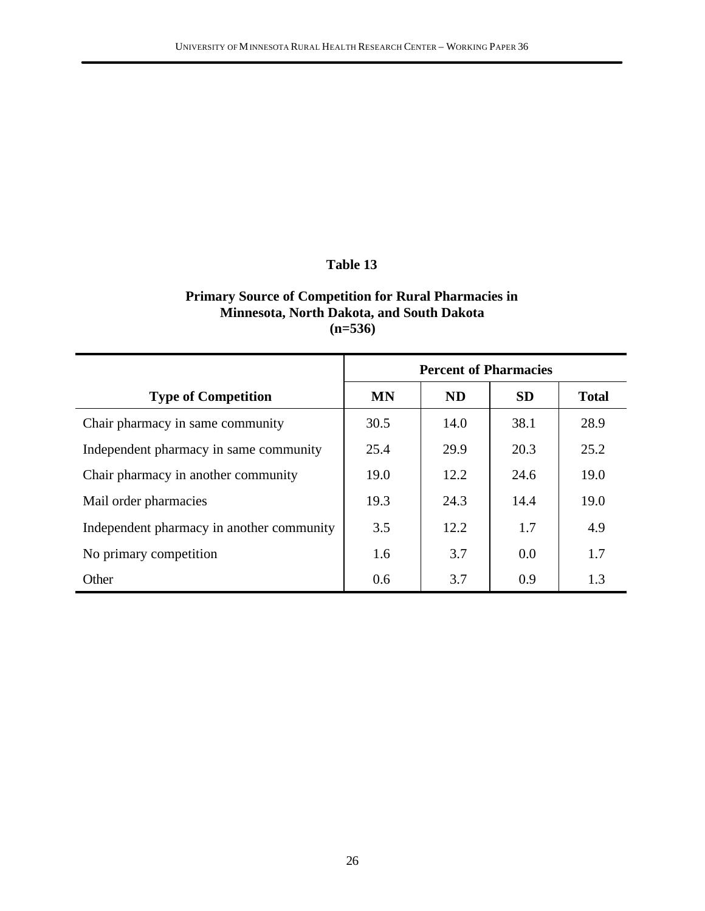**Table 13**

**Primary Source of Competition for Rural Pharmacies in Minnesota, North Dakota, and South Dakota (n=536)**

| Type of Competition | Percent of Pharmacies | | | |
|---|---|---|---|---|
| | MN | ND | SD | Total |
| Chair pharmacy in same community | 30.5 | 14.0 | 38.1 | 28.9 |
| Independent pharmacy in same community | 25.4 | 29.9 | 20.3 | 25.2 |
| Chair pharmacy in another community | 19.0 | 12.2 | 24.6 | 19.0 |
| Mail order pharmacies | 19.3 | 24.3 | 14.4 | 19.0 |
| Independent pharmacy in another community | 3.5 | 12.2 | 1.7 | 4.9 |
| No primary competition | 1.6 | 3.7 | 0.0 | 1.7 |
| Other | 0.6 | 3.7 | 0.9 | 1.3 |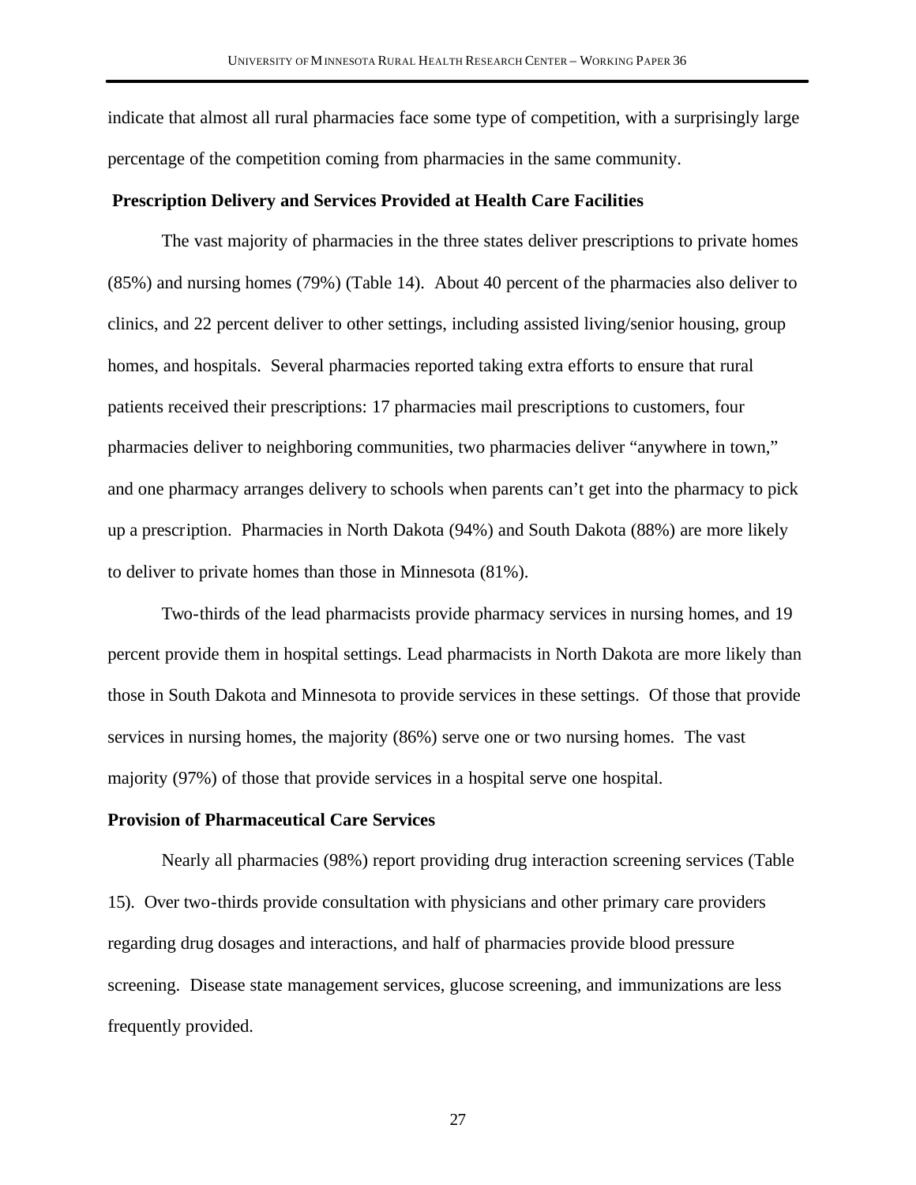indicate that almost all rural pharmacies face some type of competition, with a surprisingly large percentage of the competition coming from pharmacies in the same community.

### Prescription Delivery and Services Provided at Health Care Facilities

The vast majority of pharmacies in the three states deliver prescriptions to private homes (85%) and nursing homes (79%) (Table 14). About 40 percent of the pharmacies also deliver to clinics, and 22 percent deliver to other settings, including assisted living/senior housing, group homes, and hospitals. Several pharmacies reported taking extra efforts to ensure that rural patients received their prescriptions: 17 pharmacies mail prescriptions to customers, four pharmacies deliver to neighboring communities, two pharmacies deliver "anywhere in town," and one pharmacy arranges delivery to schools when parents can't get into the pharmacy to pick up a prescription. Pharmacies in North Dakota (94%) and South Dakota (88%) are more likely to deliver to private homes than those in Minnesota (81%).

Two-thirds of the lead pharmacists provide pharmacy services in nursing homes, and 19 percent provide them in hospital settings. Lead pharmacists in North Dakota are more likely than those in South Dakota and Minnesota to provide services in these settings. Of those that provide services in nursing homes, the majority (86%) serve one or two nursing homes. The vast majority (97%) of those that provide services in a hospital serve one hospital.

### Provision of Pharmaceutical Care Services

Nearly all pharmacies (98%) report providing drug interaction screening services (Table 15). Over two-thirds provide consultation with physicians and other primary care providers regarding drug dosages and interactions, and half of pharmacies provide blood pressure screening. Disease state management services, glucose screening, and immunizations are less frequently provided.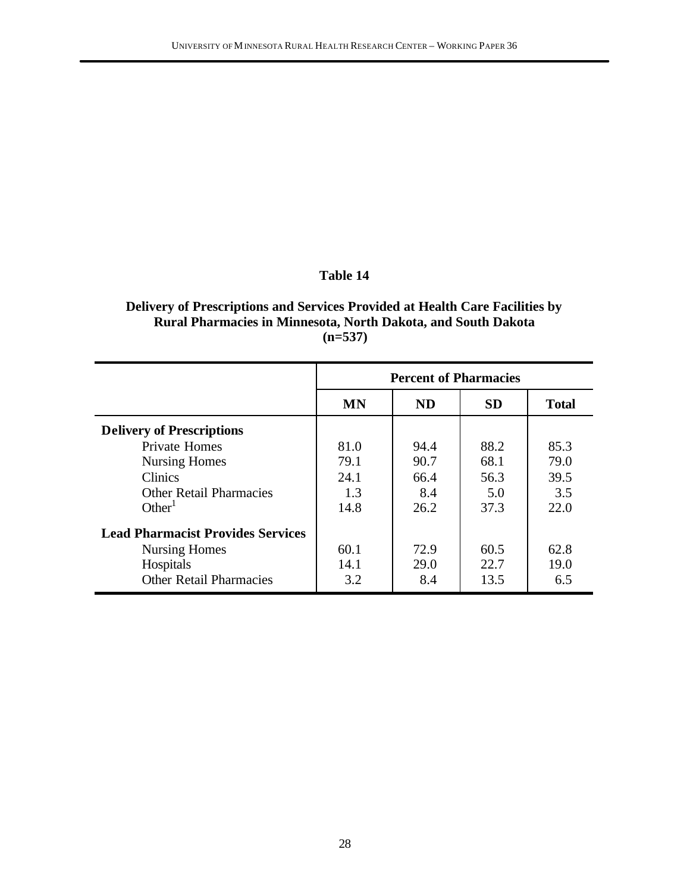**Table 14**

**Delivery of Prescriptions and Services Provided at Health Care Facilities by Rural Pharmacies in Minnesota, North Dakota, and South Dakota (n=537)**

| | Percent of Pharmacies | | | |
|---|---|---|---|---|
| | **MN** | **ND** | **SD** | **Total** |
| **Delivery of Prescriptions** | | | | |
| Private Homes | 81.0 | 94.4 | 88.2 | 85.3 |
| Nursing Homes | 79.1 | 90.7 | 68.1 | 79.0 |
| Clinics | 24.1 | 66.4 | 56.3 | 39.5 |
| Other Retail Pharmacies | 1.3 | 8.4 | 5.0 | 3.5 |
| Other[1] | 14.8 | 26.2 | 37.3 | 22.0 |
| **Lead Pharmacist Provides Services** | | | | |
| Nursing Homes | 60.1 | 72.9 | 60.5 | 62.8 |
| Hospitals | 14.1 | 29.0 | 22.7 | 19.0 |
| Other Retail Pharmacies | 3.2 | 8.4 | 13.5 | 6.5 |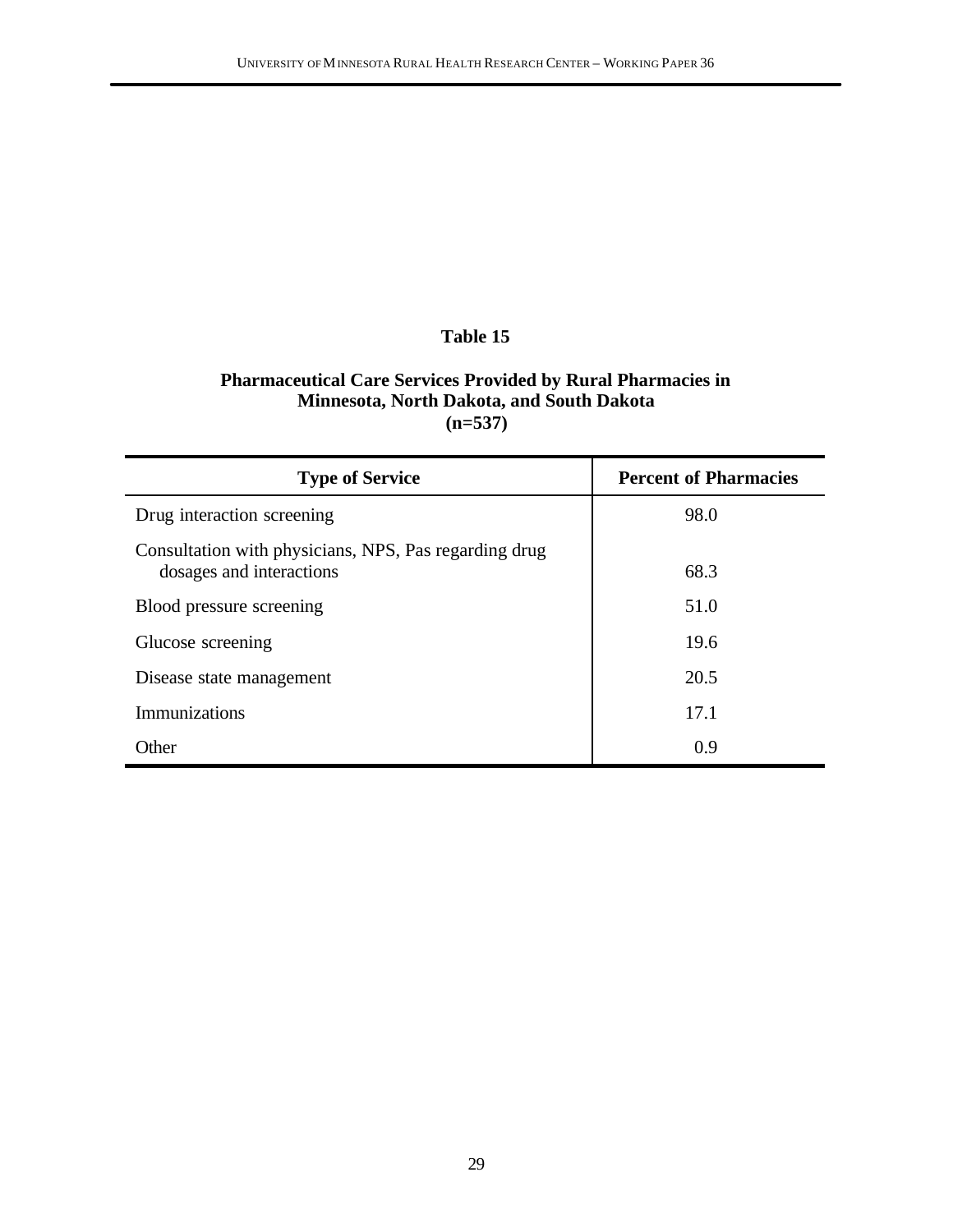**Table 15**

**Pharmaceutical Care Services Provided by Rural Pharmacies in Minnesota, North Dakota, and South Dakota (n=537)**

| Type of Service | Percent of Pharmacies |
|---|---|
| Drug interaction screening | 98.0 |
| Consultation with physicians, NPS, Pas regarding drug dosages and interactions | 68.3 |
| Blood pressure screening | 51.0 |
| Glucose screening | 19.6 |
| Disease state management | 20.5 |
| Immunizations | 17.1 |
| Other | 0.9 |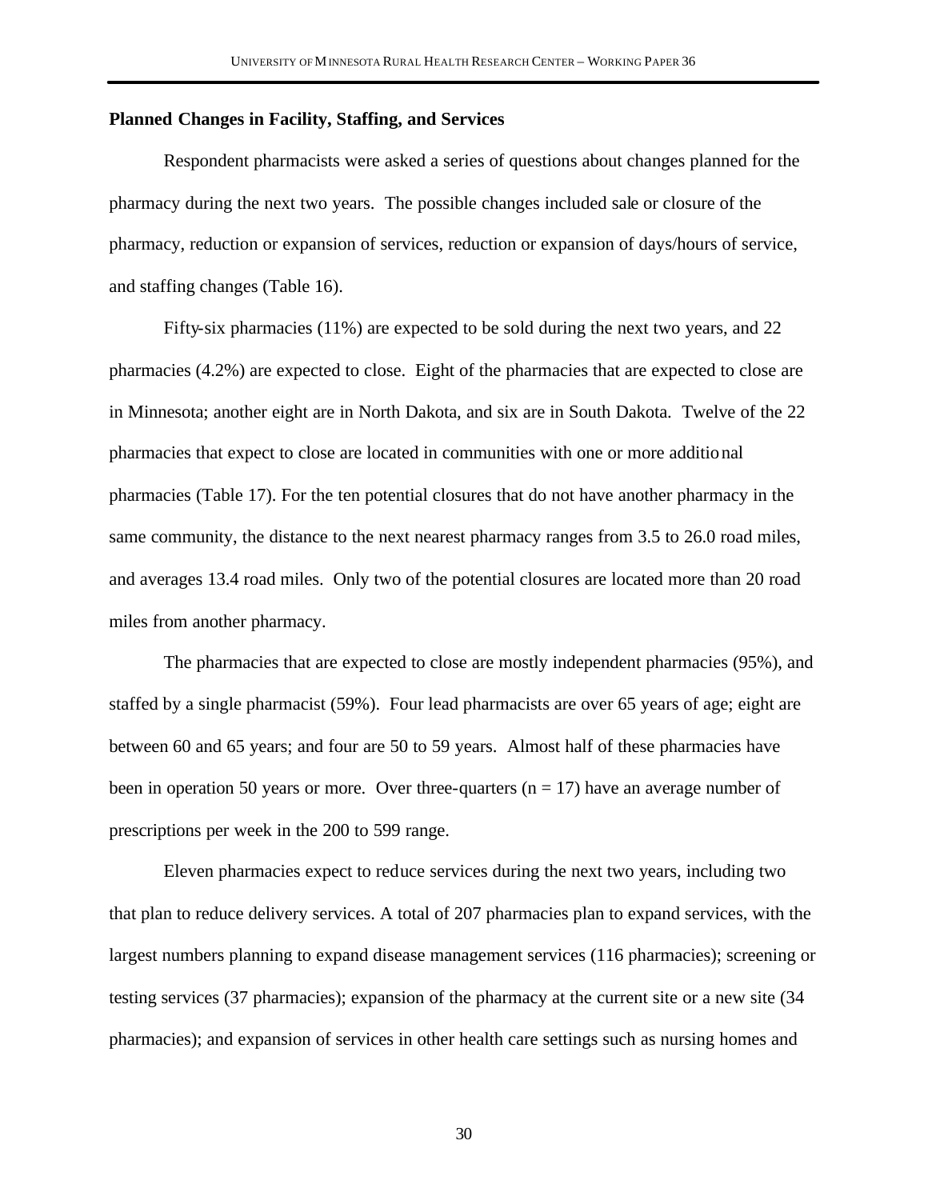**Planned Changes in Facility, Staffing, and Services**

Respondent pharmacists were asked a series of questions about changes planned for the pharmacy during the next two years. The possible changes included sale or closure of the pharmacy, reduction or expansion of services, reduction or expansion of days/hours of service, and staffing changes (Table 16).

Fifty-six pharmacies (11%) are expected to be sold during the next two years, and 22 pharmacies (4.2%) are expected to close. Eight of the pharmacies that are expected to close are in Minnesota; another eight are in North Dakota, and six are in South Dakota. Twelve of the 22 pharmacies that expect to close are located in communities with one or more additional pharmacies (Table 17). For the ten potential closures that do not have another pharmacy in the same community, the distance to the next nearest pharmacy ranges from 3.5 to 26.0 road miles, and averages 13.4 road miles. Only two of the potential closures are located more than 20 road miles from another pharmacy.

The pharmacies that are expected to close are mostly independent pharmacies (95%), and staffed by a single pharmacist (59%). Four lead pharmacists are over 65 years of age; eight are between 60 and 65 years; and four are 50 to 59 years. Almost half of these pharmacies have been in operation 50 years or more. Over three-quarters (n = 17) have an average number of prescriptions per week in the 200 to 599 range.

Eleven pharmacies expect to reduce services during the next two years, including two that plan to reduce delivery services. A total of 207 pharmacies plan to expand services, with the largest numbers planning to expand disease management services (116 pharmacies); screening or testing services (37 pharmacies); expansion of the pharmacy at the current site or a new site (34 pharmacies); and expansion of services in other health care settings such as nursing homes and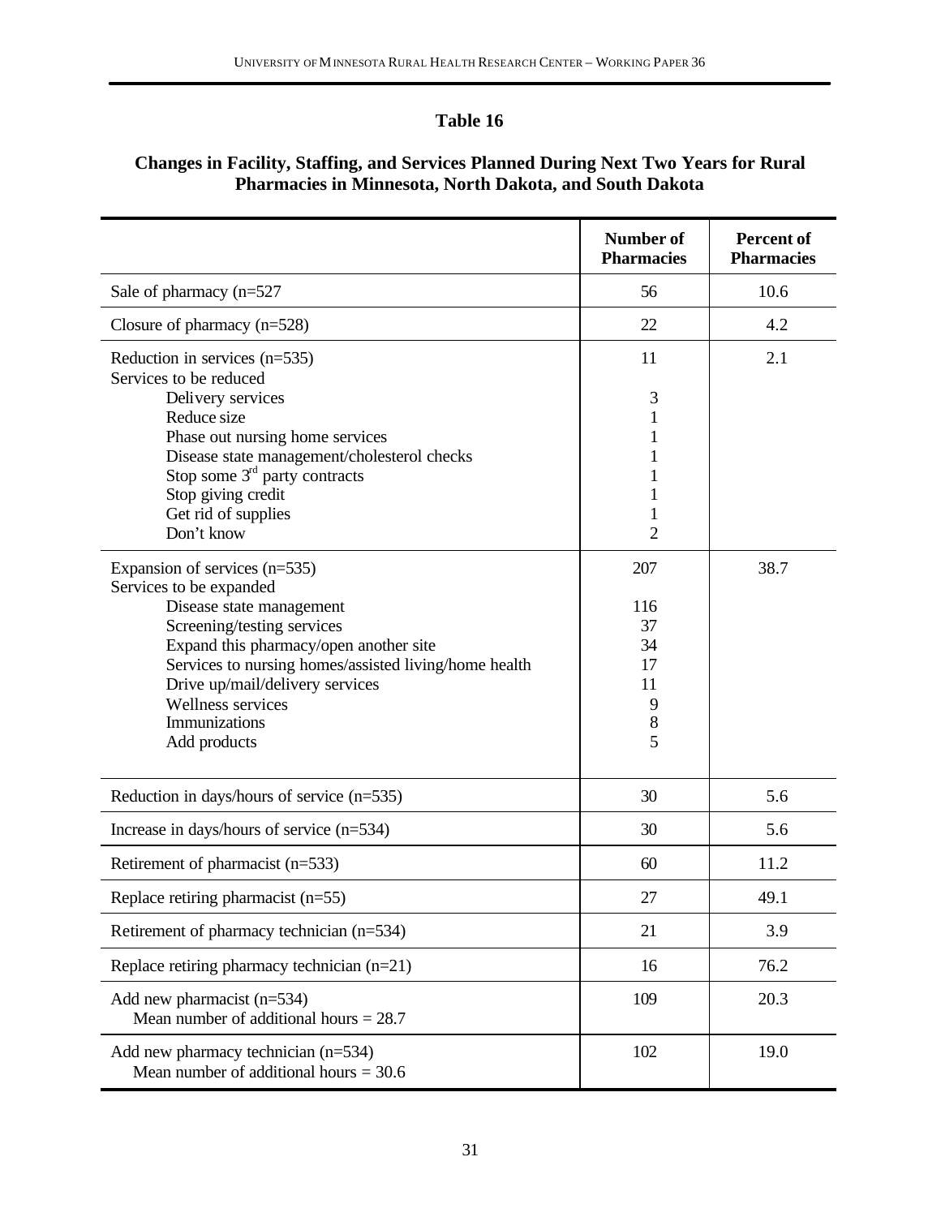## Table 16

### Changes in Facility, Staffing, and Services Planned During Next Two Years for Rural Pharmacies in Minnesota, North Dakota, and South Dakota

| | Number of Pharmacies | Percent of Pharmacies |
|---|---|---|
| Sale of pharmacy (n=527 | 56 | 10.6 |
| Closure of pharmacy (n=528) | 22 | 4.2 |
| Reduction in services (n=535) | 11 | 2.1 |
| Services to be reduced | | |
| Delivery services | 3 | |
| Reduce size | 1 | |
| Phase out nursing home services | 1 | |
| Disease state management/cholesterol checks | 1 | |
| Stop some 3rd party contracts | 1 | |
| Stop giving credit | 1 | |
| Get rid of supplies | 1 | |
| Don't know | 2 | |
| Expansion of services (n=535) | 207 | 38.7 |
| Services to be expanded | | |
| Disease state management | 116 | |
| Screening/testing services | 37 | |
| Expand this pharmacy/open another site | 34 | |
| Services to nursing homes/assisted living/home health | 17 | |
| Drive up/mail/delivery services | 11 | |
| Wellness services | 9 | |
| Immunizations | 8 | |
| Add products | 5 | |
| Reduction in days/hours of service (n=535) | 30 | 5.6 |
| Increase in days/hours of service (n=534) | 30 | 5.6 |
| Retirement of pharmacist (n=533) | 60 | 11.2 |
| Replace retiring pharmacist (n=55) | 27 | 49.1 |
| Retirement of pharmacy technician (n=534) | 21 | 3.9 |
| Replace retiring pharmacy technician (n=21) | 16 | 76.2 |
| Add new pharmacist (n=534)<br>Mean number of additional hours = 28.7 | 109 | 20.3 |
| Add new pharmacy technician (n=534)<br>Mean number of additional hours = 30.6 | 102 | 19.0 |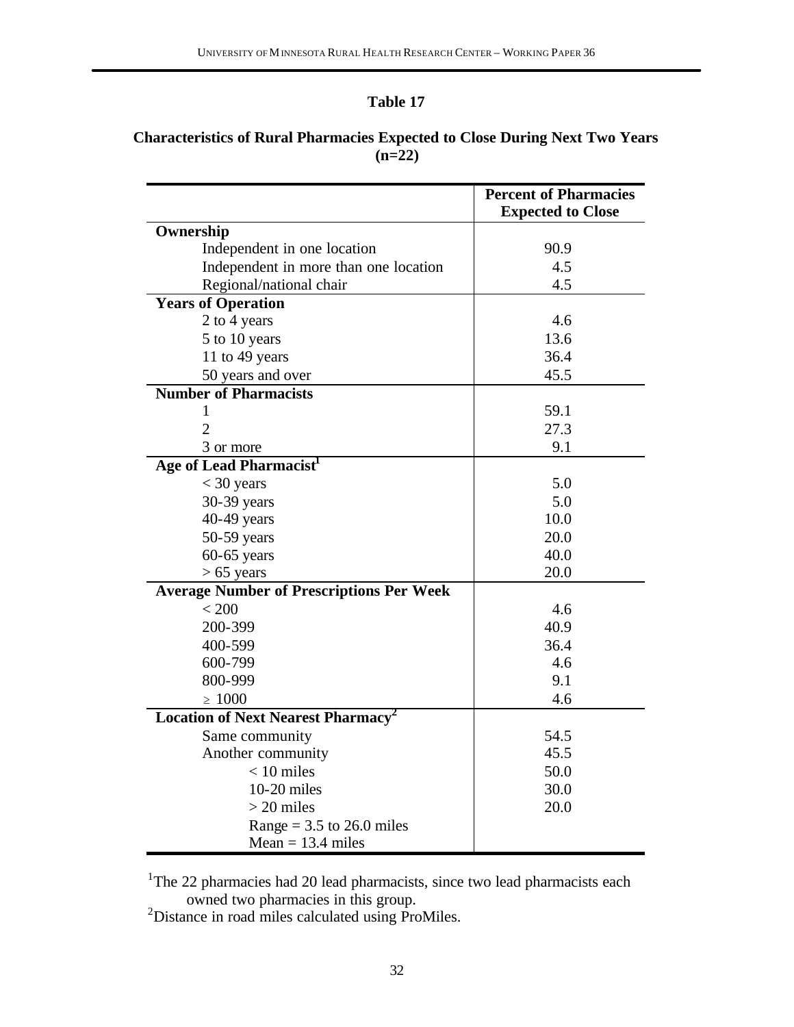**Table 17**

**Characteristics of Rural Pharmacies Expected to Close During Next Two Years (n=22)**

| | Percent of Pharmacies Expected to Close |
|---|---|
| **Ownership** | |
| Independent in one location | 90.9 |
| Independent in more than one location | 4.5 |
| Regional/national chair | 4.5 |
| **Years of Operation** | |
| 2 to 4 years | 4.6 |
| 5 to 10 years | 13.6 |
| 11 to 49 years | 36.4 |
| 50 years and over | 45.5 |
| **Number of Pharmacists** | |
| 1 | 59.1 |
| 2 | 27.3 |
| 3 or more | 9.1 |
| **Age of Lead Pharmacist**[1] | |
| < 30 years | 5.0 |
| 30-39 years | 5.0 |
| 40-49 years | 10.0 |
| 50-59 years | 20.0 |
| 60-65 years | 40.0 |
| > 65 years | 20.0 |
| **Average Number of Prescriptions Per Week** | |
| < 200 | 4.6 |
| 200-399 | 40.9 |
| 400-599 | 36.4 |
| 600-799 | 4.6 |
| 800-999 | 9.1 |
| ≥ 1000 | 4.6 |
| **Location of Next Nearest Pharmacy**[2] | |
| Same community | 54.5 |
| Another community | 45.5 |
| < 10 miles | 50.0 |
| 10-20 miles | 30.0 |
| > 20 miles | 20.0 |
| Range = 3.5 to 26.0 miles | |
| Mean = 13.4 miles | |

[1]The 22 pharmacies had 20 lead pharmacists, since two lead pharmacists each owned two pharmacies in this group.

[2]Distance in road miles calculated using ProMiles.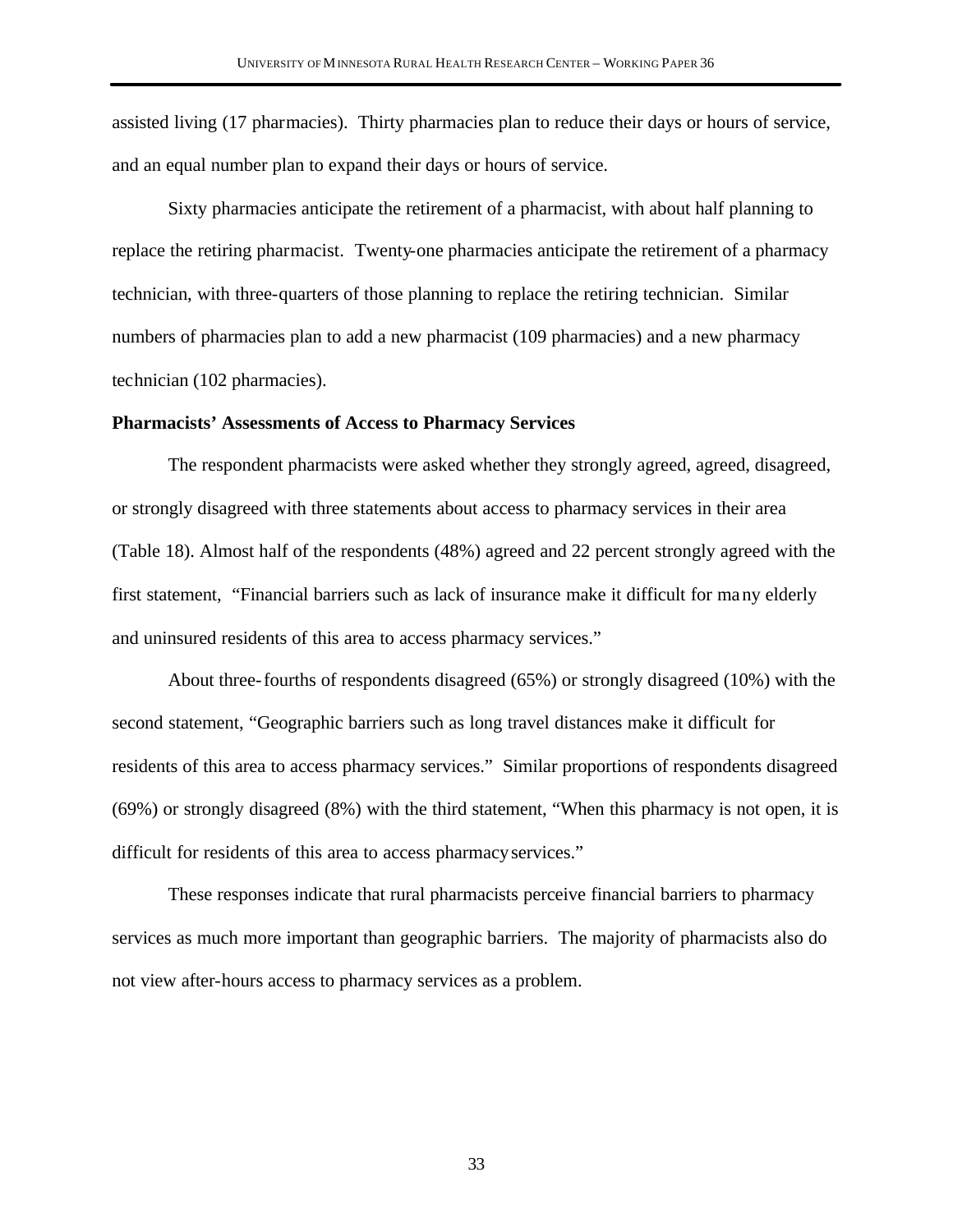assisted living (17 pharmacies). Thirty pharmacies plan to reduce their days or hours of service, and an equal number plan to expand their days or hours of service.

Sixty pharmacies anticipate the retirement of a pharmacist, with about half planning to replace the retiring pharmacist. Twenty-one pharmacies anticipate the retirement of a pharmacy technician, with three-quarters of those planning to replace the retiring technician. Similar numbers of pharmacies plan to add a new pharmacist (109 pharmacies) and a new pharmacy technician (102 pharmacies).

**Pharmacists' Assessments of Access to Pharmacy Services**

The respondent pharmacists were asked whether they strongly agreed, agreed, disagreed, or strongly disagreed with three statements about access to pharmacy services in their area (Table 18). Almost half of the respondents (48%) agreed and 22 percent strongly agreed with the first statement, "Financial barriers such as lack of insurance make it difficult for many elderly and uninsured residents of this area to access pharmacy services."

About three-fourths of respondents disagreed (65%) or strongly disagreed (10%) with the second statement, "Geographic barriers such as long travel distances make it difficult for residents of this area to access pharmacy services." Similar proportions of respondents disagreed (69%) or strongly disagreed (8%) with the third statement, "When this pharmacy is not open, it is difficult for residents of this area to access pharmacy services."

These responses indicate that rural pharmacists perceive financial barriers to pharmacy services as much more important than geographic barriers. The majority of pharmacists also do not view after-hours access to pharmacy services as a problem.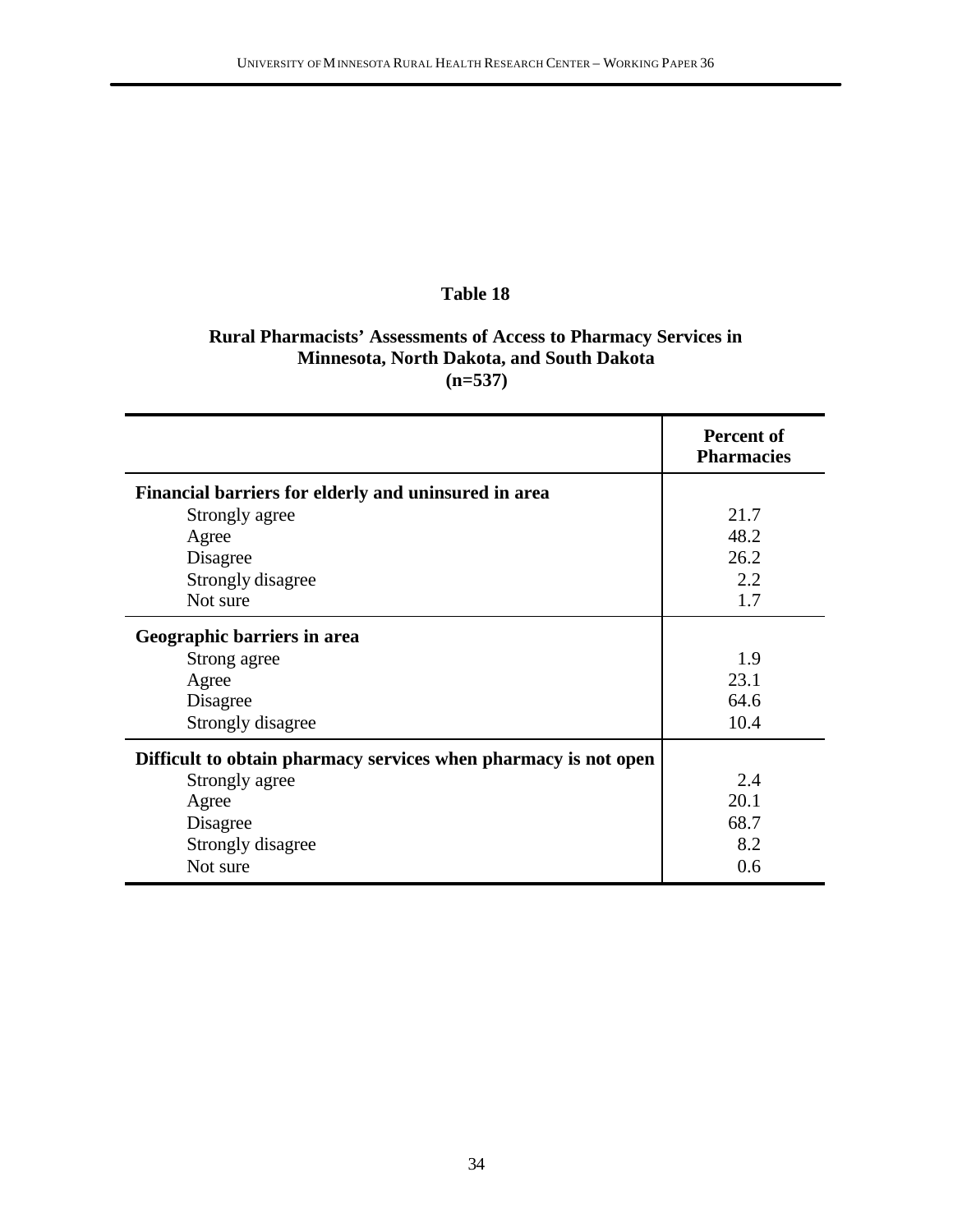**Table 18**

**Rural Pharmacists' Assessments of Access to Pharmacy Services in Minnesota, North Dakota, and South Dakota (n=537)**

| | Percent of Pharmacies |
|---|---|
| **Financial barriers for elderly and uninsured in area** | |
| Strongly agree | 21.7 |
| Agree | 48.2 |
| Disagree | 26.2 |
| Strongly disagree | 2.2 |
| Not sure | 1.7 |
| **Geographic barriers in area** | |
| Strong agree | 1.9 |
| Agree | 23.1 |
| Disagree | 64.6 |
| Strongly disagree | 10.4 |
| **Difficult to obtain pharmacy services when pharmacy is not open** | |
| Strongly agree | 2.4 |
| Agree | 20.1 |
| Disagree | 68.7 |
| Strongly disagree | 8.2 |
| Not sure | 0.6 |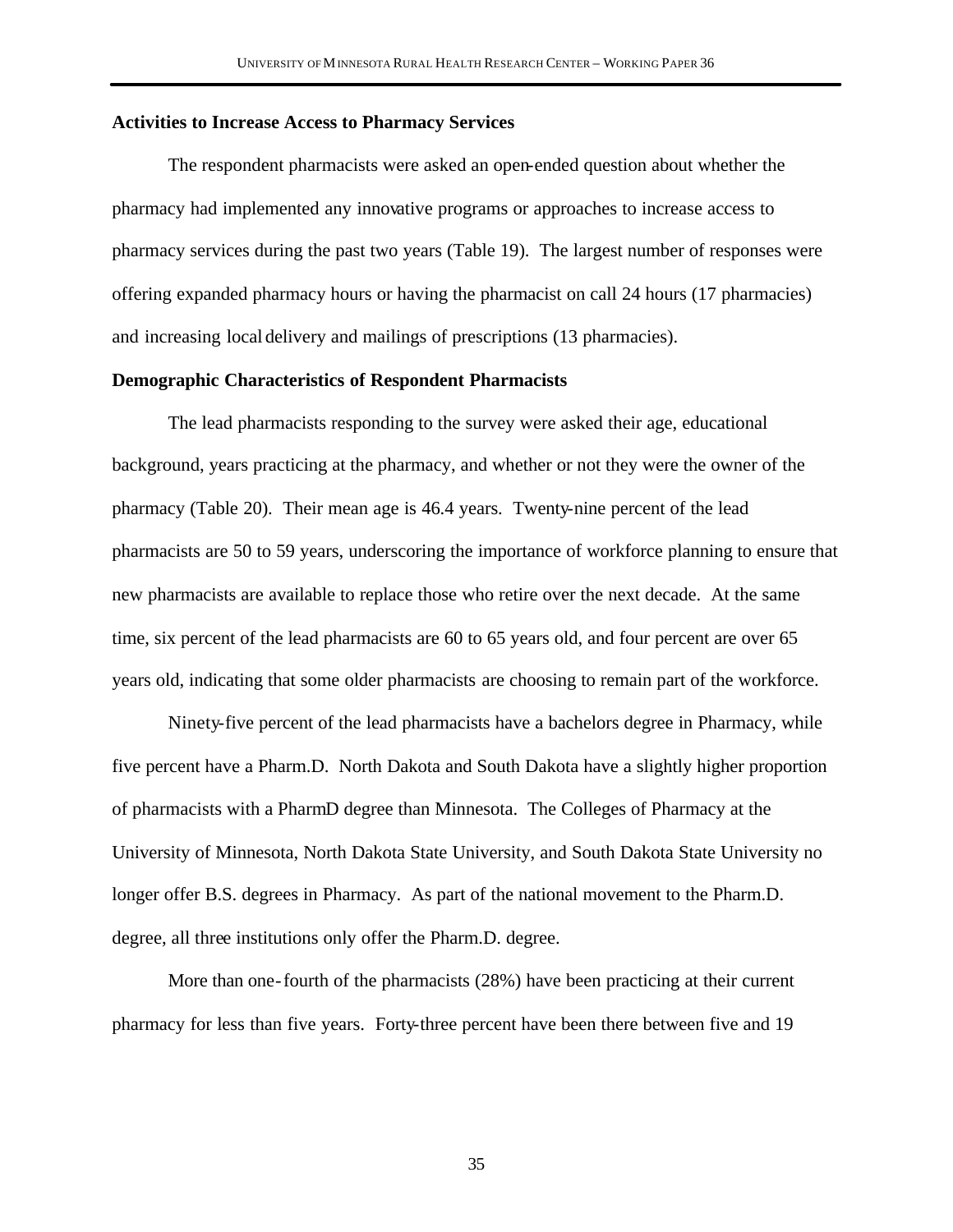**Activities to Increase Access to Pharmacy Services**

The respondent pharmacists were asked an open-ended question about whether the pharmacy had implemented any innovative programs or approaches to increase access to pharmacy services during the past two years (Table 19). The largest number of responses were offering expanded pharmacy hours or having the pharmacist on call 24 hours (17 pharmacies) and increasing local delivery and mailings of prescriptions (13 pharmacies).

**Demographic Characteristics of Respondent Pharmacists**

The lead pharmacists responding to the survey were asked their age, educational background, years practicing at the pharmacy, and whether or not they were the owner of the pharmacy (Table 20). Their mean age is 46.4 years. Twenty-nine percent of the lead pharmacists are 50 to 59 years, underscoring the importance of workforce planning to ensure that new pharmacists are available to replace those who retire over the next decade. At the same time, six percent of the lead pharmacists are 60 to 65 years old, and four percent are over 65 years old, indicating that some older pharmacists are choosing to remain part of the workforce.

Ninety-five percent of the lead pharmacists have a bachelors degree in Pharmacy, while five percent have a Pharm.D. North Dakota and South Dakota have a slightly higher proportion of pharmacists with a PharmD degree than Minnesota. The Colleges of Pharmacy at the University of Minnesota, North Dakota State University, and South Dakota State University no longer offer B.S. degrees in Pharmacy. As part of the national movement to the Pharm.D. degree, all three institutions only offer the Pharm.D. degree.

More than one-fourth of the pharmacists (28%) have been practicing at their current pharmacy for less than five years. Forty-three percent have been there between five and 19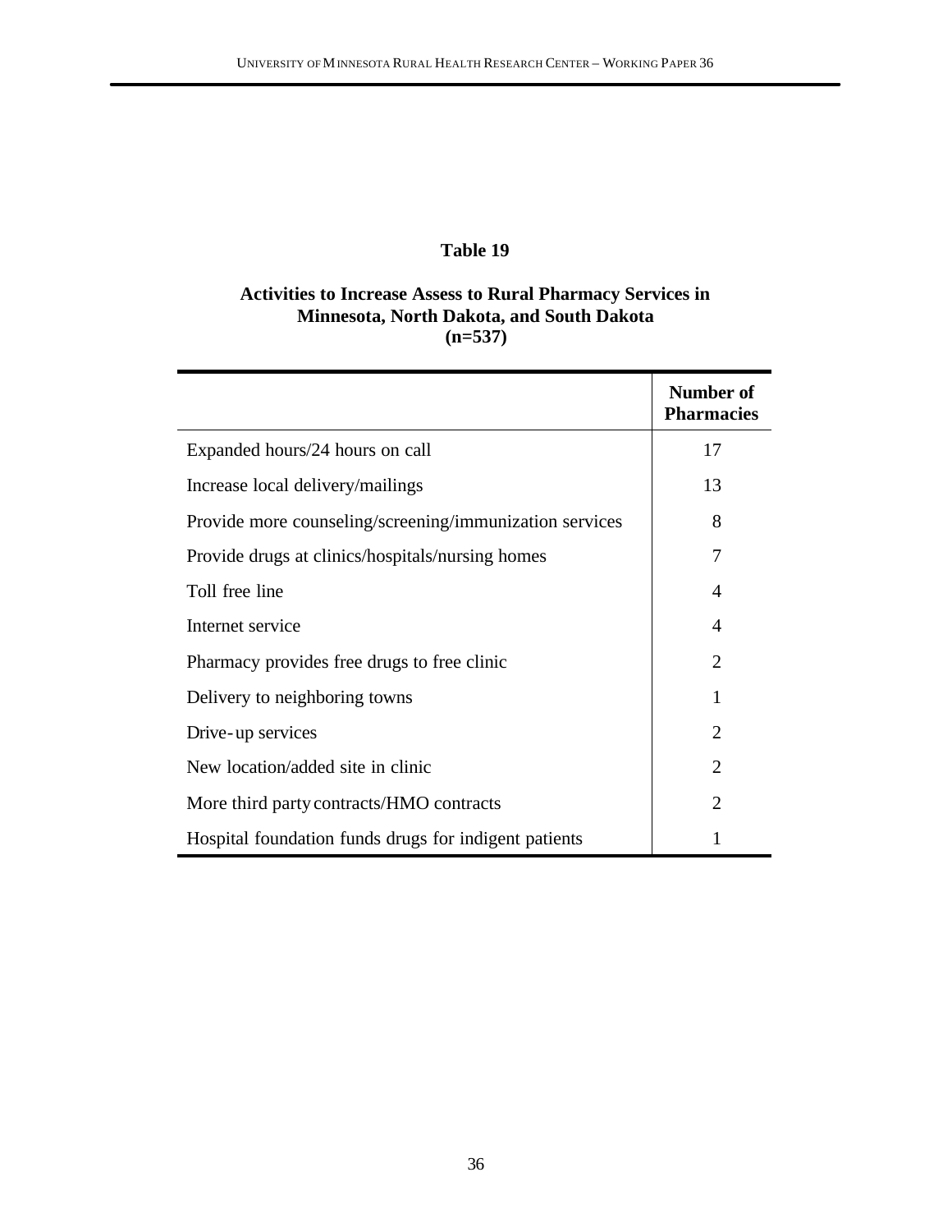## Table 19

**Activities to Increase Assess to Rural Pharmacy Services in Minnesota, North Dakota, and South Dakota (n=537)**

| | Number of Pharmacies |
|---|---|
| Expanded hours/24 hours on call | 17 |
| Increase local delivery/mailings | 13 |
| Provide more counseling/screening/immunization services | 8 |
| Provide drugs at clinics/hospitals/nursing homes | 7 |
| Toll free line | 4 |
| Internet service | 4 |
| Pharmacy provides free drugs to free clinic | 2 |
| Delivery to neighboring towns | 1 |
| Drive-up services | 2 |
| New location/added site in clinic | 2 |
| More third party contracts/HMO contracts | 2 |
| Hospital foundation funds drugs for indigent patients | 1 |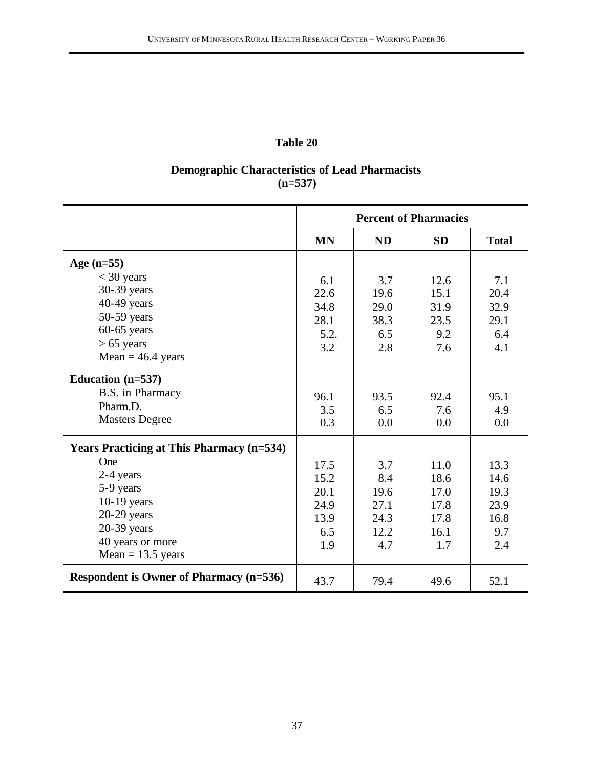# Table 20

## Demographic Characteristics of Lead Pharmacists (n=537)

| | Percent of Pharmacies | | | |
|---|---|---|---|---|
| | **MN** | **ND** | **SD** | **Total** |
| **Age (n=55)** | | | | |
| < 30 years | 6.1 | 3.7 | 12.6 | 7.1 |
| 30-39 years | 22.6 | 19.6 | 15.1 | 20.4 |
| 40-49 years | 34.8 | 29.0 | 31.9 | 32.9 |
| 50-59 years | 28.1 | 38.3 | 23.5 | 29.1 |
| 60-65 years | 5.2. | 6.5 | 9.2 | 6.4 |
| > 65 years | 3.2 | 2.8 | 7.6 | 4.1 |
| Mean = 46.4 years | | | | |
| **Education (n=537)** | | | | |
| B.S. in Pharmacy | 96.1 | 93.5 | 92.4 | 95.1 |
| Pharm.D. | 3.5 | 6.5 | 7.6 | 4.9 |
| Masters Degree | 0.3 | 0.0 | 0.0 | 0.0 |
| **Years Practicing at This Pharmacy (n=534)** | | | | |
| One | 17.5 | 3.7 | 11.0 | 13.3 |
| 2-4 years | 15.2 | 8.4 | 18.6 | 14.6 |
| 5-9 years | 20.1 | 19.6 | 17.0 | 19.3 |
| 10-19 years | 24.9 | 27.1 | 17.8 | 23.9 |
| 20-29 years | 13.9 | 24.3 | 17.8 | 16.8 |
| 20-39 years | 6.5 | 12.2 | 16.1 | 9.7 |
| 40 years or more | 1.9 | 4.7 | 1.7 | 2.4 |
| Mean = 13.5 years | | | | |
| **Respondent is Owner of Pharmacy (n=536)** | 43.7 | 79.4 | 49.6 | 52.1 |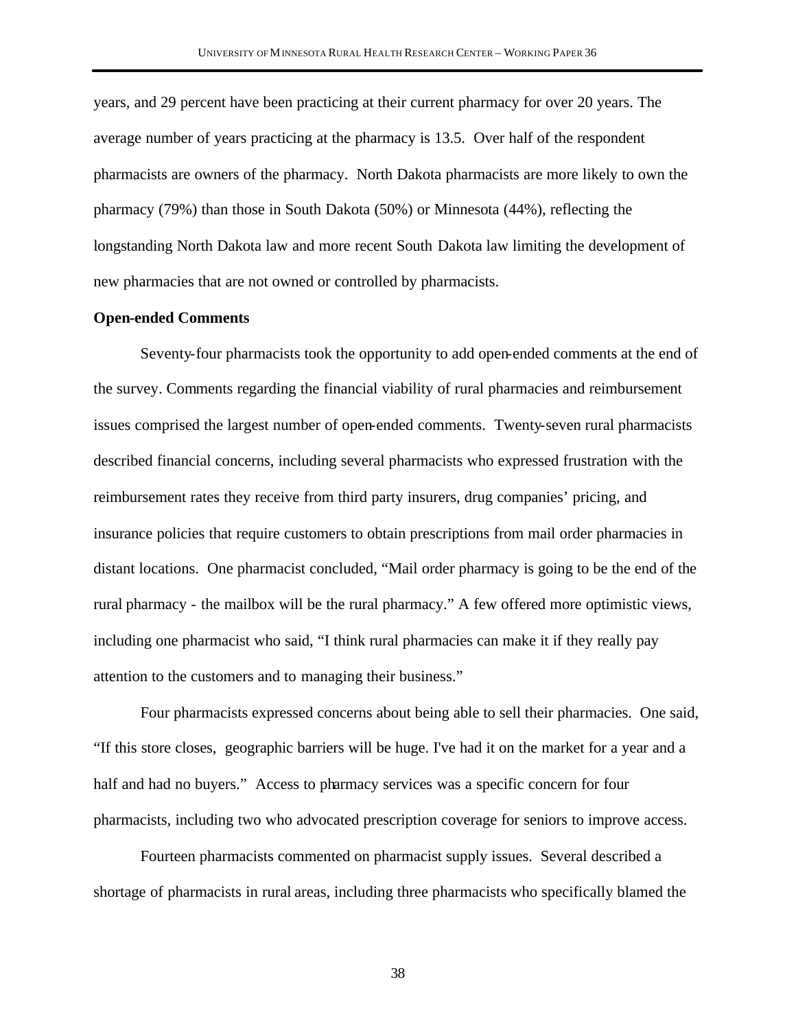years, and 29 percent have been practicing at their current pharmacy for over 20 years. The average number of years practicing at the pharmacy is 13.5. Over half of the respondent pharmacists are owners of the pharmacy. North Dakota pharmacists are more likely to own the pharmacy (79%) than those in South Dakota (50%) or Minnesota (44%), reflecting the longstanding North Dakota law and more recent South Dakota law limiting the development of new pharmacies that are not owned or controlled by pharmacists.

**Open-ended Comments**

Seventy-four pharmacists took the opportunity to add open-ended comments at the end of the survey. Comments regarding the financial viability of rural pharmacies and reimbursement issues comprised the largest number of open-ended comments. Twenty-seven rural pharmacists described financial concerns, including several pharmacists who expressed frustration with the reimbursement rates they receive from third party insurers, drug companies' pricing, and insurance policies that require customers to obtain prescriptions from mail order pharmacies in distant locations. One pharmacist concluded, "Mail order pharmacy is going to be the end of the rural pharmacy - the mailbox will be the rural pharmacy." A few offered more optimistic views, including one pharmacist who said, "I think rural pharmacies can make it if they really pay attention to the customers and to managing their business."

Four pharmacists expressed concerns about being able to sell their pharmacies. One said, "If this store closes, geographic barriers will be huge. I've had it on the market for a year and a half and had no buyers." Access to pharmacy services was a specific concern for four pharmacists, including two who advocated prescription coverage for seniors to improve access.

Fourteen pharmacists commented on pharmacist supply issues. Several described a shortage of pharmacists in rural areas, including three pharmacists who specifically blamed the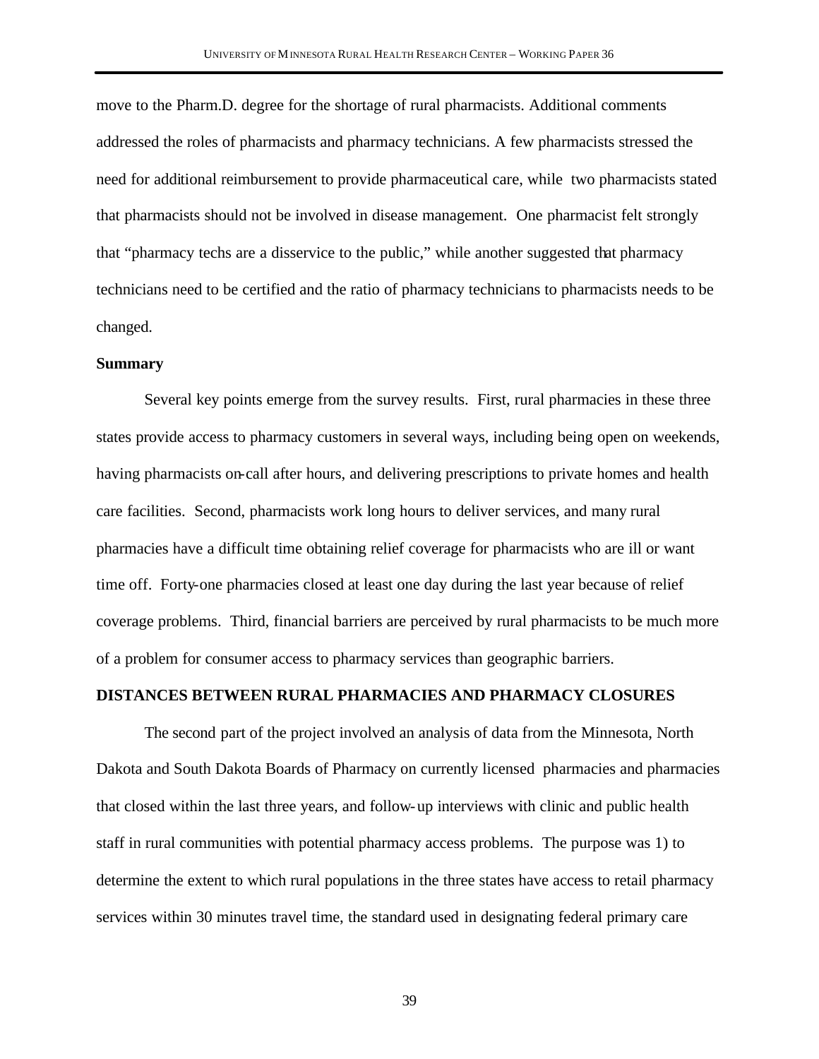move to the Pharm.D. degree for the shortage of rural pharmacists. Additional comments addressed the roles of pharmacists and pharmacy technicians. A few pharmacists stressed the need for additional reimbursement to provide pharmaceutical care, while two pharmacists stated that pharmacists should not be involved in disease management. One pharmacist felt strongly that "pharmacy techs are a disservice to the public," while another suggested that pharmacy technicians need to be certified and the ratio of pharmacy technicians to pharmacists needs to be changed.

**Summary**

Several key points emerge from the survey results. First, rural pharmacies in these three states provide access to pharmacy customers in several ways, including being open on weekends, having pharmacists on-call after hours, and delivering prescriptions to private homes and health care facilities. Second, pharmacists work long hours to deliver services, and many rural pharmacies have a difficult time obtaining relief coverage for pharmacists who are ill or want time off. Forty-one pharmacies closed at least one day during the last year because of relief coverage problems. Third, financial barriers are perceived by rural pharmacists to be much more of a problem for consumer access to pharmacy services than geographic barriers.

**DISTANCES BETWEEN RURAL PHARMACIES AND PHARMACY CLOSURES**

The second part of the project involved an analysis of data from the Minnesota, North Dakota and South Dakota Boards of Pharmacy on currently licensed pharmacies and pharmacies that closed within the last three years, and follow-up interviews with clinic and public health staff in rural communities with potential pharmacy access problems. The purpose was 1) to determine the extent to which rural populations in the three states have access to retail pharmacy services within 30 minutes travel time, the standard used in designating federal primary care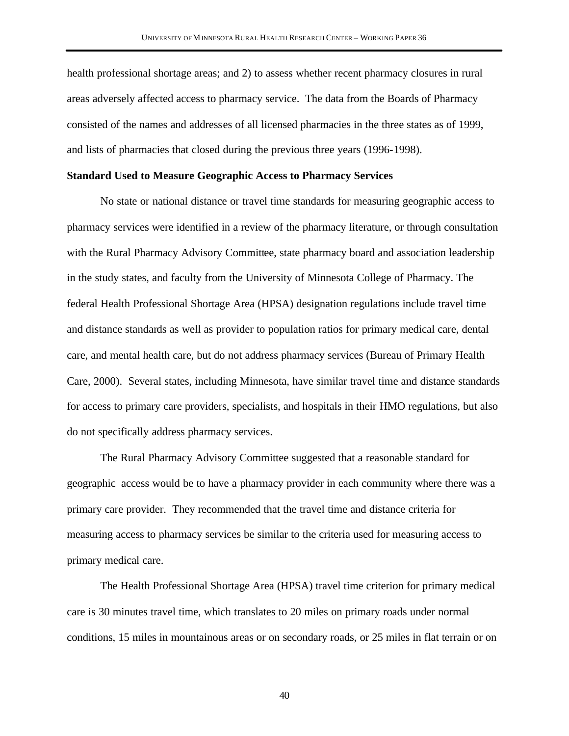health professional shortage areas; and 2) to assess whether recent pharmacy closures in rural areas adversely affected access to pharmacy service. The data from the Boards of Pharmacy consisted of the names and addresses of all licensed pharmacies in the three states as of 1999, and lists of pharmacies that closed during the previous three years (1996-1998).

**Standard Used to Measure Geographic Access to Pharmacy Services**

No state or national distance or travel time standards for measuring geographic access to pharmacy services were identified in a review of the pharmacy literature, or through consultation with the Rural Pharmacy Advisory Committee, state pharmacy board and association leadership in the study states, and faculty from the University of Minnesota College of Pharmacy. The federal Health Professional Shortage Area (HPSA) designation regulations include travel time and distance standards as well as provider to population ratios for primary medical care, dental care, and mental health care, but do not address pharmacy services (Bureau of Primary Health Care, 2000). Several states, including Minnesota, have similar travel time and distance standards for access to primary care providers, specialists, and hospitals in their HMO regulations, but also do not specifically address pharmacy services.

The Rural Pharmacy Advisory Committee suggested that a reasonable standard for geographic access would be to have a pharmacy provider in each community where there was a primary care provider. They recommended that the travel time and distance criteria for measuring access to pharmacy services be similar to the criteria used for measuring access to primary medical care.

The Health Professional Shortage Area (HPSA) travel time criterion for primary medical care is 30 minutes travel time, which translates to 20 miles on primary roads under normal conditions, 15 miles in mountainous areas or on secondary roads, or 25 miles in flat terrain or on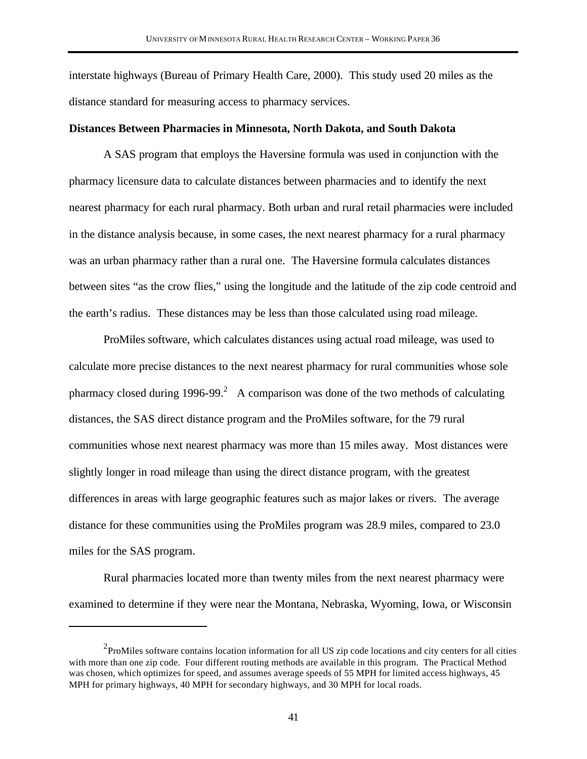interstate highways (Bureau of Primary Health Care, 2000). This study used 20 miles as the distance standard for measuring access to pharmacy services.

**Distances Between Pharmacies in Minnesota, North Dakota, and South Dakota**

A SAS program that employs the Haversine formula was used in conjunction with the pharmacy licensure data to calculate distances between pharmacies and to identify the next nearest pharmacy for each rural pharmacy. Both urban and rural retail pharmacies were included in the distance analysis because, in some cases, the next nearest pharmacy for a rural pharmacy was an urban pharmacy rather than a rural one. The Haversine formula calculates distances between sites "as the crow flies," using the longitude and the latitude of the zip code centroid and the earth's radius. These distances may be less than those calculated using road mileage.

ProMiles software, which calculates distances using actual road mileage, was used to calculate more precise distances to the next nearest pharmacy for rural communities whose sole pharmacy closed during 1996-99.[2] A comparison was done of the two methods of calculating distances, the SAS direct distance program and the ProMiles software, for the 79 rural communities whose next nearest pharmacy was more than 15 miles away. Most distances were slightly longer in road mileage than using the direct distance program, with the greatest differences in areas with large geographic features such as major lakes or rivers. The average distance for these communities using the ProMiles program was 28.9 miles, compared to 23.0 miles for the SAS program.

Rural pharmacies located more than twenty miles from the next nearest pharmacy were examined to determine if they were near the Montana, Nebraska, Wyoming, Iowa, or Wisconsin

---

[2] ProMiles software contains location information for all US zip code locations and city centers for all cities with more than one zip code. Four different routing methods are available in this program. The Practical Method was chosen, which optimizes for speed, and assumes average speeds of 55 MPH for limited access highways, 45 MPH for primary highways, 40 MPH for secondary highways, and 30 MPH for local roads.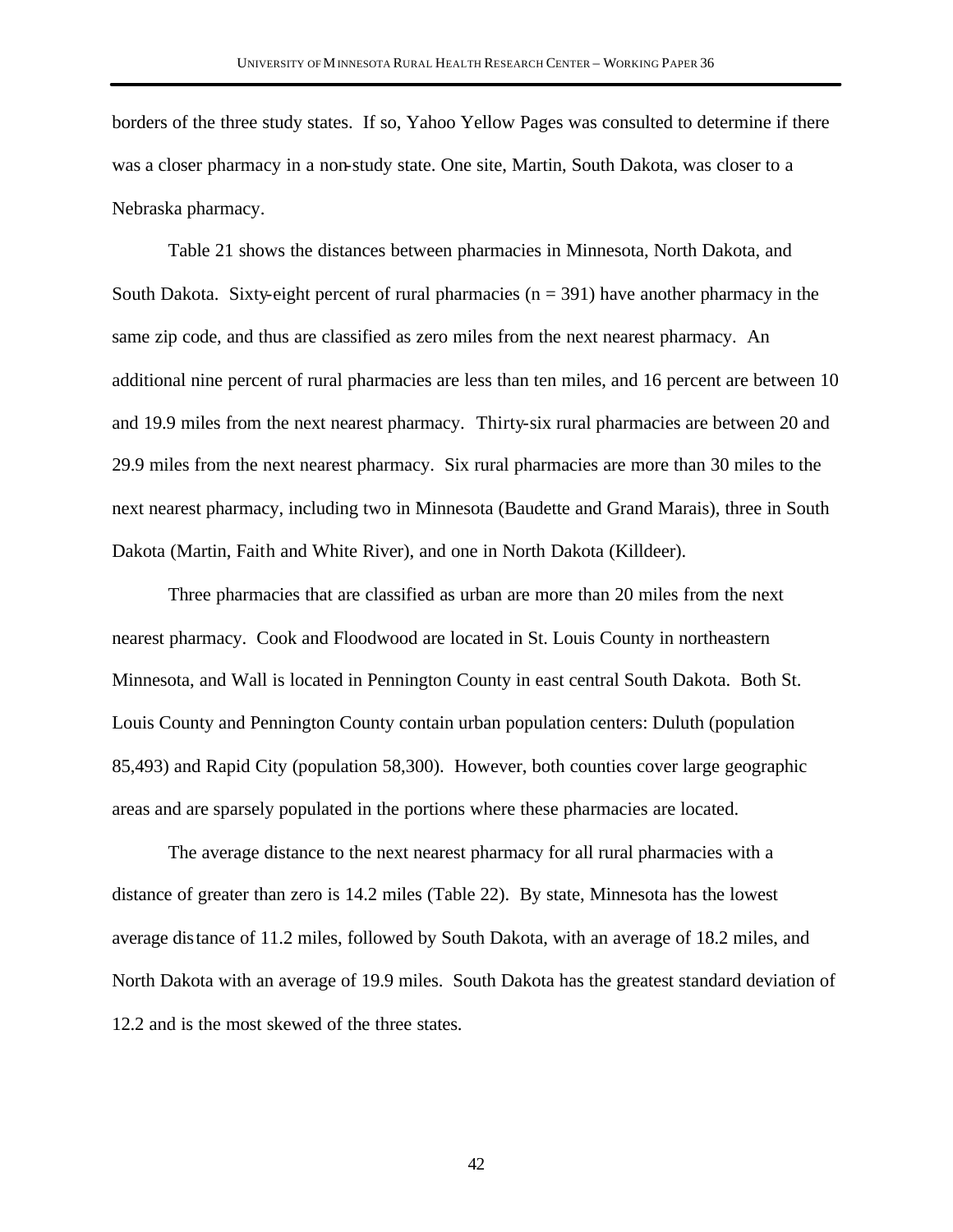borders of the three study states. If so, Yahoo Yellow Pages was consulted to determine if there was a closer pharmacy in a non-study state. One site, Martin, South Dakota, was closer to a Nebraska pharmacy.

Table 21 shows the distances between pharmacies in Minnesota, North Dakota, and South Dakota. Sixty-eight percent of rural pharmacies (n = 391) have another pharmacy in the same zip code, and thus are classified as zero miles from the next nearest pharmacy. An additional nine percent of rural pharmacies are less than ten miles, and 16 percent are between 10 and 19.9 miles from the next nearest pharmacy. Thirty-six rural pharmacies are between 20 and 29.9 miles from the next nearest pharmacy. Six rural pharmacies are more than 30 miles to the next nearest pharmacy, including two in Minnesota (Baudette and Grand Marais), three in South Dakota (Martin, Faith and White River), and one in North Dakota (Killdeer).

Three pharmacies that are classified as urban are more than 20 miles from the next nearest pharmacy. Cook and Floodwood are located in St. Louis County in northeastern Minnesota, and Wall is located in Pennington County in east central South Dakota. Both St. Louis County and Pennington County contain urban population centers: Duluth (population 85,493) and Rapid City (population 58,300). However, both counties cover large geographic areas and are sparsely populated in the portions where these pharmacies are located.

The average distance to the next nearest pharmacy for all rural pharmacies with a distance of greater than zero is 14.2 miles (Table 22). By state, Minnesota has the lowest average distance of 11.2 miles, followed by South Dakota, with an average of 18.2 miles, and North Dakota with an average of 19.9 miles. South Dakota has the greatest standard deviation of 12.2 and is the most skewed of the three states.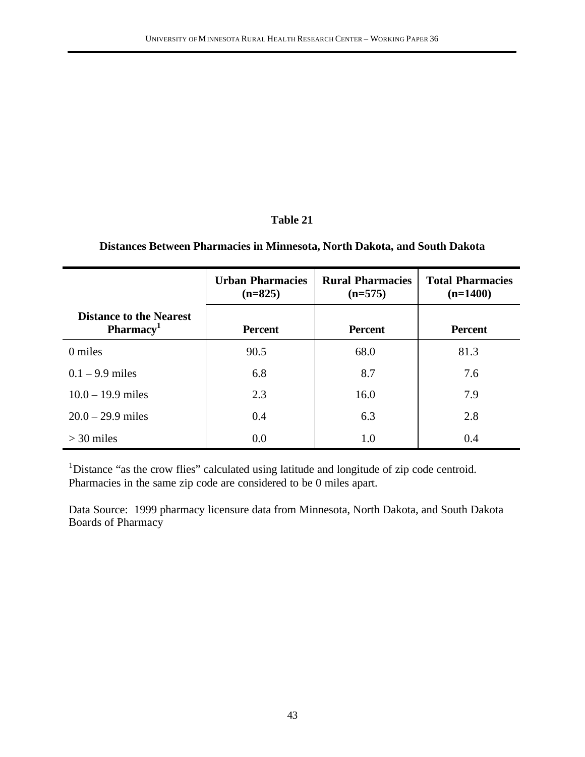**Table 21**

**Distances Between Pharmacies in Minnesota, North Dakota, and South Dakota**

| | Urban Pharmacies (n=825) | Rural Pharmacies (n=575) | Total Pharmacies (n=1400) |
|---|---|---|---|
| **Distance to the Nearest Pharmacy[1]** | **Percent** | **Percent** | **Percent** |
| 0 miles | 90.5 | 68.0 | 81.3 |
| 0.1 – 9.9 miles | 6.8 | 8.7 | 7.6 |
| 10.0 – 19.9 miles | 2.3 | 16.0 | 7.9 |
| 20.0 – 29.9 miles | 0.4 | 6.3 | 2.8 |
| > 30 miles | 0.0 | 1.0 | 0.4 |

[1]Distance "as the crow flies" calculated using latitude and longitude of zip code centroid. Pharmacies in the same zip code are considered to be 0 miles apart.

Data Source: 1999 pharmacy licensure data from Minnesota, North Dakota, and South Dakota Boards of Pharmacy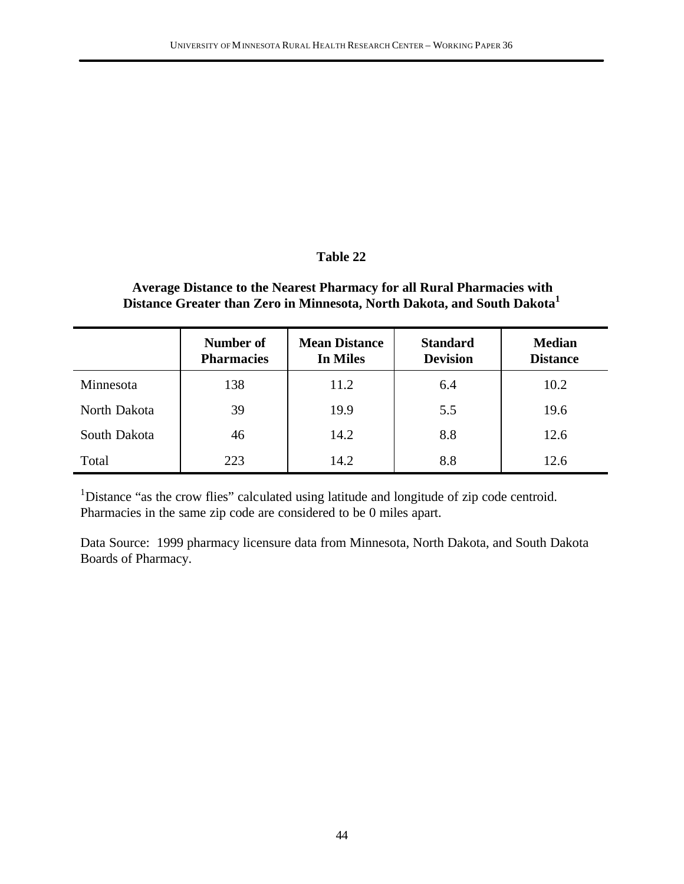**Table 22**

**Average Distance to the Nearest Pharmacy for all Rural Pharmacies with Distance Greater than Zero in Minnesota, North Dakota, and South Dakota[1]**

| | Number of Pharmacies | Mean Distance In Miles | Standard Devision | Median Distance |
|---|---|---|---|---|
| Minnesota | 138 | 11.2 | 6.4 | 10.2 |
| North Dakota | 39 | 19.9 | 5.5 | 19.6 |
| South Dakota | 46 | 14.2 | 8.8 | 12.6 |
| Total | 223 | 14.2 | 8.8 | 12.6 |

[1]Distance "as the crow flies" calculated using latitude and longitude of zip code centroid. Pharmacies in the same zip code are considered to be 0 miles apart.

Data Source: 1999 pharmacy licensure data from Minnesota, North Dakota, and South Dakota Boards of Pharmacy.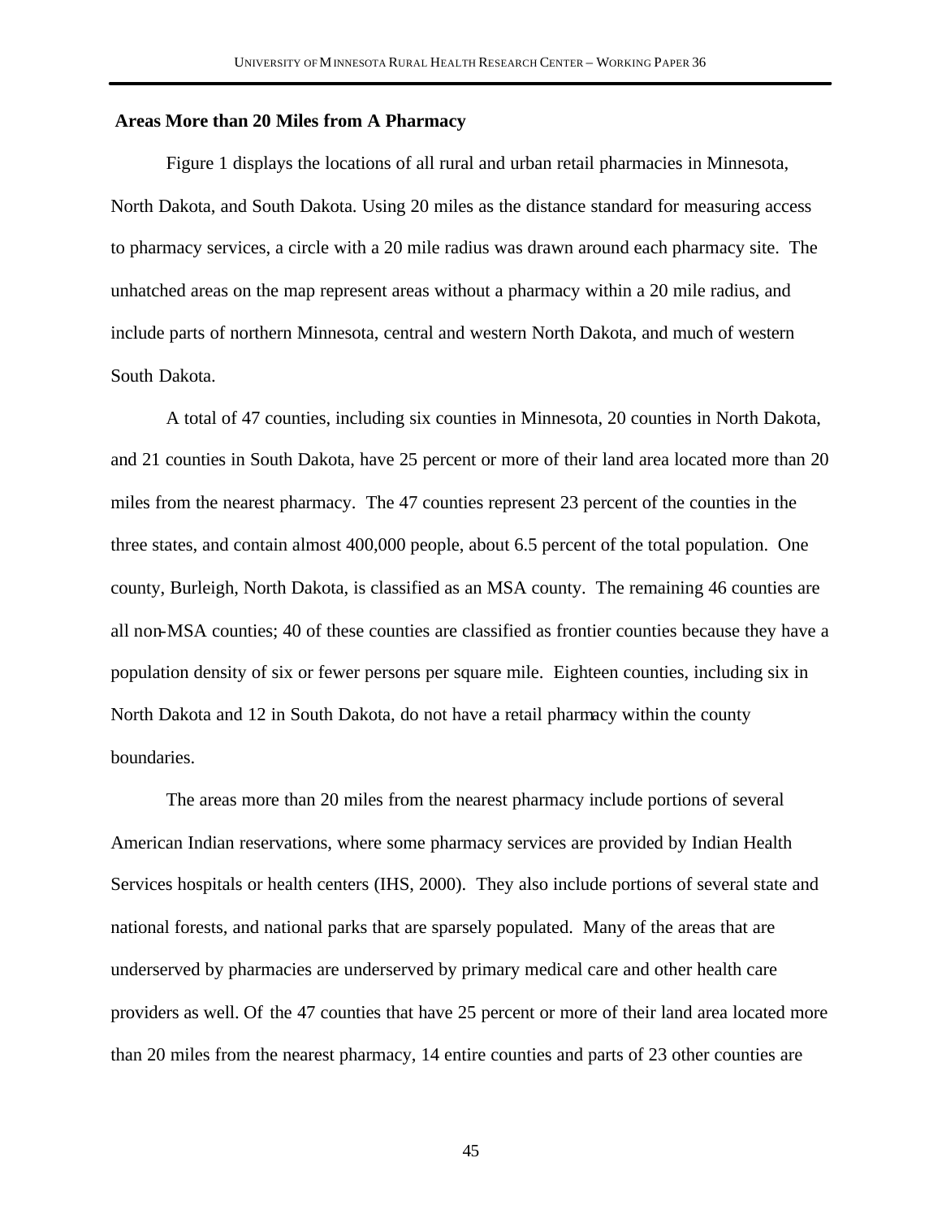**Areas More than 20 Miles from A Pharmacy**

Figure 1 displays the locations of all rural and urban retail pharmacies in Minnesota, North Dakota, and South Dakota. Using 20 miles as the distance standard for measuring access to pharmacy services, a circle with a 20 mile radius was drawn around each pharmacy site. The unhatched areas on the map represent areas without a pharmacy within a 20 mile radius, and include parts of northern Minnesota, central and western North Dakota, and much of western South Dakota.

A total of 47 counties, including six counties in Minnesota, 20 counties in North Dakota, and 21 counties in South Dakota, have 25 percent or more of their land area located more than 20 miles from the nearest pharmacy. The 47 counties represent 23 percent of the counties in the three states, and contain almost 400,000 people, about 6.5 percent of the total population. One county, Burleigh, North Dakota, is classified as an MSA county. The remaining 46 counties are all non-MSA counties; 40 of these counties are classified as frontier counties because they have a population density of six or fewer persons per square mile. Eighteen counties, including six in North Dakota and 12 in South Dakota, do not have a retail pharmacy within the county boundaries.

The areas more than 20 miles from the nearest pharmacy include portions of several American Indian reservations, where some pharmacy services are provided by Indian Health Services hospitals or health centers (IHS, 2000). They also include portions of several state and national forests, and national parks that are sparsely populated. Many of the areas that are underserved by pharmacies are underserved by primary medical care and other health care providers as well. Of the 47 counties that have 25 percent or more of their land area located more than 20 miles from the nearest pharmacy, 14 entire counties and parts of 23 other counties are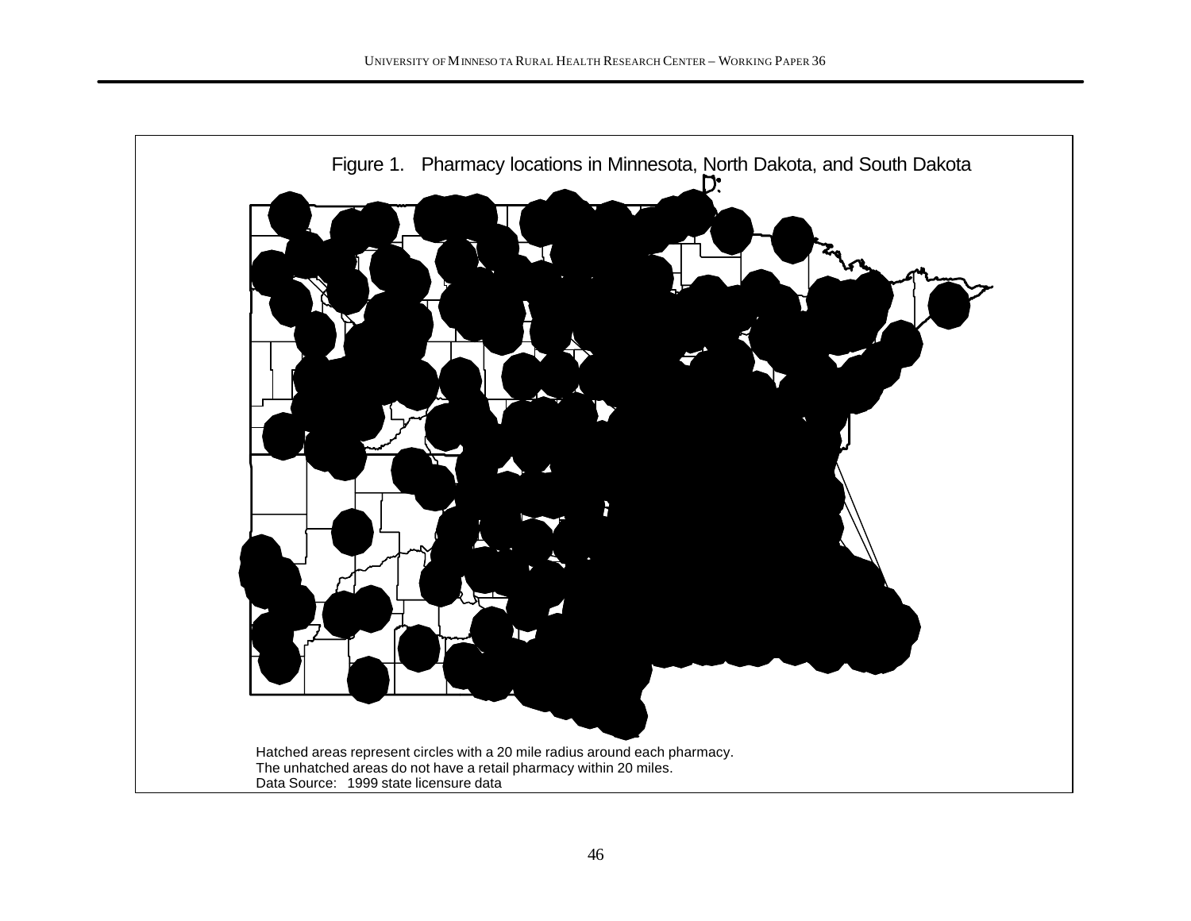Figure 1. Pharmacy locations in Minnesota, North Dakota, and South Dakota

Hatched areas represent circles with a 20 mile radius around each pharmacy.
The unhatched areas do not have a retail pharmacy within 20 miles.
Data Source: 1999 state licensure data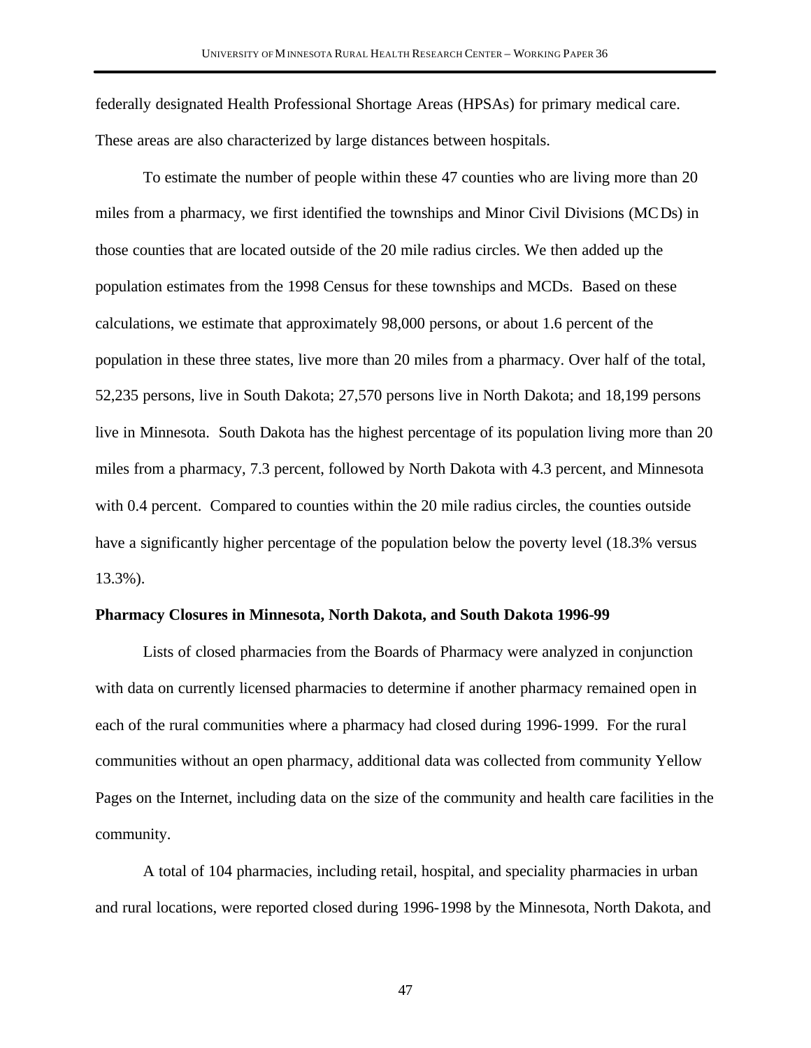federally designated Health Professional Shortage Areas (HPSAs) for primary medical care. These areas are also characterized by large distances between hospitals.

To estimate the number of people within these 47 counties who are living more than 20 miles from a pharmacy, we first identified the townships and Minor Civil Divisions (MCDs) in those counties that are located outside of the 20 mile radius circles. We then added up the population estimates from the 1998 Census for these townships and MCDs. Based on these calculations, we estimate that approximately 98,000 persons, or about 1.6 percent of the population in these three states, live more than 20 miles from a pharmacy. Over half of the total, 52,235 persons, live in South Dakota; 27,570 persons live in North Dakota; and 18,199 persons live in Minnesota. South Dakota has the highest percentage of its population living more than 20 miles from a pharmacy, 7.3 percent, followed by North Dakota with 4.3 percent, and Minnesota with 0.4 percent. Compared to counties within the 20 mile radius circles, the counties outside have a significantly higher percentage of the population below the poverty level (18.3% versus 13.3%).

**Pharmacy Closures in Minnesota, North Dakota, and South Dakota 1996-99**

Lists of closed pharmacies from the Boards of Pharmacy were analyzed in conjunction with data on currently licensed pharmacies to determine if another pharmacy remained open in each of the rural communities where a pharmacy had closed during 1996-1999. For the rural communities without an open pharmacy, additional data was collected from community Yellow Pages on the Internet, including data on the size of the community and health care facilities in the community.

A total of 104 pharmacies, including retail, hospital, and speciality pharmacies in urban and rural locations, were reported closed during 1996-1998 by the Minnesota, North Dakota, and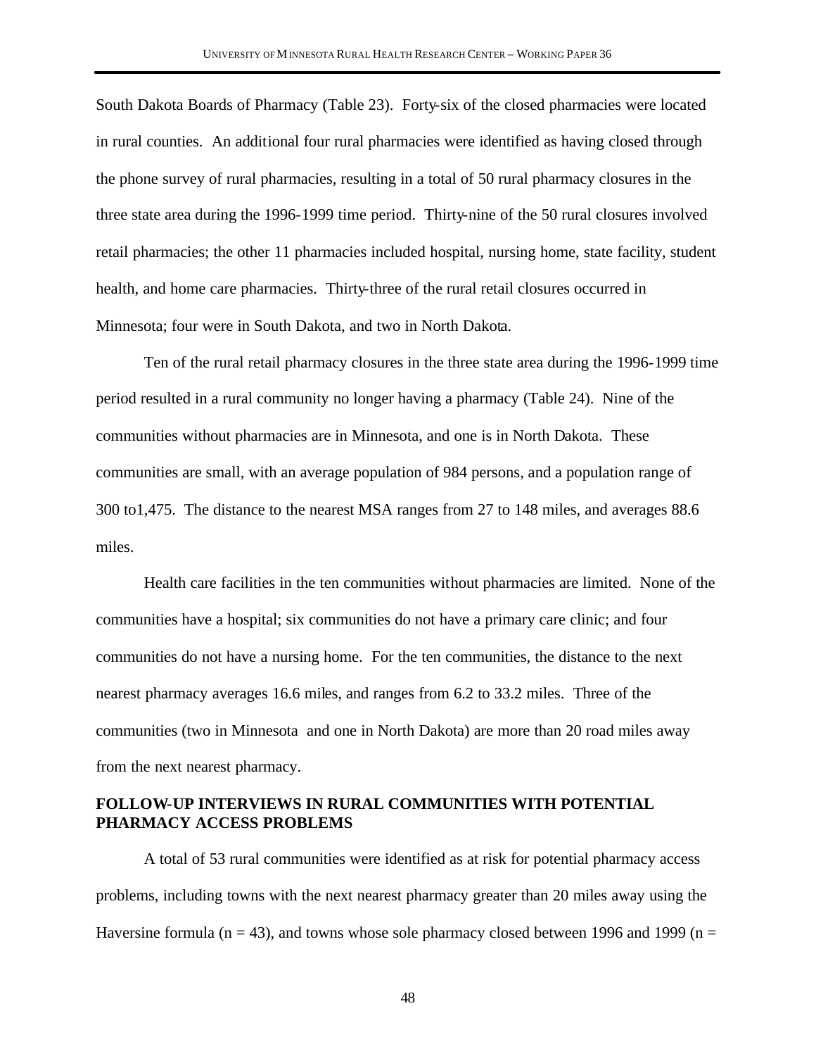South Dakota Boards of Pharmacy (Table 23). Forty-six of the closed pharmacies were located in rural counties. An additional four rural pharmacies were identified as having closed through the phone survey of rural pharmacies, resulting in a total of 50 rural pharmacy closures in the three state area during the 1996-1999 time period. Thirty-nine of the 50 rural closures involved retail pharmacies; the other 11 pharmacies included hospital, nursing home, state facility, student health, and home care pharmacies. Thirty-three of the rural retail closures occurred in Minnesota; four were in South Dakota, and two in North Dakota.

Ten of the rural retail pharmacy closures in the three state area during the 1996-1999 time period resulted in a rural community no longer having a pharmacy (Table 24). Nine of the communities without pharmacies are in Minnesota, and one is in North Dakota. These communities are small, with an average population of 984 persons, and a population range of 300 to1,475. The distance to the nearest MSA ranges from 27 to 148 miles, and averages 88.6 miles.

Health care facilities in the ten communities without pharmacies are limited. None of the communities have a hospital; six communities do not have a primary care clinic; and four communities do not have a nursing home. For the ten communities, the distance to the next nearest pharmacy averages 16.6 miles, and ranges from 6.2 to 33.2 miles. Three of the communities (two in Minnesota and one in North Dakota) are more than 20 road miles away from the next nearest pharmacy.

## FOLLOW-UP INTERVIEWS IN RURAL COMMUNITIES WITH POTENTIAL PHARMACY ACCESS PROBLEMS

A total of 53 rural communities were identified as at risk for potential pharmacy access problems, including towns with the next nearest pharmacy greater than 20 miles away using the Haversine formula ($n = 43$), and towns whose sole pharmacy closed between 1996 and 1999 (n =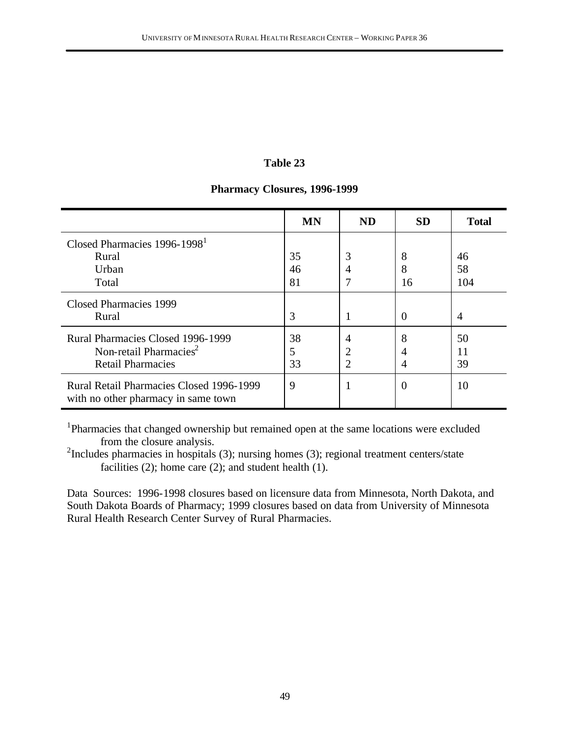**Table 23**

**Pharmacy Closures, 1996-1999**

| | MN | ND | SD | Total |
|---|---|---|---|---|
| Closed Pharmacies 1996-1998[1] | | | | |
| Rural | 35 | 3 | 8 | 46 |
| Urban | 46 | 4 | 8 | 58 |
| Total | 81 | 7 | 16 | 104 |
| Closed Pharmacies 1999 | | | | |
| Rural | 3 | 1 | 0 | 4 |
| Rural Pharmacies Closed 1996-1999 | 38 | 4 | 8 | 50 |
| Non-retail Pharmacies[2] | 5 | 2 | 4 | 11 |
| Retail Pharmacies | 33 | 2 | 4 | 39 |
| Rural Retail Pharmacies Closed 1996-1999 with no other pharmacy in same town | 9 | 1 | 0 | 10 |

[1]Pharmacies that changed ownership but remained open at the same locations were excluded from the closure analysis.

[2]Includes pharmacies in hospitals (3); nursing homes (3); regional treatment centers/state facilities (2); home care (2); and student health (1).

Data Sources: 1996-1998 closures based on licensure data from Minnesota, North Dakota, and South Dakota Boards of Pharmacy; 1999 closures based on data from University of Minnesota Rural Health Research Center Survey of Rural Pharmacies.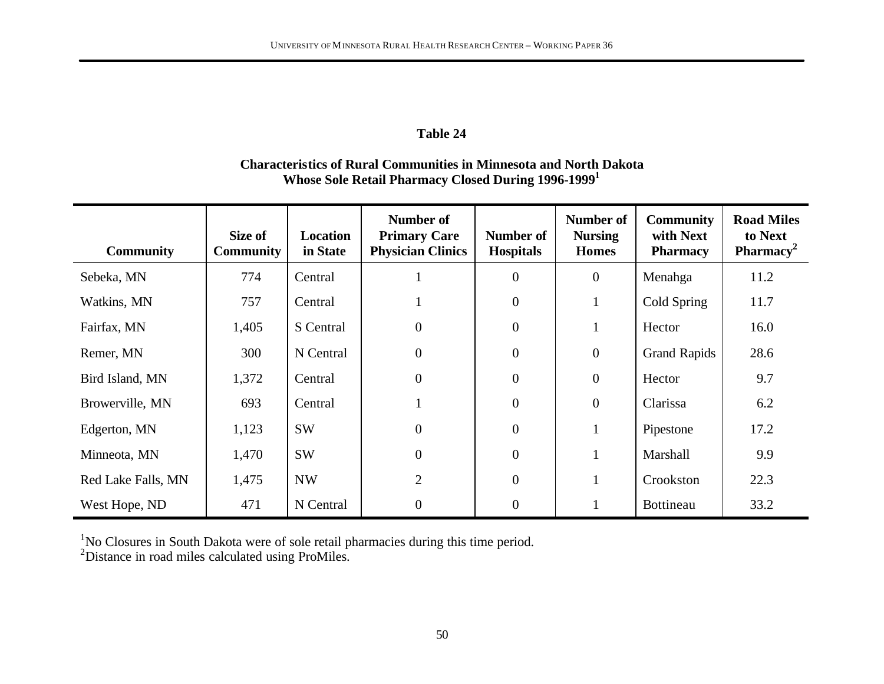**Table 24**

**Characteristics of Rural Communities in Minnesota and North Dakota Whose Sole Retail Pharmacy Closed During 1996-1999[1]**

| Community | Size of Community | Location in State | Number of Primary Care Physician Clinics | Number of Hospitals | Number of Nursing Homes | Community with Next Pharmacy | Road Miles to Next Pharmacy[2] |
|---|---|---|---|---|---|---|---|
| Sebeka, MN | 774 | Central | 1 | 0 | 0 | Menahga | 11.2 |
| Watkins, MN | 757 | Central | 1 | 0 | 1 | Cold Spring | 11.7 |
| Fairfax, MN | 1,405 | S Central | 0 | 0 | 1 | Hector | 16.0 |
| Remer, MN | 300 | N Central | 0 | 0 | 0 | Grand Rapids | 28.6 |
| Bird Island, MN | 1,372 | Central | 0 | 0 | 0 | Hector | 9.7 |
| Browerville, MN | 693 | Central | 1 | 0 | 0 | Clarissa | 6.2 |
| Edgerton, MN | 1,123 | SW | 0 | 0 | 1 | Pipestone | 17.2 |
| Minneota, MN | 1,470 | SW | 0 | 0 | 1 | Marshall | 9.9 |
| Red Lake Falls, MN | 1,475 | NW | 2 | 0 | 1 | Crookston | 22.3 |
| West Hope, ND | 471 | N Central | 0 | 0 | 1 | Bottineau | 33.2 |

[1]No Closures in South Dakota were of sole retail pharmacies during this time period.
[2]Distance in road miles calculated using ProMiles.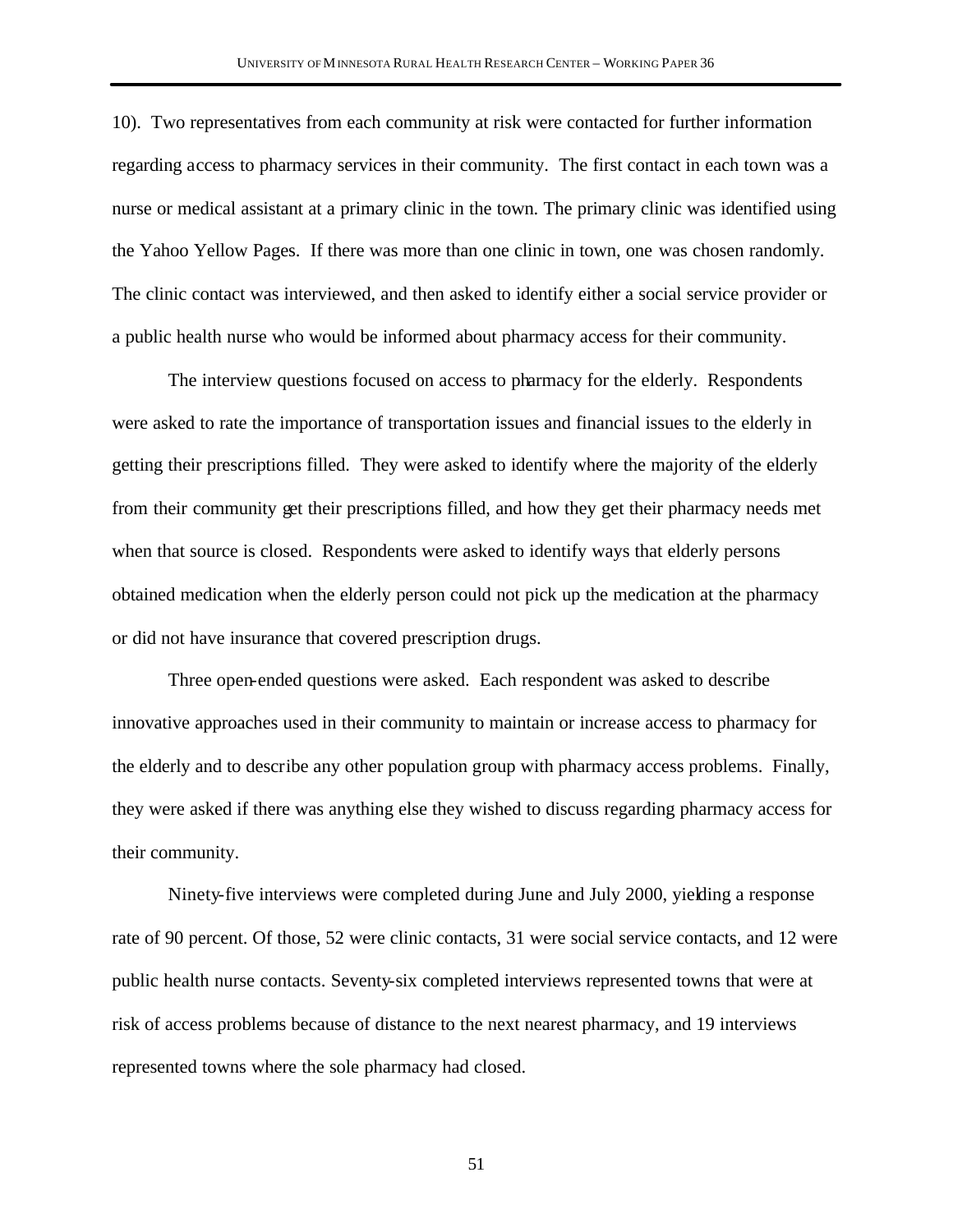10). Two representatives from each community at risk were contacted for further information regarding access to pharmacy services in their community. The first contact in each town was a nurse or medical assistant at a primary clinic in the town. The primary clinic was identified using the Yahoo Yellow Pages. If there was more than one clinic in town, one was chosen randomly. The clinic contact was interviewed, and then asked to identify either a social service provider or a public health nurse who would be informed about pharmacy access for their community.

The interview questions focused on access to pharmacy for the elderly. Respondents were asked to rate the importance of transportation issues and financial issues to the elderly in getting their prescriptions filled. They were asked to identify where the majority of the elderly from their community get their prescriptions filled, and how they get their pharmacy needs met when that source is closed. Respondents were asked to identify ways that elderly persons obtained medication when the elderly person could not pick up the medication at the pharmacy or did not have insurance that covered prescription drugs.

Three open-ended questions were asked. Each respondent was asked to describe innovative approaches used in their community to maintain or increase access to pharmacy for the elderly and to describe any other population group with pharmacy access problems. Finally, they were asked if there was anything else they wished to discuss regarding pharmacy access for their community.

Ninety-five interviews were completed during June and July 2000, yielding a response rate of 90 percent. Of those, 52 were clinic contacts, 31 were social service contacts, and 12 were public health nurse contacts. Seventy-six completed interviews represented towns that were at risk of access problems because of distance to the next nearest pharmacy, and 19 interviews represented towns where the sole pharmacy had closed.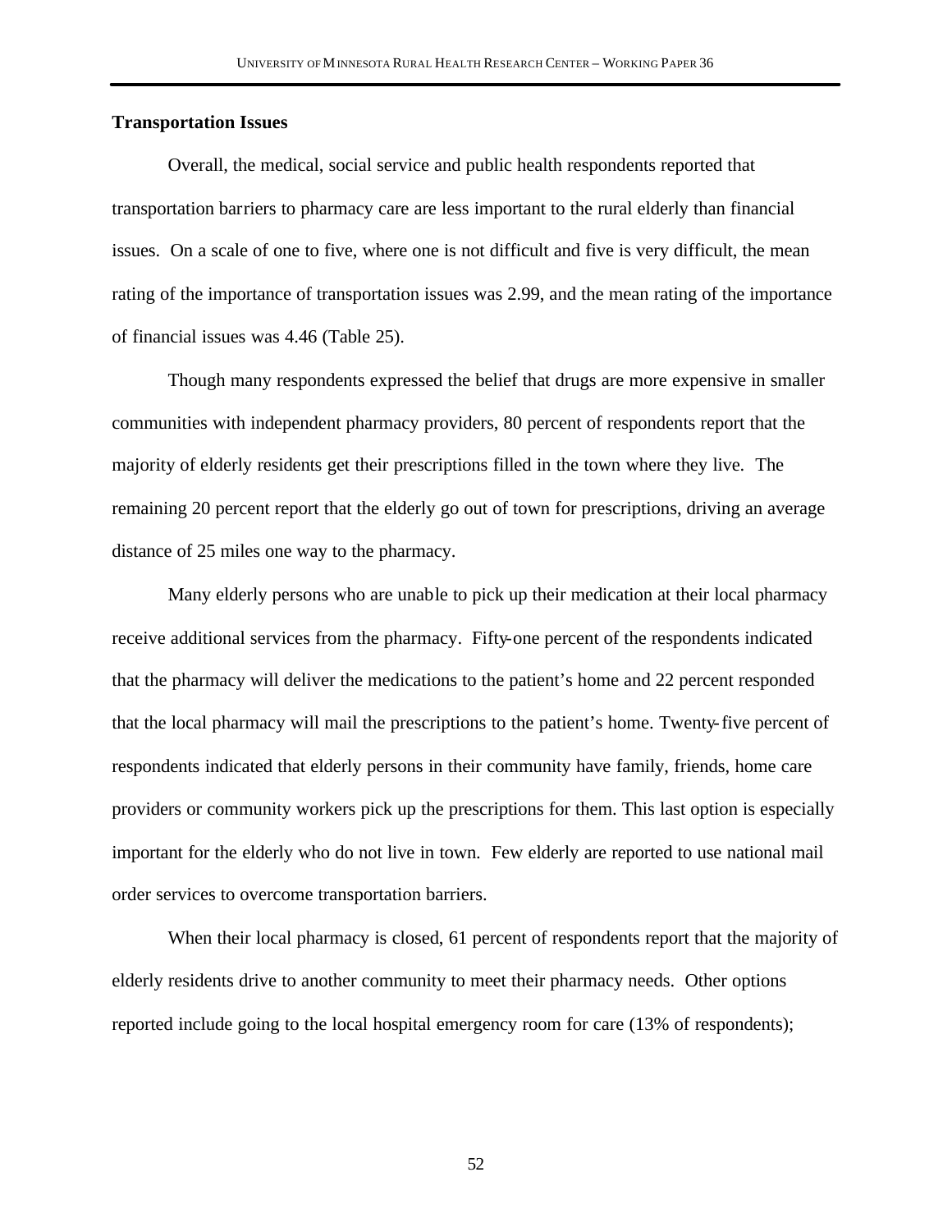### Transportation Issues

Overall, the medical, social service and public health respondents reported that transportation barriers to pharmacy care are less important to the rural elderly than financial issues. On a scale of one to five, where one is not difficult and five is very difficult, the mean rating of the importance of transportation issues was 2.99, and the mean rating of the importance of financial issues was 4.46 (Table 25).

Though many respondents expressed the belief that drugs are more expensive in smaller communities with independent pharmacy providers, 80 percent of respondents report that the majority of elderly residents get their prescriptions filled in the town where they live. The remaining 20 percent report that the elderly go out of town for prescriptions, driving an average distance of 25 miles one way to the pharmacy.

Many elderly persons who are unable to pick up their medication at their local pharmacy receive additional services from the pharmacy. Fifty-one percent of the respondents indicated that the pharmacy will deliver the medications to the patient's home and 22 percent responded that the local pharmacy will mail the prescriptions to the patient's home. Twenty-five percent of respondents indicated that elderly persons in their community have family, friends, home care providers or community workers pick up the prescriptions for them. This last option is especially important for the elderly who do not live in town. Few elderly are reported to use national mail order services to overcome transportation barriers.

When their local pharmacy is closed, 61 percent of respondents report that the majority of elderly residents drive to another community to meet their pharmacy needs. Other options reported include going to the local hospital emergency room for care (13% of respondents);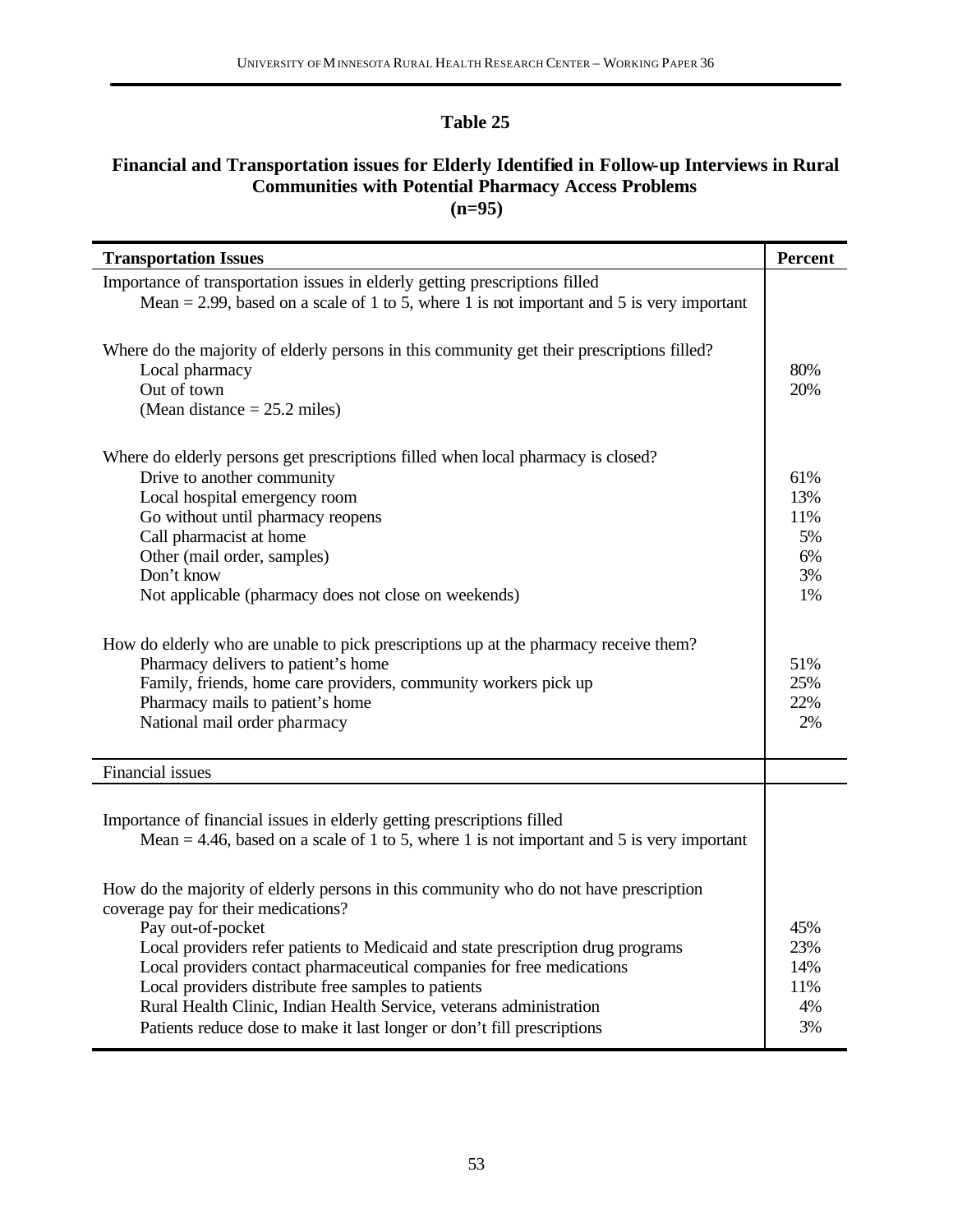**Table 25**

**Financial and Transportation issues for Elderly Identified in Follow-up Interviews in Rural Communities with Potential Pharmacy Access Problems (n=95)**

| **Transportation Issues** | **Percent** |
|---|---|
| Importance of transportation issues in elderly getting prescriptions filled | |
| Mean = 2.99, based on a scale of 1 to 5, where 1 is not important and 5 is very important | |
| Where do the majority of elderly persons in this community get their prescriptions filled? | |
| Local pharmacy | 80% |
| Out of town | 20% |
| (Mean distance = 25.2 miles) | |
| Where do elderly persons get prescriptions filled when local pharmacy is closed? | |
| Drive to another community | 61% |
| Local hospital emergency room | 13% |
| Go without until pharmacy reopens | 11% |
| Call pharmacist at home | 5% |
| Other (mail order, samples) | 6% |
| Don't know | 3% |
| Not applicable (pharmacy does not close on weekends) | 1% |
| How do elderly who are unable to pick prescriptions up at the pharmacy receive them? | |
| Pharmacy delivers to patient's home | 51% |
| Family, friends, home care providers, community workers pick up | 25% |
| Pharmacy mails to patient's home | 22% |
| National mail order pharmacy | 2% |
| Financial issues | |
| Importance of financial issues in elderly getting prescriptions filled | |
| Mean = 4.46, based on a scale of 1 to 5, where 1 is not important and 5 is very important | |
| How do the majority of elderly persons in this community who do not have prescription coverage pay for their medications? | |
| Pay out-of-pocket | 45% |
| Local providers refer patients to Medicaid and state prescription drug programs | 23% |
| Local providers contact pharmaceutical companies for free medications | 14% |
| Local providers distribute free samples to patients | 11% |
| Rural Health Clinic, Indian Health Service, veterans administration | 4% |
| Patients reduce dose to make it last longer or don't fill prescriptions | 3% |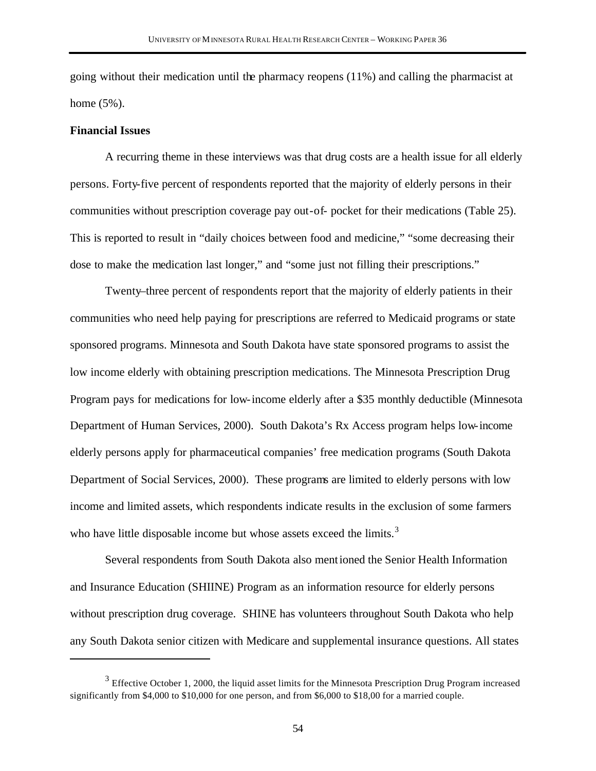going without their medication until the pharmacy reopens (11%) and calling the pharmacist at home (5%).

**Financial Issues**

A recurring theme in these interviews was that drug costs are a health issue for all elderly persons. Forty-five percent of respondents reported that the majority of elderly persons in their communities without prescription coverage pay out-of- pocket for their medications (Table 25). This is reported to result in "daily choices between food and medicine," "some decreasing their dose to make the medication last longer," and "some just not filling their prescriptions."

Twenty–three percent of respondents report that the majority of elderly patients in their communities who need help paying for prescriptions are referred to Medicaid programs or state sponsored programs. Minnesota and South Dakota have state sponsored programs to assist the low income elderly with obtaining prescription medications. The Minnesota Prescription Drug Program pays for medications for low-income elderly after a $35 monthly deductible (Minnesota Department of Human Services, 2000). South Dakota's Rx Access program helps low-income elderly persons apply for pharmaceutical companies' free medication programs (South Dakota Department of Social Services, 2000). These programs are limited to elderly persons with low income and limited assets, which respondents indicate results in the exclusion of some farmers who have little disposable income but whose assets exceed the limits.[3]

Several respondents from South Dakota also mentioned the Senior Health Information and Insurance Education (SHIINE) Program as an information resource for elderly persons without prescription drug coverage. SHINE has volunteers throughout South Dakota who help any South Dakota senior citizen with Medicare and supplemental insurance questions. All states

---

[3] Effective October 1, 2000, the liquid asset limits for the Minnesota Prescription Drug Program increased significantly from $4,000 to $10,000 for one person, and from $6,000 to $18,00 for a married couple.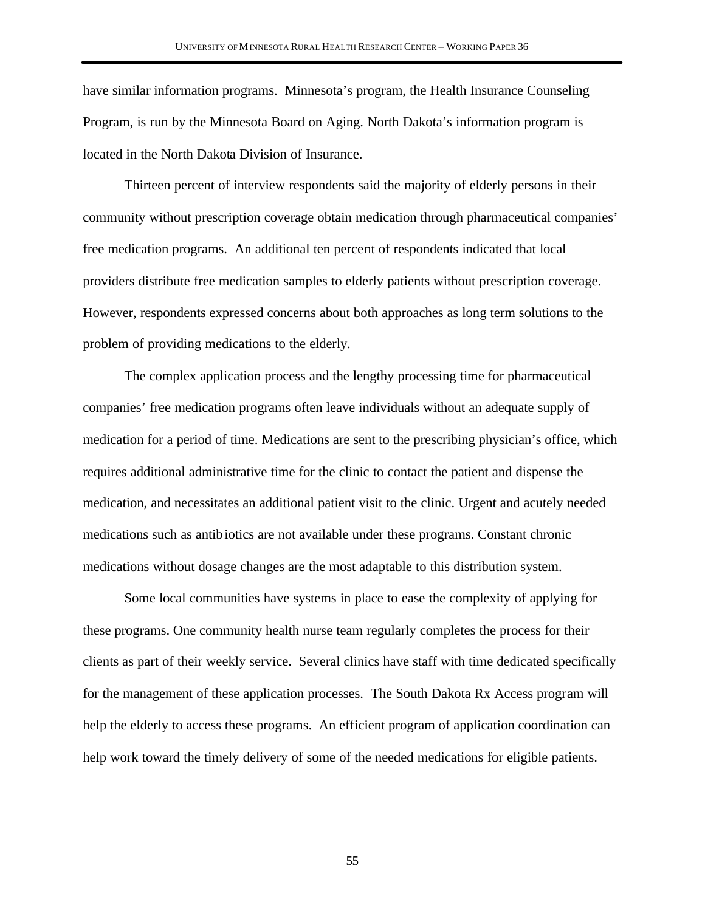have similar information programs. Minnesota's program, the Health Insurance Counseling Program, is run by the Minnesota Board on Aging. North Dakota's information program is located in the North Dakota Division of Insurance.

Thirteen percent of interview respondents said the majority of elderly persons in their community without prescription coverage obtain medication through pharmaceutical companies' free medication programs. An additional ten percent of respondents indicated that local providers distribute free medication samples to elderly patients without prescription coverage. However, respondents expressed concerns about both approaches as long term solutions to the problem of providing medications to the elderly.

The complex application process and the lengthy processing time for pharmaceutical companies' free medication programs often leave individuals without an adequate supply of medication for a period of time. Medications are sent to the prescribing physician's office, which requires additional administrative time for the clinic to contact the patient and dispense the medication, and necessitates an additional patient visit to the clinic. Urgent and acutely needed medications such as antibiotics are not available under these programs. Constant chronic medications without dosage changes are the most adaptable to this distribution system.

Some local communities have systems in place to ease the complexity of applying for these programs. One community health nurse team regularly completes the process for their clients as part of their weekly service. Several clinics have staff with time dedicated specifically for the management of these application processes. The South Dakota Rx Access program will help the elderly to access these programs. An efficient program of application coordination can help work toward the timely delivery of some of the needed medications for eligible patients.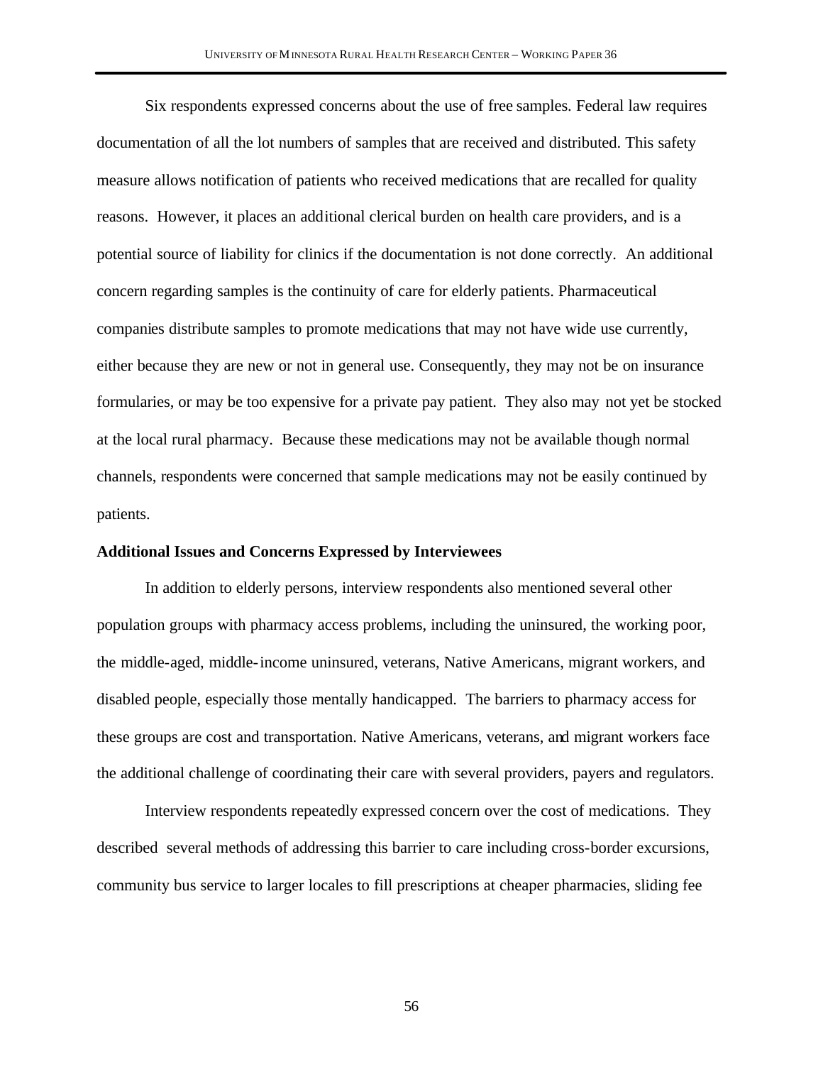Six respondents expressed concerns about the use of free samples. Federal law requires documentation of all the lot numbers of samples that are received and distributed. This safety measure allows notification of patients who received medications that are recalled for quality reasons. However, it places an additional clerical burden on health care providers, and is a potential source of liability for clinics if the documentation is not done correctly. An additional concern regarding samples is the continuity of care for elderly patients. Pharmaceutical companies distribute samples to promote medications that may not have wide use currently, either because they are new or not in general use. Consequently, they may not be on insurance formularies, or may be too expensive for a private pay patient. They also may not yet be stocked at the local rural pharmacy. Because these medications may not be available though normal channels, respondents were concerned that sample medications may not be easily continued by patients.

**Additional Issues and Concerns Expressed by Interviewees**

In addition to elderly persons, interview respondents also mentioned several other population groups with pharmacy access problems, including the uninsured, the working poor, the middle-aged, middle-income uninsured, veterans, Native Americans, migrant workers, and disabled people, especially those mentally handicapped. The barriers to pharmacy access for these groups are cost and transportation. Native Americans, veterans, and migrant workers face the additional challenge of coordinating their care with several providers, payers and regulators.

Interview respondents repeatedly expressed concern over the cost of medications. They described several methods of addressing this barrier to care including cross-border excursions, community bus service to larger locales to fill prescriptions at cheaper pharmacies, sliding fee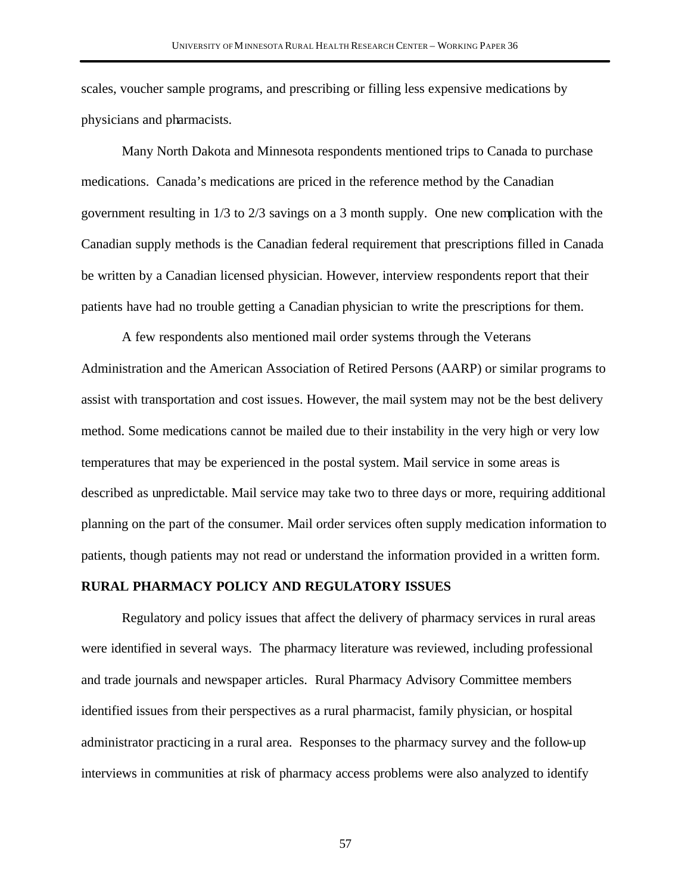scales, voucher sample programs, and prescribing or filling less expensive medications by physicians and pharmacists.

Many North Dakota and Minnesota respondents mentioned trips to Canada to purchase medications. Canada's medications are priced in the reference method by the Canadian government resulting in 1/3 to 2/3 savings on a 3 month supply. One new complication with the Canadian supply methods is the Canadian federal requirement that prescriptions filled in Canada be written by a Canadian licensed physician. However, interview respondents report that their patients have had no trouble getting a Canadian physician to write the prescriptions for them.

A few respondents also mentioned mail order systems through the Veterans Administration and the American Association of Retired Persons (AARP) or similar programs to assist with transportation and cost issues. However, the mail system may not be the best delivery method. Some medications cannot be mailed due to their instability in the very high or very low temperatures that may be experienced in the postal system. Mail service in some areas is described as unpredictable. Mail service may take two to three days or more, requiring additional planning on the part of the consumer. Mail order services often supply medication information to patients, though patients may not read or understand the information provided in a written form.

**RURAL PHARMACY POLICY AND REGULATORY ISSUES**

Regulatory and policy issues that affect the delivery of pharmacy services in rural areas were identified in several ways. The pharmacy literature was reviewed, including professional and trade journals and newspaper articles. Rural Pharmacy Advisory Committee members identified issues from their perspectives as a rural pharmacist, family physician, or hospital administrator practicing in a rural area. Responses to the pharmacy survey and the follow-up interviews in communities at risk of pharmacy access problems were also analyzed to identify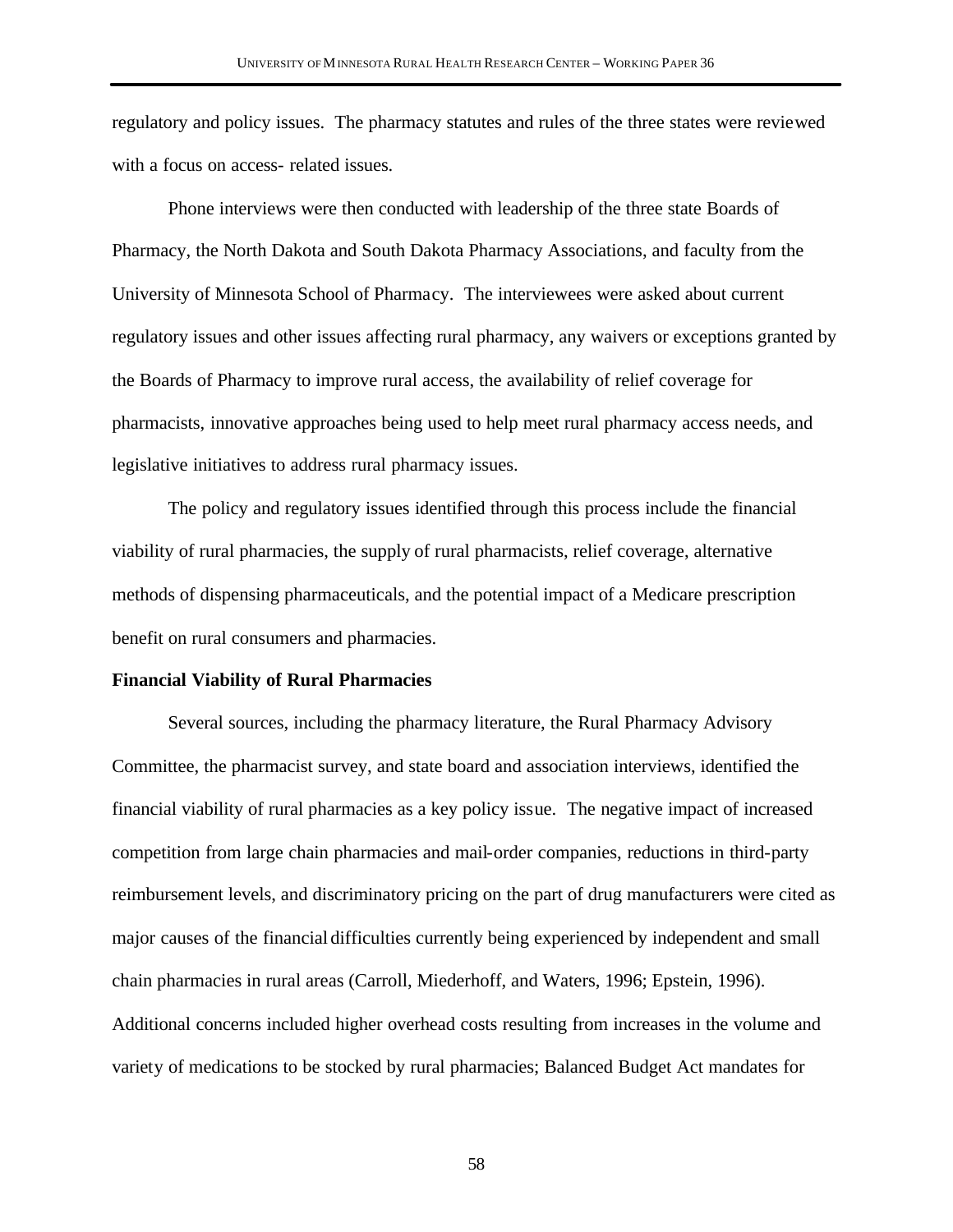regulatory and policy issues. The pharmacy statutes and rules of the three states were reviewed with a focus on access- related issues.

Phone interviews were then conducted with leadership of the three state Boards of Pharmacy, the North Dakota and South Dakota Pharmacy Associations, and faculty from the University of Minnesota School of Pharmacy. The interviewees were asked about current regulatory issues and other issues affecting rural pharmacy, any waivers or exceptions granted by the Boards of Pharmacy to improve rural access, the availability of relief coverage for pharmacists, innovative approaches being used to help meet rural pharmacy access needs, and legislative initiatives to address rural pharmacy issues.

The policy and regulatory issues identified through this process include the financial viability of rural pharmacies, the supply of rural pharmacists, relief coverage, alternative methods of dispensing pharmaceuticals, and the potential impact of a Medicare prescription benefit on rural consumers and pharmacies.

**Financial Viability of Rural Pharmacies**

Several sources, including the pharmacy literature, the Rural Pharmacy Advisory Committee, the pharmacist survey, and state board and association interviews, identified the financial viability of rural pharmacies as a key policy issue. The negative impact of increased competition from large chain pharmacies and mail-order companies, reductions in third-party reimbursement levels, and discriminatory pricing on the part of drug manufacturers were cited as major causes of the financial difficulties currently being experienced by independent and small chain pharmacies in rural areas (Carroll, Miederhoff, and Waters, 1996; Epstein, 1996). Additional concerns included higher overhead costs resulting from increases in the volume and variety of medications to be stocked by rural pharmacies; Balanced Budget Act mandates for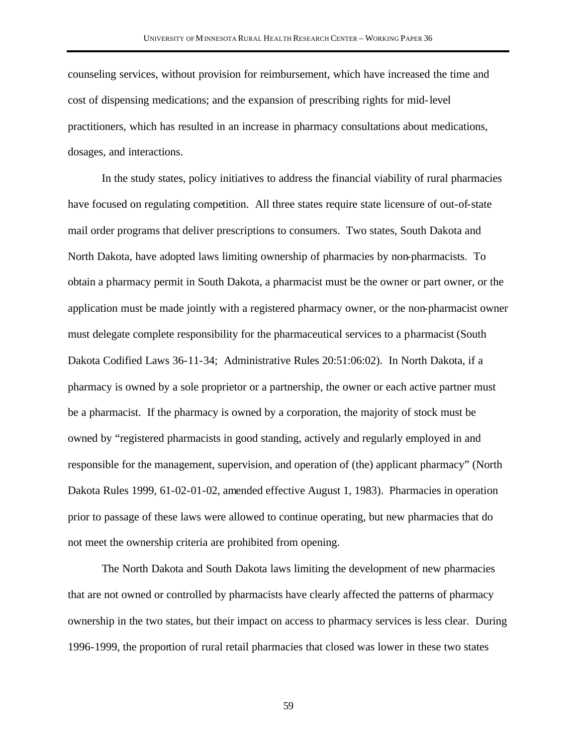counseling services, without provision for reimbursement, which have increased the time and cost of dispensing medications; and the expansion of prescribing rights for mid-level practitioners, which has resulted in an increase in pharmacy consultations about medications, dosages, and interactions.

In the study states, policy initiatives to address the financial viability of rural pharmacies have focused on regulating competition. All three states require state licensure of out-of-state mail order programs that deliver prescriptions to consumers. Two states, South Dakota and North Dakota, have adopted laws limiting ownership of pharmacies by non-pharmacists. To obtain a pharmacy permit in South Dakota, a pharmacist must be the owner or part owner, or the application must be made jointly with a registered pharmacy owner, or the non-pharmacist owner must delegate complete responsibility for the pharmaceutical services to a pharmacist (South Dakota Codified Laws 36-11-34; Administrative Rules 20:51:06:02). In North Dakota, if a pharmacy is owned by a sole proprietor or a partnership, the owner or each active partner must be a pharmacist. If the pharmacy is owned by a corporation, the majority of stock must be owned by "registered pharmacists in good standing, actively and regularly employed in and responsible for the management, supervision, and operation of (the) applicant pharmacy" (North Dakota Rules 1999, 61-02-01-02, amended effective August 1, 1983). Pharmacies in operation prior to passage of these laws were allowed to continue operating, but new pharmacies that do not meet the ownership criteria are prohibited from opening.

The North Dakota and South Dakota laws limiting the development of new pharmacies that are not owned or controlled by pharmacists have clearly affected the patterns of pharmacy ownership in the two states, but their impact on access to pharmacy services is less clear. During 1996-1999, the proportion of rural retail pharmacies that closed was lower in these two states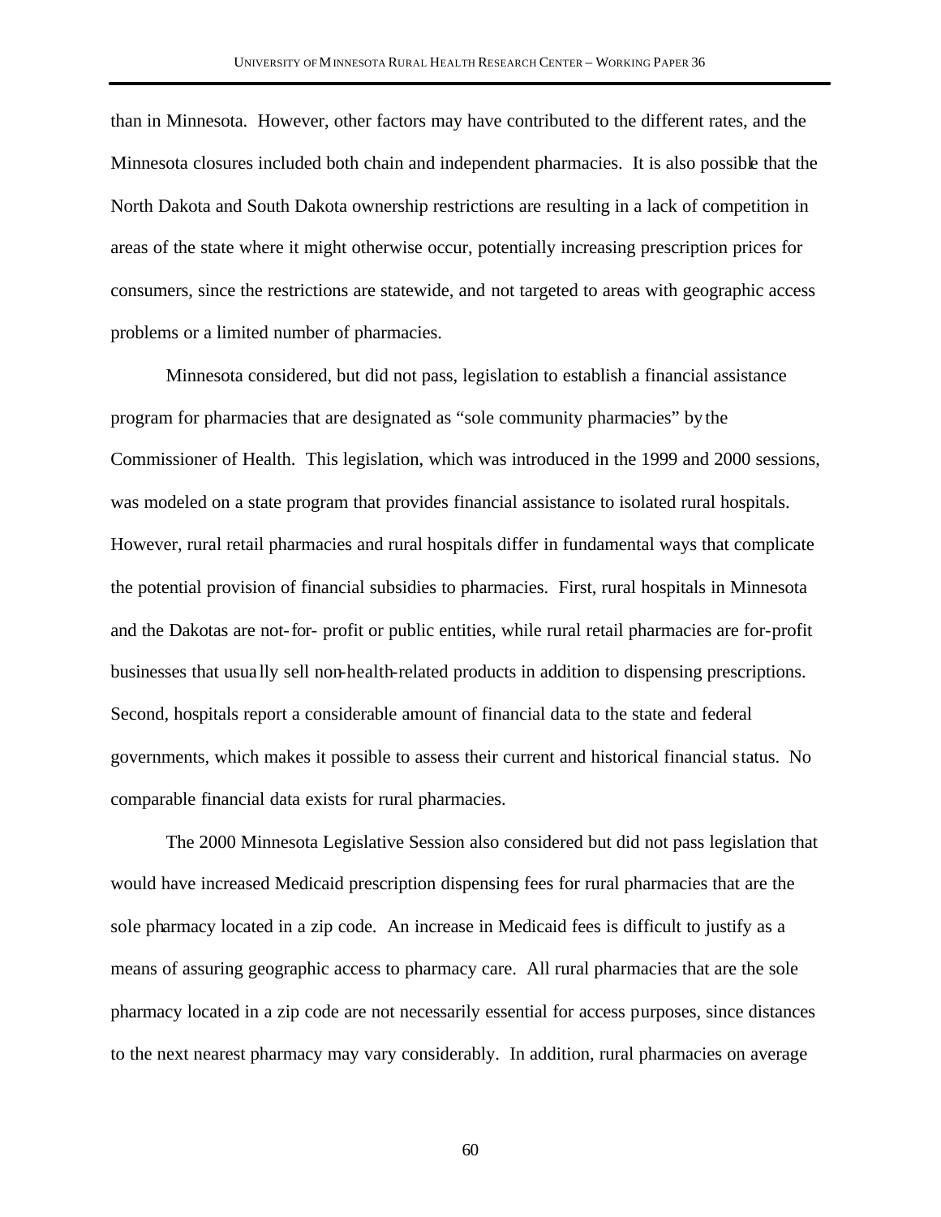than in Minnesota. However, other factors may have contributed to the different rates, and the Minnesota closures included both chain and independent pharmacies. It is also possible that the North Dakota and South Dakota ownership restrictions are resulting in a lack of competition in areas of the state where it might otherwise occur, potentially increasing prescription prices for consumers, since the restrictions are statewide, and not targeted to areas with geographic access problems or a limited number of pharmacies.

Minnesota considered, but did not pass, legislation to establish a financial assistance program for pharmacies that are designated as "sole community pharmacies" by the Commissioner of Health. This legislation, which was introduced in the 1999 and 2000 sessions, was modeled on a state program that provides financial assistance to isolated rural hospitals. However, rural retail pharmacies and rural hospitals differ in fundamental ways that complicate the potential provision of financial subsidies to pharmacies. First, rural hospitals in Minnesota and the Dakotas are not-for-profit or public entities, while rural retail pharmacies are for-profit businesses that usually sell non-health-related products in addition to dispensing prescriptions. Second, hospitals report a considerable amount of financial data to the state and federal governments, which makes it possible to assess their current and historical financial status. No comparable financial data exists for rural pharmacies.

The 2000 Minnesota Legislative Session also considered but did not pass legislation that would have increased Medicaid prescription dispensing fees for rural pharmacies that are the sole pharmacy located in a zip code. An increase in Medicaid fees is difficult to justify as a means of assuring geographic access to pharmacy care. All rural pharmacies that are the sole pharmacy located in a zip code are not necessarily essential for access purposes, since distances to the next nearest pharmacy may vary considerably. In addition, rural pharmacies on average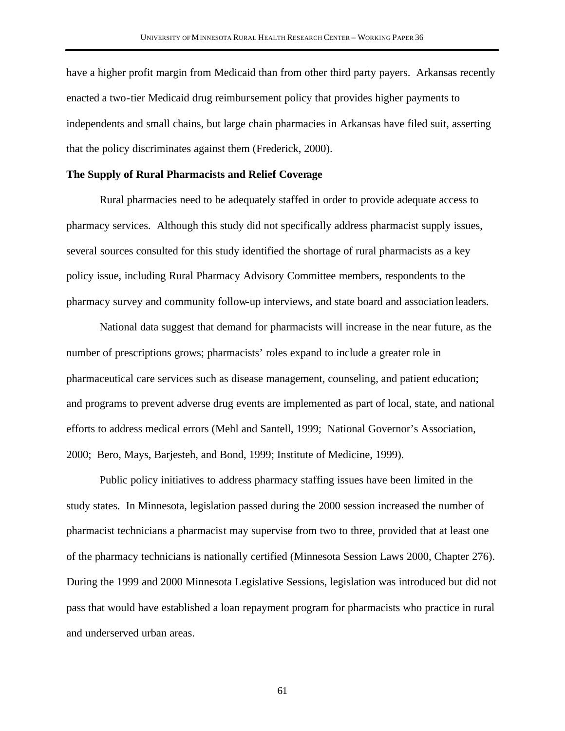have a higher profit margin from Medicaid than from other third party payers. Arkansas recently enacted a two-tier Medicaid drug reimbursement policy that provides higher payments to independents and small chains, but large chain pharmacies in Arkansas have filed suit, asserting that the policy discriminates against them (Frederick, 2000).

### The Supply of Rural Pharmacists and Relief Coverage

Rural pharmacies need to be adequately staffed in order to provide adequate access to pharmacy services. Although this study did not specifically address pharmacist supply issues, several sources consulted for this study identified the shortage of rural pharmacists as a key policy issue, including Rural Pharmacy Advisory Committee members, respondents to the pharmacy survey and community follow-up interviews, and state board and association leaders.

National data suggest that demand for pharmacists will increase in the near future, as the number of prescriptions grows; pharmacists' roles expand to include a greater role in pharmaceutical care services such as disease management, counseling, and patient education; and programs to prevent adverse drug events are implemented as part of local, state, and national efforts to address medical errors (Mehl and Santell, 1999; National Governor's Association, 2000; Bero, Mays, Barjesteh, and Bond, 1999; Institute of Medicine, 1999).

Public policy initiatives to address pharmacy staffing issues have been limited in the study states. In Minnesota, legislation passed during the 2000 session increased the number of pharmacist technicians a pharmacist may supervise from two to three, provided that at least one of the pharmacy technicians is nationally certified (Minnesota Session Laws 2000, Chapter 276). During the 1999 and 2000 Minnesota Legislative Sessions, legislation was introduced but did not pass that would have established a loan repayment program for pharmacists who practice in rural and underserved urban areas.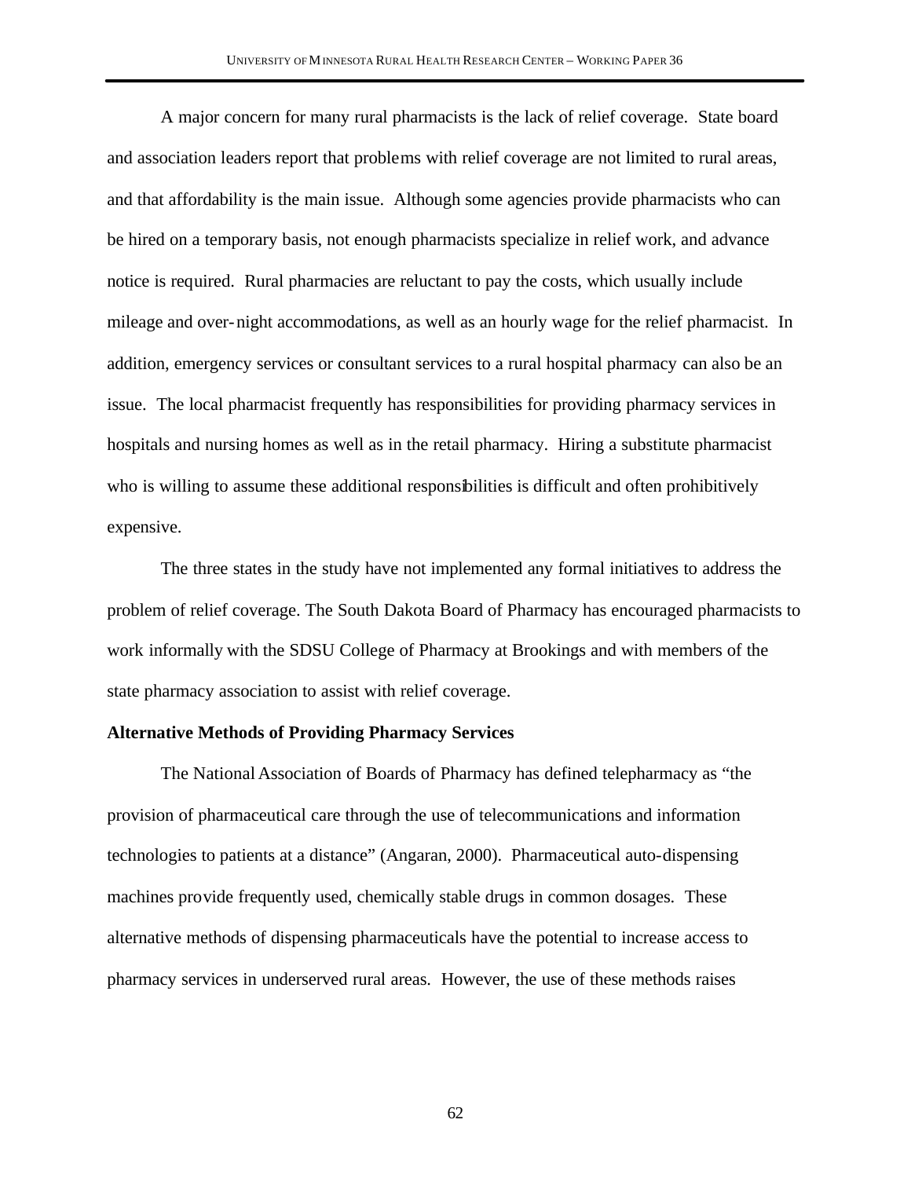A major concern for many rural pharmacists is the lack of relief coverage. State board and association leaders report that problems with relief coverage are not limited to rural areas, and that affordability is the main issue. Although some agencies provide pharmacists who can be hired on a temporary basis, not enough pharmacists specialize in relief work, and advance notice is required. Rural pharmacies are reluctant to pay the costs, which usually include mileage and over-night accommodations, as well as an hourly wage for the relief pharmacist. In addition, emergency services or consultant services to a rural hospital pharmacy can also be an issue. The local pharmacist frequently has responsibilities for providing pharmacy services in hospitals and nursing homes as well as in the retail pharmacy. Hiring a substitute pharmacist who is willing to assume these additional responsibilities is difficult and often prohibitively expensive.

The three states in the study have not implemented any formal initiatives to address the problem of relief coverage. The South Dakota Board of Pharmacy has encouraged pharmacists to work informally with the SDSU College of Pharmacy at Brookings and with members of the state pharmacy association to assist with relief coverage.

**Alternative Methods of Providing Pharmacy Services**

The National Association of Boards of Pharmacy has defined telepharmacy as "the provision of pharmaceutical care through the use of telecommunications and information technologies to patients at a distance" (Angaran, 2000). Pharmaceutical auto-dispensing machines provide frequently used, chemically stable drugs in common dosages. These alternative methods of dispensing pharmaceuticals have the potential to increase access to pharmacy services in underserved rural areas. However, the use of these methods raises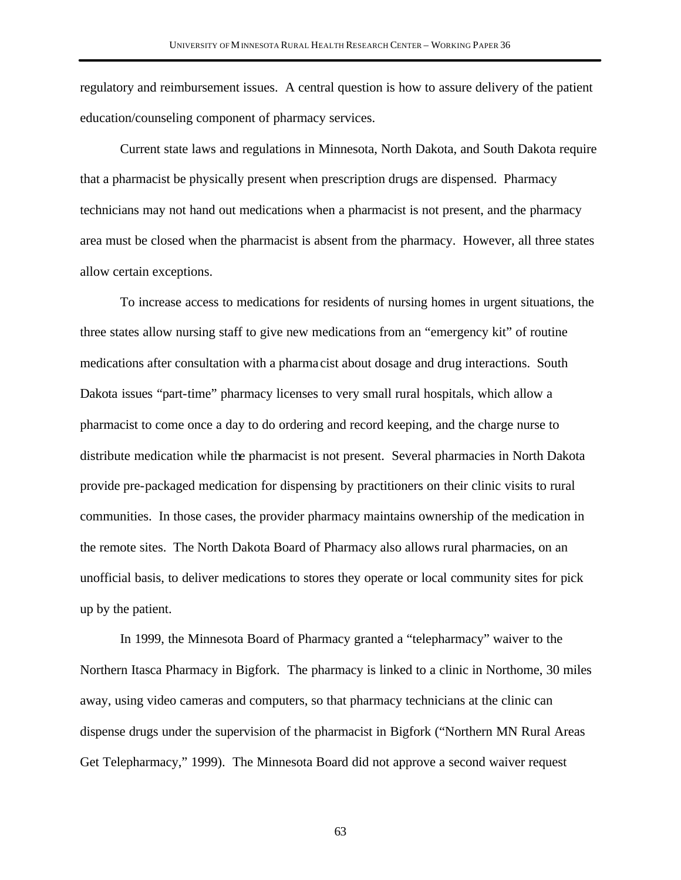regulatory and reimbursement issues. A central question is how to assure delivery of the patient education/counseling component of pharmacy services.

Current state laws and regulations in Minnesota, North Dakota, and South Dakota require that a pharmacist be physically present when prescription drugs are dispensed. Pharmacy technicians may not hand out medications when a pharmacist is not present, and the pharmacy area must be closed when the pharmacist is absent from the pharmacy. However, all three states allow certain exceptions.

To increase access to medications for residents of nursing homes in urgent situations, the three states allow nursing staff to give new medications from an "emergency kit" of routine medications after consultation with a pharmacist about dosage and drug interactions. South Dakota issues "part-time" pharmacy licenses to very small rural hospitals, which allow a pharmacist to come once a day to do ordering and record keeping, and the charge nurse to distribute medication while the pharmacist is not present. Several pharmacies in North Dakota provide pre-packaged medication for dispensing by practitioners on their clinic visits to rural communities. In those cases, the provider pharmacy maintains ownership of the medication in the remote sites. The North Dakota Board of Pharmacy also allows rural pharmacies, on an unofficial basis, to deliver medications to stores they operate or local community sites for pick up by the patient.

In 1999, the Minnesota Board of Pharmacy granted a "telepharmacy" waiver to the Northern Itasca Pharmacy in Bigfork. The pharmacy is linked to a clinic in Northome, 30 miles away, using video cameras and computers, so that pharmacy technicians at the clinic can dispense drugs under the supervision of the pharmacist in Bigfork ("Northern MN Rural Areas Get Telepharmacy," 1999). The Minnesota Board did not approve a second waiver request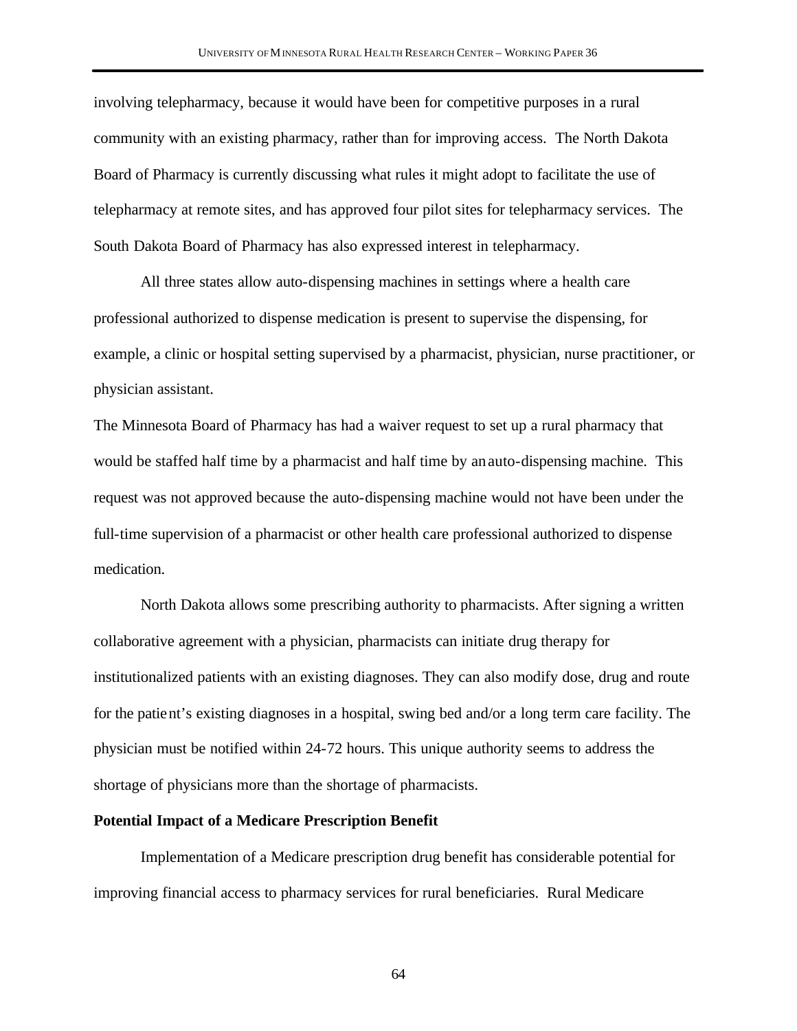involving telepharmacy, because it would have been for competitive purposes in a rural community with an existing pharmacy, rather than for improving access. The North Dakota Board of Pharmacy is currently discussing what rules it might adopt to facilitate the use of telepharmacy at remote sites, and has approved four pilot sites for telepharmacy services. The South Dakota Board of Pharmacy has also expressed interest in telepharmacy.

All three states allow auto-dispensing machines in settings where a health care professional authorized to dispense medication is present to supervise the dispensing, for example, a clinic or hospital setting supervised by a pharmacist, physician, nurse practitioner, or physician assistant.

The Minnesota Board of Pharmacy has had a waiver request to set up a rural pharmacy that would be staffed half time by a pharmacist and half time by an auto-dispensing machine. This request was not approved because the auto-dispensing machine would not have been under the full-time supervision of a pharmacist or other health care professional authorized to dispense medication.

North Dakota allows some prescribing authority to pharmacists. After signing a written collaborative agreement with a physician, pharmacists can initiate drug therapy for institutionalized patients with an existing diagnoses. They can also modify dose, drug and route for the patient's existing diagnoses in a hospital, swing bed and/or a long term care facility. The physician must be notified within 24-72 hours. This unique authority seems to address the shortage of physicians more than the shortage of pharmacists.

**Potential Impact of a Medicare Prescription Benefit**

Implementation of a Medicare prescription drug benefit has considerable potential for improving financial access to pharmacy services for rural beneficiaries. Rural Medicare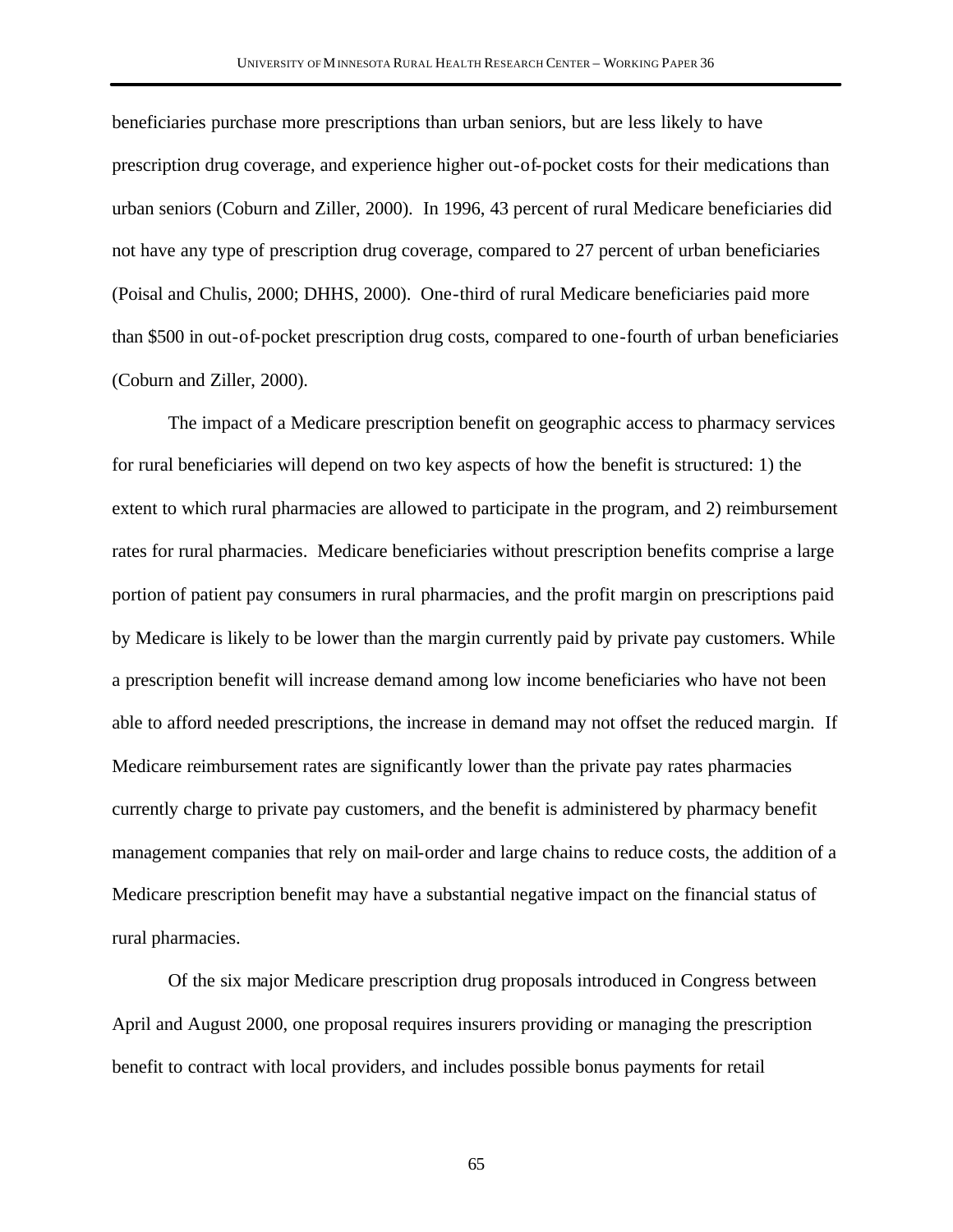beneficiaries purchase more prescriptions than urban seniors, but are less likely to have prescription drug coverage, and experience higher out-of-pocket costs for their medications than urban seniors (Coburn and Ziller, 2000). In 1996, 43 percent of rural Medicare beneficiaries did not have any type of prescription drug coverage, compared to 27 percent of urban beneficiaries (Poisal and Chulis, 2000; DHHS, 2000). One-third of rural Medicare beneficiaries paid more than $500 in out-of-pocket prescription drug costs, compared to one-fourth of urban beneficiaries (Coburn and Ziller, 2000).

The impact of a Medicare prescription benefit on geographic access to pharmacy services for rural beneficiaries will depend on two key aspects of how the benefit is structured: 1) the extent to which rural pharmacies are allowed to participate in the program, and 2) reimbursement rates for rural pharmacies. Medicare beneficiaries without prescription benefits comprise a large portion of patient pay consumers in rural pharmacies, and the profit margin on prescriptions paid by Medicare is likely to be lower than the margin currently paid by private pay customers. While a prescription benefit will increase demand among low income beneficiaries who have not been able to afford needed prescriptions, the increase in demand may not offset the reduced margin. If Medicare reimbursement rates are significantly lower than the private pay rates pharmacies currently charge to private pay customers, and the benefit is administered by pharmacy benefit management companies that rely on mail-order and large chains to reduce costs, the addition of a Medicare prescription benefit may have a substantial negative impact on the financial status of rural pharmacies.

Of the six major Medicare prescription drug proposals introduced in Congress between April and August 2000, one proposal requires insurers providing or managing the prescription benefit to contract with local providers, and includes possible bonus payments for retail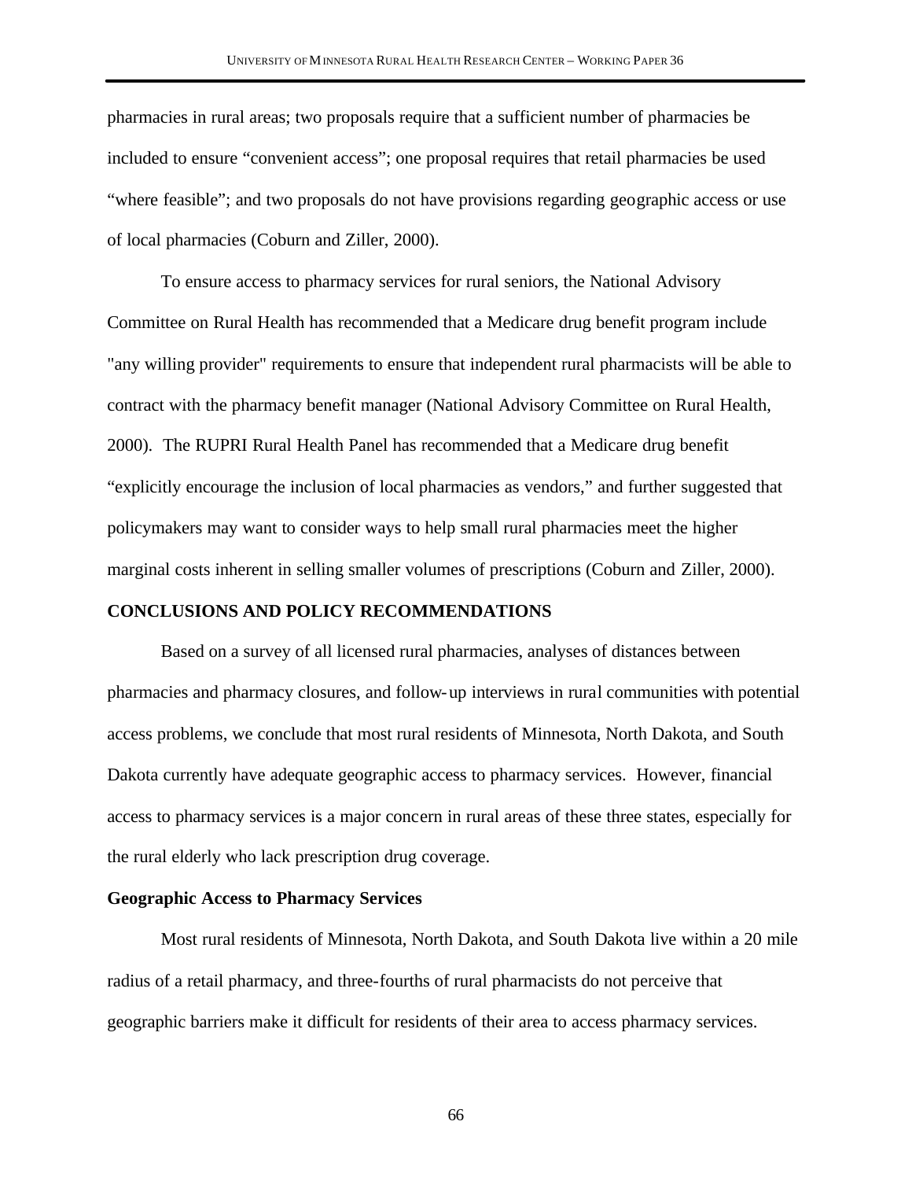pharmacies in rural areas; two proposals require that a sufficient number of pharmacies be included to ensure "convenient access"; one proposal requires that retail pharmacies be used "where feasible"; and two proposals do not have provisions regarding geographic access or use of local pharmacies (Coburn and Ziller, 2000).

To ensure access to pharmacy services for rural seniors, the National Advisory Committee on Rural Health has recommended that a Medicare drug benefit program include "any willing provider" requirements to ensure that independent rural pharmacists will be able to contract with the pharmacy benefit manager (National Advisory Committee on Rural Health, 2000). The RUPRI Rural Health Panel has recommended that a Medicare drug benefit "explicitly encourage the inclusion of local pharmacies as vendors," and further suggested that policymakers may want to consider ways to help small rural pharmacies meet the higher marginal costs inherent in selling smaller volumes of prescriptions (Coburn and Ziller, 2000).

## CONCLUSIONS AND POLICY RECOMMENDATIONS

Based on a survey of all licensed rural pharmacies, analyses of distances between pharmacies and pharmacy closures, and follow-up interviews in rural communities with potential access problems, we conclude that most rural residents of Minnesota, North Dakota, and South Dakota currently have adequate geographic access to pharmacy services. However, financial access to pharmacy services is a major concern in rural areas of these three states, especially for the rural elderly who lack prescription drug coverage.

### Geographic Access to Pharmacy Services

Most rural residents of Minnesota, North Dakota, and South Dakota live within a 20 mile radius of a retail pharmacy, and three-fourths of rural pharmacists do not perceive that geographic barriers make it difficult for residents of their area to access pharmacy services.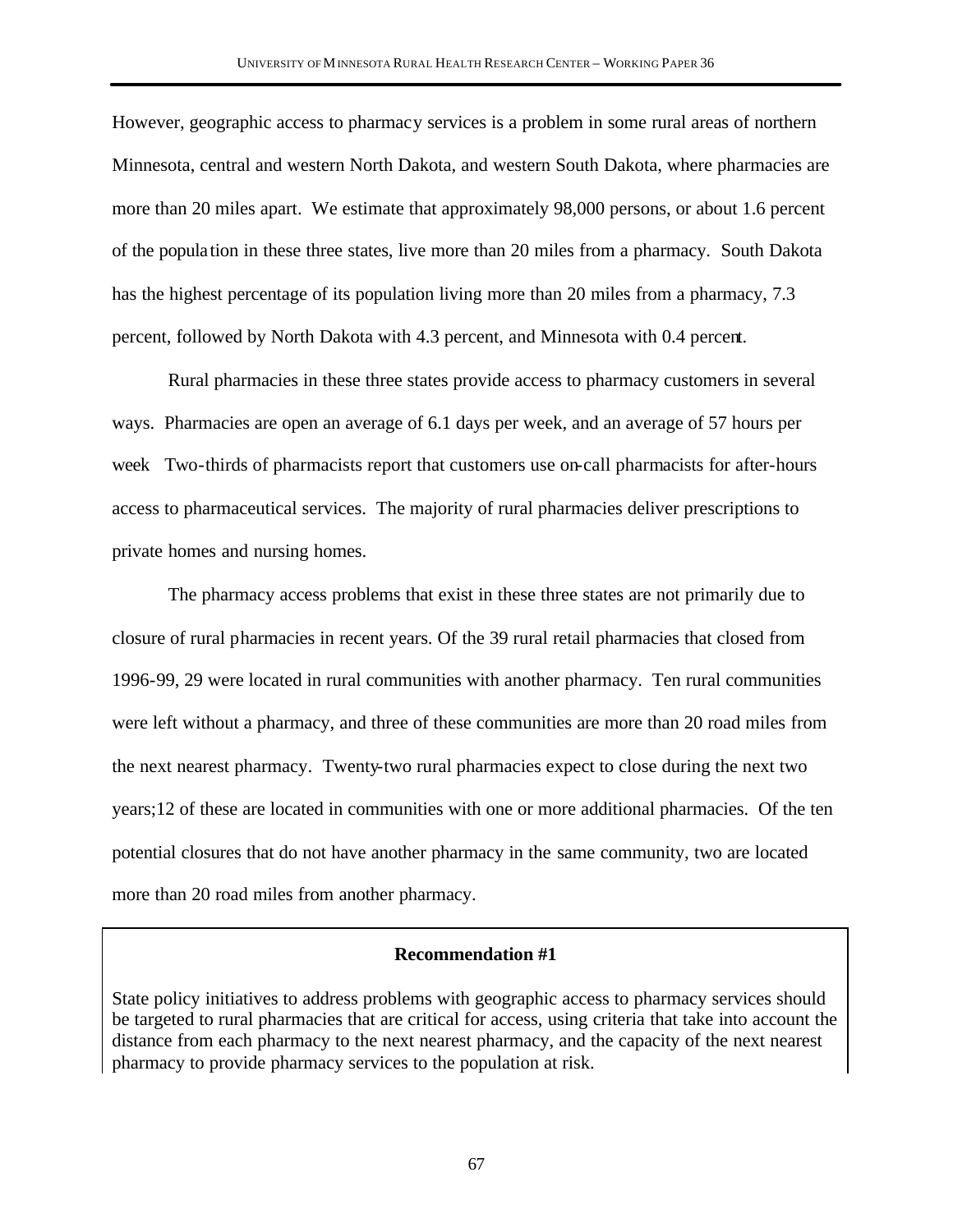However, geographic access to pharmacy services is a problem in some rural areas of northern Minnesota, central and western North Dakota, and western South Dakota, where pharmacies are more than 20 miles apart. We estimate that approximately 98,000 persons, or about 1.6 percent of the population in these three states, live more than 20 miles from a pharmacy. South Dakota has the highest percentage of its population living more than 20 miles from a pharmacy, 7.3 percent, followed by North Dakota with 4.3 percent, and Minnesota with 0.4 percent.

Rural pharmacies in these three states provide access to pharmacy customers in several ways. Pharmacies are open an average of 6.1 days per week, and an average of 57 hours per week Two-thirds of pharmacists report that customers use on-call pharmacists for after-hours access to pharmaceutical services. The majority of rural pharmacies deliver prescriptions to private homes and nursing homes.

The pharmacy access problems that exist in these three states are not primarily due to closure of rural pharmacies in recent years. Of the 39 rural retail pharmacies that closed from 1996-99, 29 were located in rural communities with another pharmacy. Ten rural communities were left without a pharmacy, and three of these communities are more than 20 road miles from the next nearest pharmacy. Twenty-two rural pharmacies expect to close during the next two years;12 of these are located in communities with one or more additional pharmacies. Of the ten potential closures that do not have another pharmacy in the same community, two are located more than 20 road miles from another pharmacy.

**Recommendation #1**

State policy initiatives to address problems with geographic access to pharmacy services should be targeted to rural pharmacies that are critical for access, using criteria that take into account the distance from each pharmacy to the next nearest pharmacy, and the capacity of the next nearest pharmacy to provide pharmacy services to the population at risk.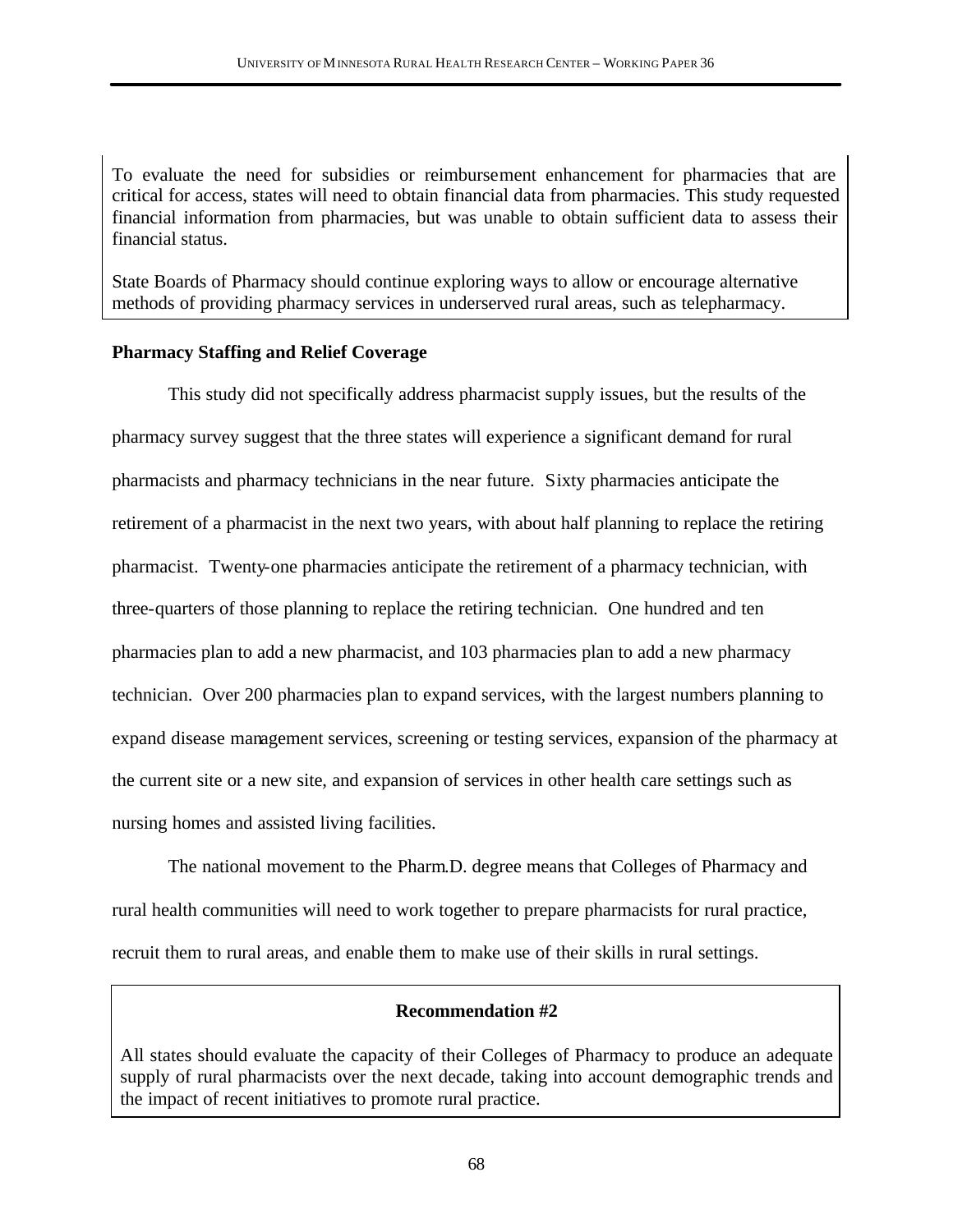To evaluate the need for subsidies or reimbursement enhancement for pharmacies that are critical for access, states will need to obtain financial data from pharmacies. This study requested financial information from pharmacies, but was unable to obtain sufficient data to assess their financial status.

State Boards of Pharmacy should continue exploring ways to allow or encourage alternative methods of providing pharmacy services in underserved rural areas, such as telepharmacy.

**Pharmacy Staffing and Relief Coverage**

This study did not specifically address pharmacist supply issues, but the results of the pharmacy survey suggest that the three states will experience a significant demand for rural pharmacists and pharmacy technicians in the near future. Sixty pharmacies anticipate the retirement of a pharmacist in the next two years, with about half planning to replace the retiring pharmacist. Twenty-one pharmacies anticipate the retirement of a pharmacy technician, with three-quarters of those planning to replace the retiring technician. One hundred and ten pharmacies plan to add a new pharmacist, and 103 pharmacies plan to add a new pharmacy technician. Over 200 pharmacies plan to expand services, with the largest numbers planning to expand disease management services, screening or testing services, expansion of the pharmacy at the current site or a new site, and expansion of services in other health care settings such as nursing homes and assisted living facilities.

The national movement to the Pharm.D. degree means that Colleges of Pharmacy and rural health communities will need to work together to prepare pharmacists for rural practice, recruit them to rural areas, and enable them to make use of their skills in rural settings.

**Recommendation #2**

All states should evaluate the capacity of their Colleges of Pharmacy to produce an adequate supply of rural pharmacists over the next decade, taking into account demographic trends and the impact of recent initiatives to promote rural practice.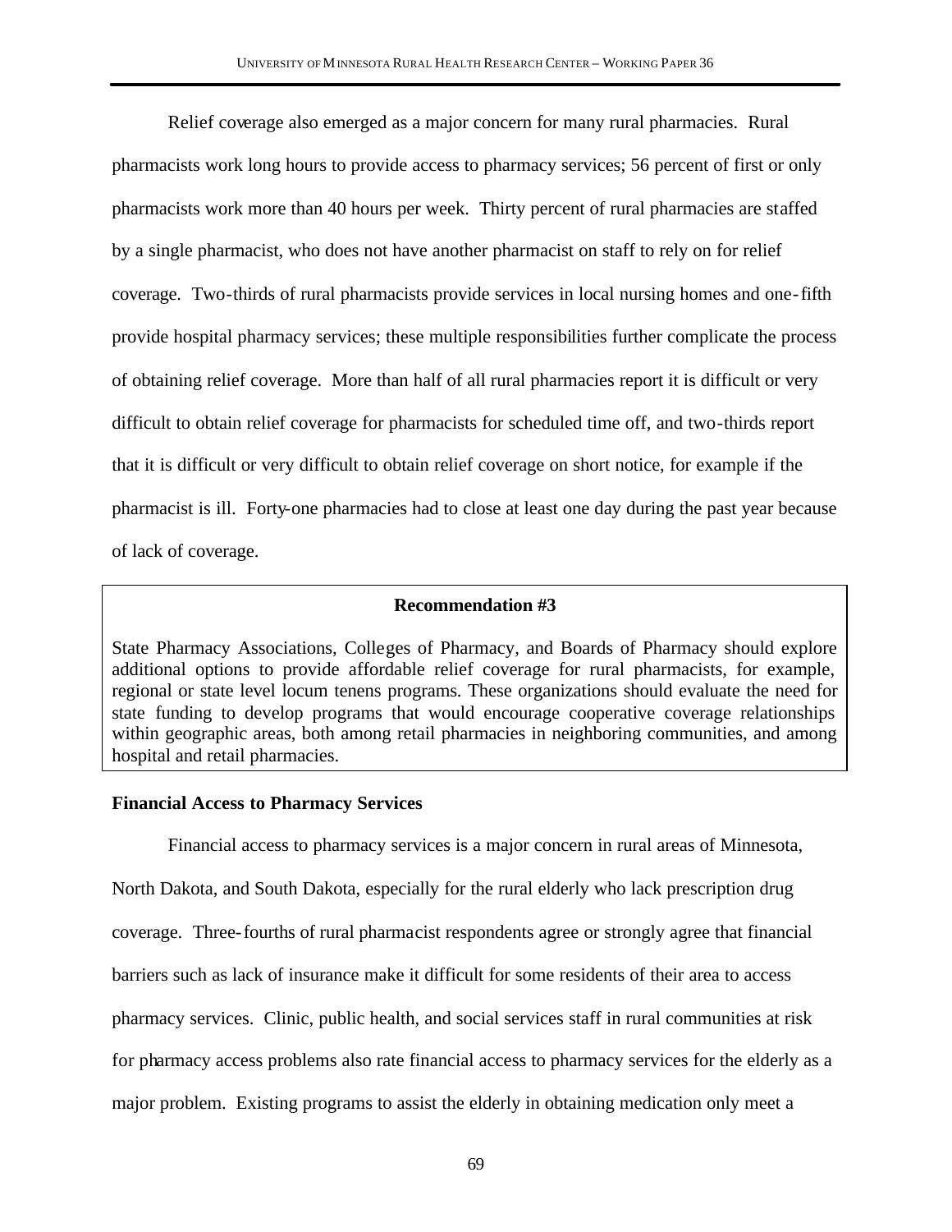Relief coverage also emerged as a major concern for many rural pharmacies. Rural pharmacists work long hours to provide access to pharmacy services; 56 percent of first or only pharmacists work more than 40 hours per week. Thirty percent of rural pharmacies are staffed by a single pharmacist, who does not have another pharmacist on staff to rely on for relief coverage. Two-thirds of rural pharmacists provide services in local nursing homes and one-fifth provide hospital pharmacy services; these multiple responsibilities further complicate the process of obtaining relief coverage. More than half of all rural pharmacies report it is difficult or very difficult to obtain relief coverage for pharmacists for scheduled time off, and two-thirds report that it is difficult or very difficult to obtain relief coverage on short notice, for example if the pharmacist is ill. Forty-one pharmacies had to close at least one day during the past year because of lack of coverage.

**Recommendation #3**

State Pharmacy Associations, Colleges of Pharmacy, and Boards of Pharmacy should explore additional options to provide affordable relief coverage for rural pharmacists, for example, regional or state level locum tenens programs. These organizations should evaluate the need for state funding to develop programs that would encourage cooperative coverage relationships within geographic areas, both among retail pharmacies in neighboring communities, and among hospital and retail pharmacies.

**Financial Access to Pharmacy Services**

Financial access to pharmacy services is a major concern in rural areas of Minnesota, North Dakota, and South Dakota, especially for the rural elderly who lack prescription drug coverage. Three-fourths of rural pharmacist respondents agree or strongly agree that financial barriers such as lack of insurance make it difficult for some residents of their area to access pharmacy services. Clinic, public health, and social services staff in rural communities at risk for pharmacy access problems also rate financial access to pharmacy services for the elderly as a major problem. Existing programs to assist the elderly in obtaining medication only meet a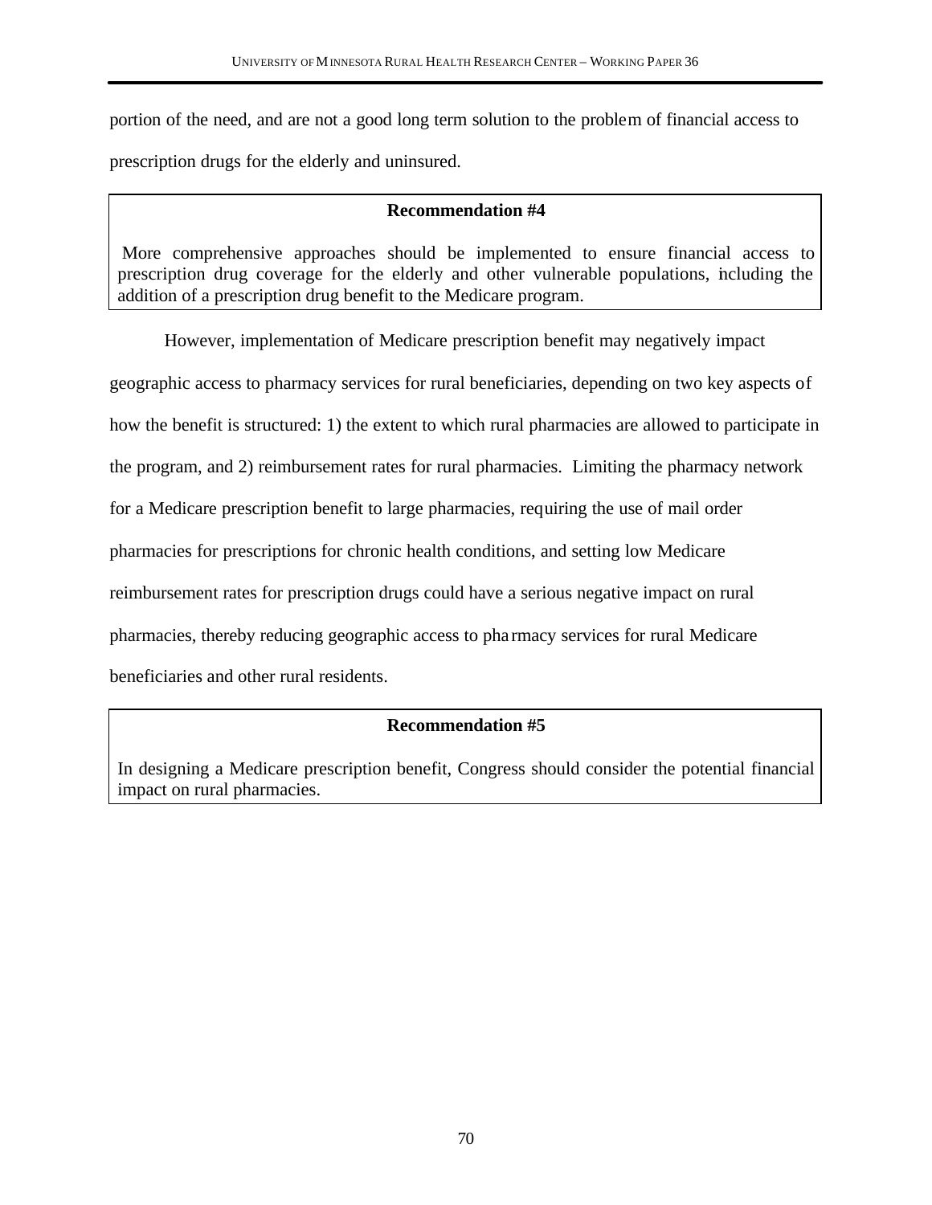portion of the need, and are not a good long term solution to the problem of financial access to prescription drugs for the elderly and uninsured.

> **Recommendation #4**
>
> More comprehensive approaches should be implemented to ensure financial access to prescription drug coverage for the elderly and other vulnerable populations, including the addition of a prescription drug benefit to the Medicare program.

However, implementation of Medicare prescription benefit may negatively impact geographic access to pharmacy services for rural beneficiaries, depending on two key aspects of how the benefit is structured: 1) the extent to which rural pharmacies are allowed to participate in the program, and 2) reimbursement rates for rural pharmacies. Limiting the pharmacy network for a Medicare prescription benefit to large pharmacies, requiring the use of mail order pharmacies for prescriptions for chronic health conditions, and setting low Medicare reimbursement rates for prescription drugs could have a serious negative impact on rural pharmacies, thereby reducing geographic access to pharmacy services for rural Medicare beneficiaries and other rural residents.

> **Recommendation #5**
>
> In designing a Medicare prescription benefit, Congress should consider the potential financial impact on rural pharmacies.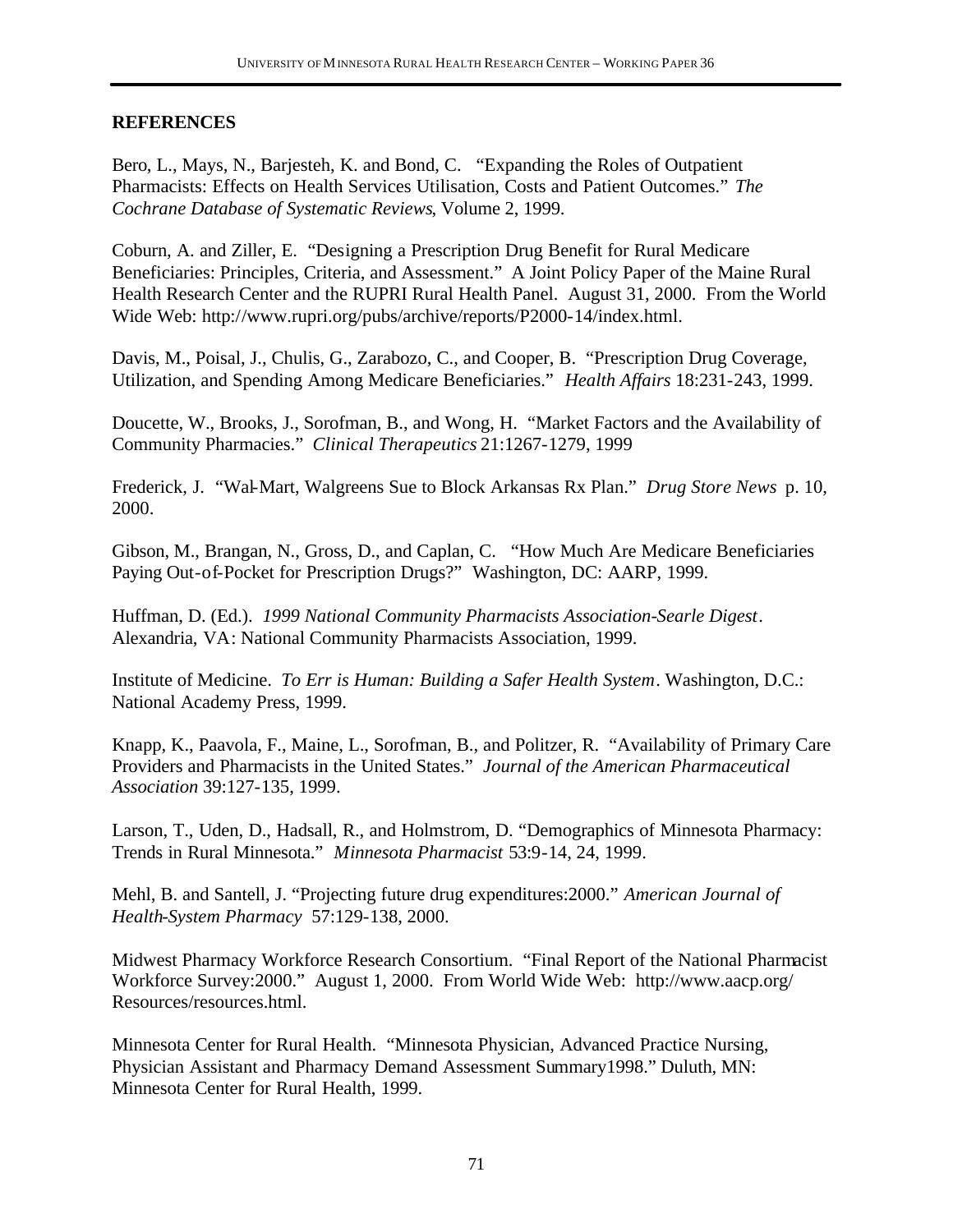## REFERENCES

Bero, L., Mays, N., Barjesteh, K. and Bond, C. "Expanding the Roles of Outpatient Pharmacists: Effects on Health Services Utilisation, Costs and Patient Outcomes." *The Cochrane Database of Systematic Reviews*, Volume 2, 1999.

Coburn, A. and Ziller, E. "Designing a Prescription Drug Benefit for Rural Medicare Beneficiaries: Principles, Criteria, and Assessment." A Joint Policy Paper of the Maine Rural Health Research Center and the RUPRI Rural Health Panel. August 31, 2000. From the World Wide Web: http://www.rupri.org/pubs/archive/reports/P2000-14/index.html.

Davis, M., Poisal, J., Chulis, G., Zarabozo, C., and Cooper, B. "Prescription Drug Coverage, Utilization, and Spending Among Medicare Beneficiaries." *Health Affairs* 18:231-243, 1999.

Doucette, W., Brooks, J., Sorofman, B., and Wong, H. "Market Factors and the Availability of Community Pharmacies." *Clinical Therapeutics* 21:1267-1279, 1999

Frederick, J. "Wal-Mart, Walgreens Sue to Block Arkansas Rx Plan." *Drug Store News* p. 10, 2000.

Gibson, M., Brangan, N., Gross, D., and Caplan, C. "How Much Are Medicare Beneficiaries Paying Out-of-Pocket for Prescription Drugs?" Washington, DC: AARP, 1999.

Huffman, D. (Ed.). *1999 National Community Pharmacists Association-Searle Digest*. Alexandria, VA: National Community Pharmacists Association, 1999.

Institute of Medicine. *To Err is Human: Building a Safer Health System*. Washington, D.C.: National Academy Press, 1999.

Knapp, K., Paavola, F., Maine, L., Sorofman, B., and Politzer, R. "Availability of Primary Care Providers and Pharmacists in the United States." *Journal of the American Pharmaceutical Association* 39:127-135, 1999.

Larson, T., Uden, D., Hadsall, R., and Holmstrom, D. "Demographics of Minnesota Pharmacy: Trends in Rural Minnesota." *Minnesota Pharmacist* 53:9-14, 24, 1999.

Mehl, B. and Santell, J. "Projecting future drug expenditures:2000." *American Journal of Health-System Pharmacy* 57:129-138, 2000.

Midwest Pharmacy Workforce Research Consortium. "Final Report of the National Pharmacist Workforce Survey:2000." August 1, 2000. From World Wide Web: http://www.aacp.org/Resources/resources.html.

Minnesota Center for Rural Health. "Minnesota Physician, Advanced Practice Nursing, Physician Assistant and Pharmacy Demand Assessment Summary1998." Duluth, MN: Minnesota Center for Rural Health, 1999.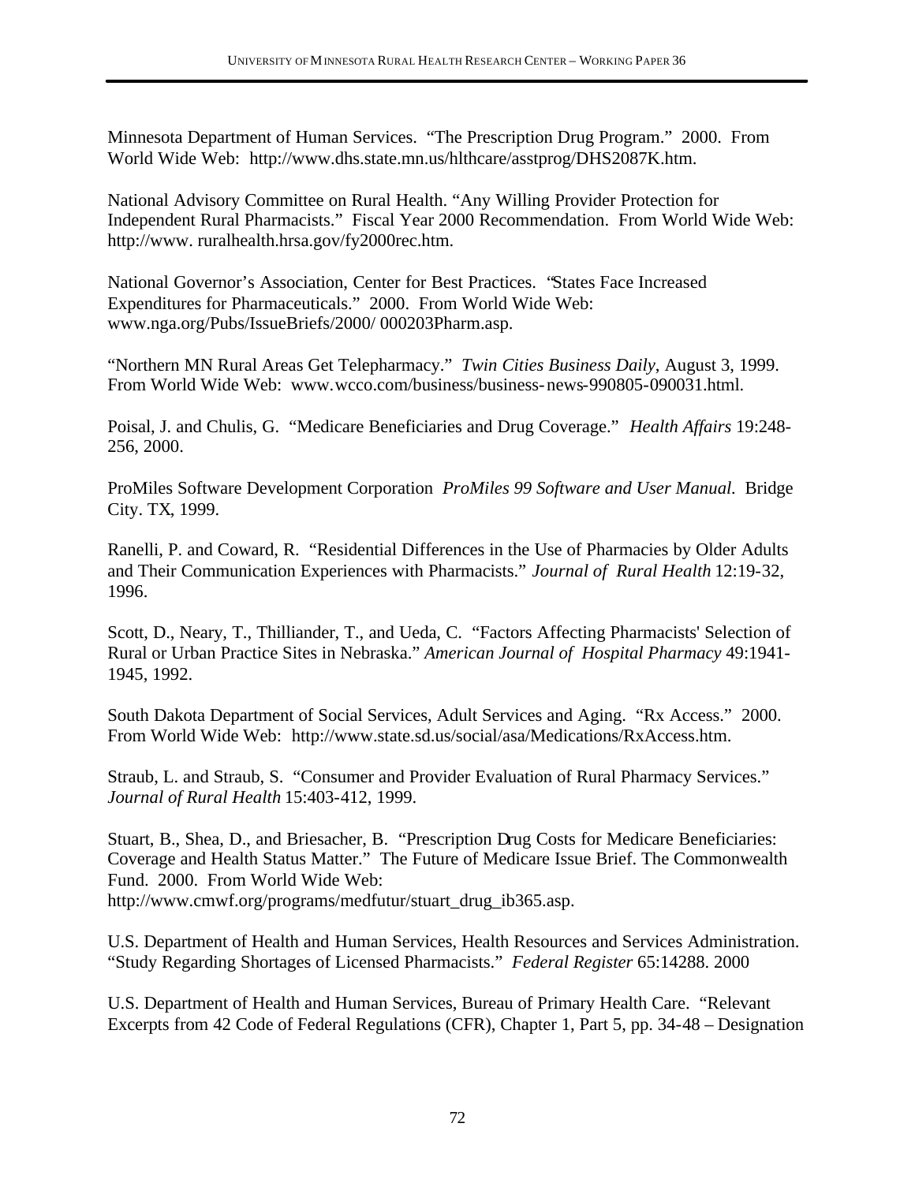Minnesota Department of Human Services. "The Prescription Drug Program." 2000. From World Wide Web: http://www.dhs.state.mn.us/hlthcare/asstprog/DHS2087K.htm.

National Advisory Committee on Rural Health. "Any Willing Provider Protection for Independent Rural Pharmacists." Fiscal Year 2000 Recommendation. From World Wide Web: http://www. ruralhealth.hrsa.gov/fy2000rec.htm.

National Governor's Association, Center for Best Practices. "States Face Increased Expenditures for Pharmaceuticals." 2000. From World Wide Web: www.nga.org/Pubs/IssueBriefs/2000/ 000203Pharm.asp.

"Northern MN Rural Areas Get Telepharmacy." *Twin Cities Business Daily*, August 3, 1999. From World Wide Web: www.wcco.com/business/business-news-990805-090031.html.

Poisal, J. and Chulis, G. "Medicare Beneficiaries and Drug Coverage." *Health Affairs* 19:248-256, 2000.

ProMiles Software Development Corporation *ProMiles 99 Software and User Manual*. Bridge City. TX, 1999.

Ranelli, P. and Coward, R. "Residential Differences in the Use of Pharmacies by Older Adults and Their Communication Experiences with Pharmacists." *Journal of Rural Health* 12:19-32, 1996.

Scott, D., Neary, T., Thilliander, T., and Ueda, C. "Factors Affecting Pharmacists' Selection of Rural or Urban Practice Sites in Nebraska." *American Journal of Hospital Pharmacy* 49:1941-1945, 1992.

South Dakota Department of Social Services, Adult Services and Aging. "Rx Access." 2000. From World Wide Web: http://www.state.sd.us/social/asa/Medications/RxAccess.htm.

Straub, L. and Straub, S. "Consumer and Provider Evaluation of Rural Pharmacy Services." *Journal of Rural Health* 15:403-412, 1999.

Stuart, B., Shea, D., and Briesacher, B. "Prescription Drug Costs for Medicare Beneficiaries: Coverage and Health Status Matter." The Future of Medicare Issue Brief. The Commonwealth Fund. 2000. From World Wide Web: http://www.cmwf.org/programs/medfutur/stuart_drug_ib365.asp.

U.S. Department of Health and Human Services, Health Resources and Services Administration. "Study Regarding Shortages of Licensed Pharmacists." *Federal Register* 65:14288. 2000

U.S. Department of Health and Human Services, Bureau of Primary Health Care. "Relevant Excerpts from 42 Code of Federal Regulations (CFR), Chapter 1, Part 5, pp. 34-48 – Designation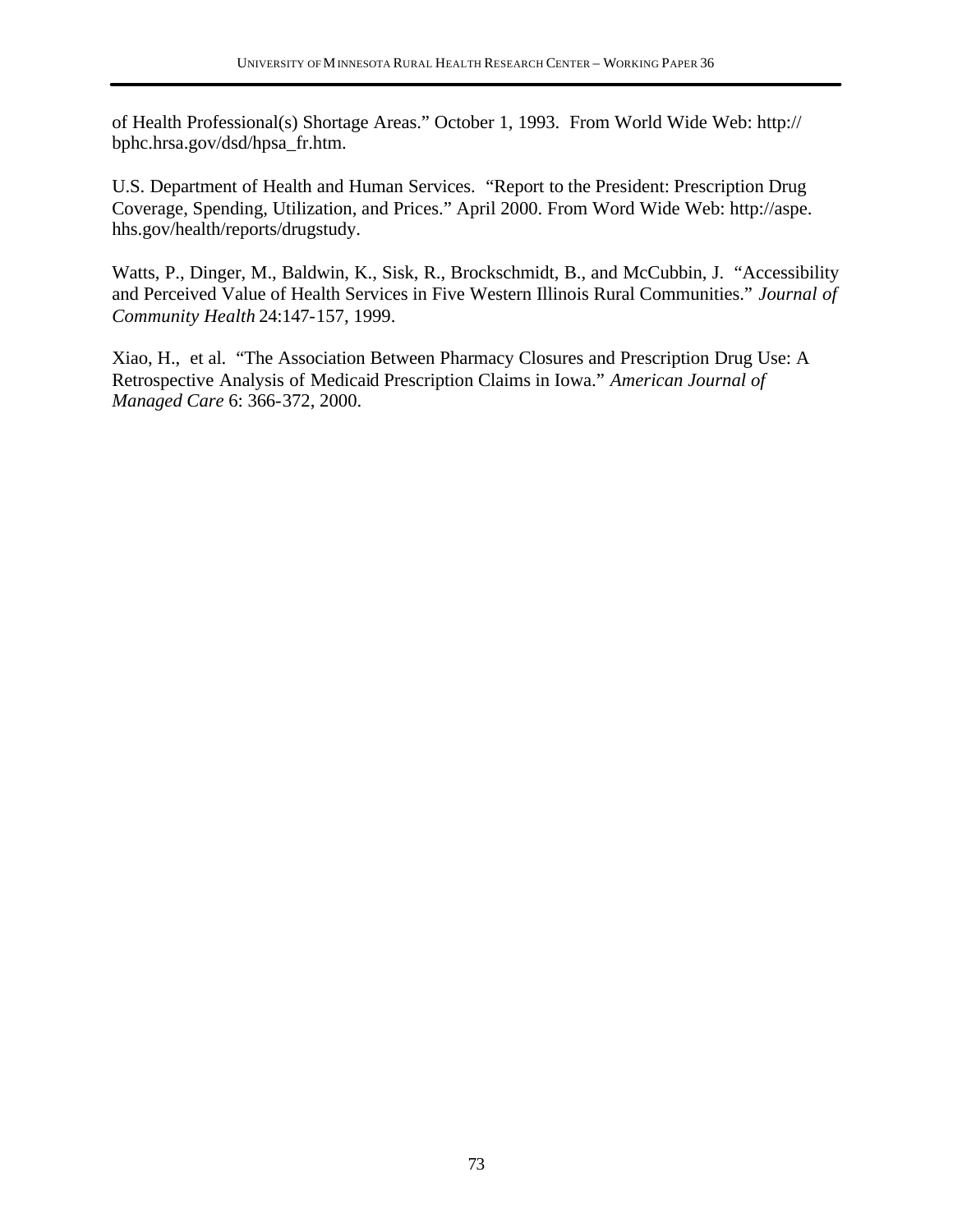of Health Professional(s) Shortage Areas." October 1, 1993. From World Wide Web: http:// bphc.hrsa.gov/dsd/hpsa_fr.htm.

U.S. Department of Health and Human Services. "Report to the President: Prescription Drug Coverage, Spending, Utilization, and Prices." April 2000. From Word Wide Web: http://aspe. hhs.gov/health/reports/drugstudy.

Watts, P., Dinger, M., Baldwin, K., Sisk, R., Brockschmidt, B., and McCubbin, J. "Accessibility and Perceived Value of Health Services in Five Western Illinois Rural Communities." *Journal of Community Health* 24:147-157, 1999.

Xiao, H., et al. "The Association Between Pharmacy Closures and Prescription Drug Use: A Retrospective Analysis of Medicaid Prescription Claims in Iowa." *American Journal of Managed Care* 6: 366-372, 2000.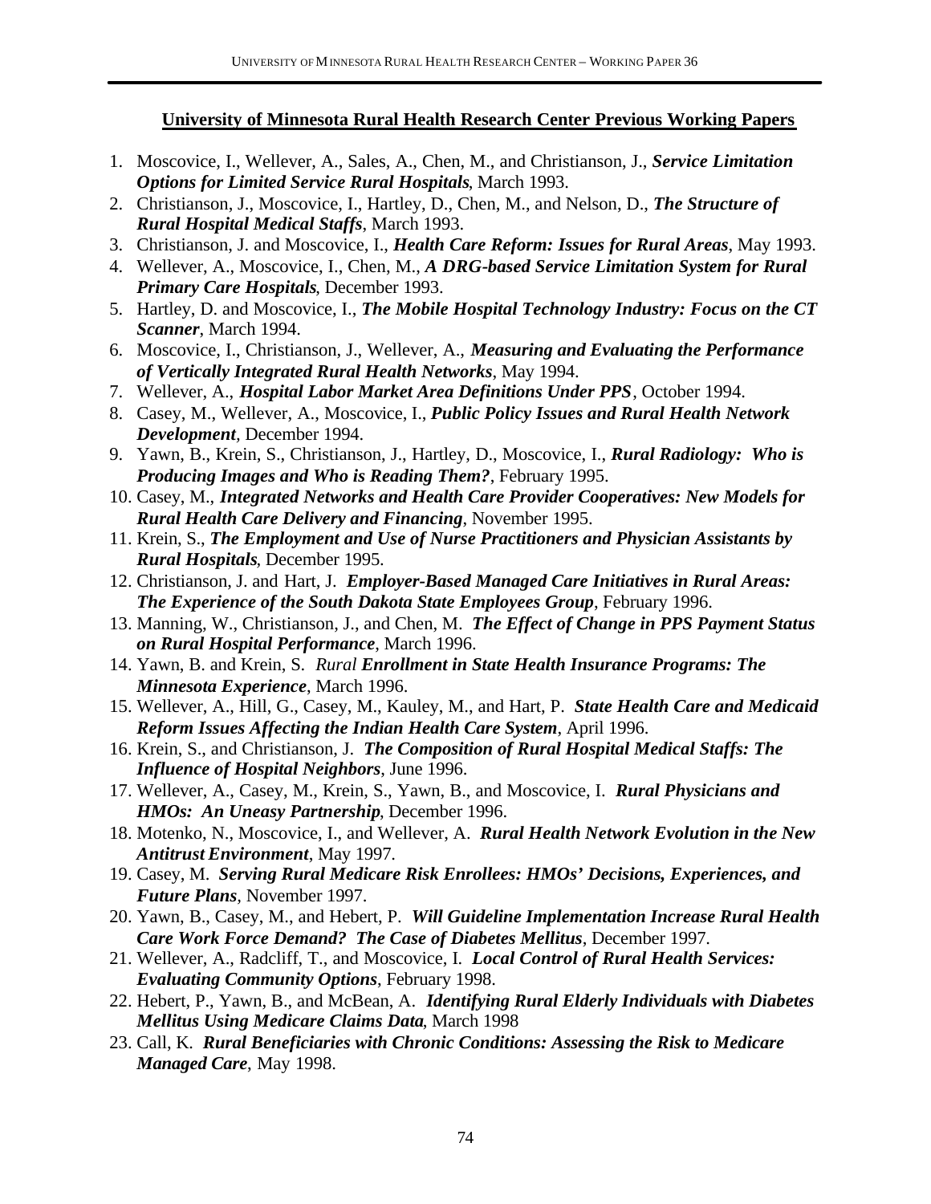**University of Minnesota Rural Health Research Center Previous Working Papers**

1. Moscovice, I., Wellever, A., Sales, A., Chen, M., and Christianson, J., ***Service Limitation Options for Limited Service Rural Hospitals***, March 1993.
2. Christianson, J., Moscovice, I., Hartley, D., Chen, M., and Nelson, D., ***The Structure of Rural Hospital Medical Staffs***, March 1993.
3. Christianson, J. and Moscovice, I., ***Health Care Reform: Issues for Rural Areas***, May 1993.
4. Wellever, A., Moscovice, I., Chen, M., ***A DRG-based Service Limitation System for Rural Primary Care Hospitals***, December 1993.
5. Hartley, D. and Moscovice, I., ***The Mobile Hospital Technology Industry: Focus on the CT Scanner***, March 1994.
6. Moscovice, I., Christianson, J., Wellever, A., ***Measuring and Evaluating the Performance of Vertically Integrated Rural Health Networks***, May 1994.
7. Wellever, A., ***Hospital Labor Market Area Definitions Under PPS***, October 1994.
8. Casey, M., Wellever, A., Moscovice, I., ***Public Policy Issues and Rural Health Network Development***, December 1994.
9. Yawn, B., Krein, S., Christianson, J., Hartley, D., Moscovice, I., ***Rural Radiology: Who is Producing Images and Who is Reading Them?***, February 1995.
10. Casey, M., ***Integrated Networks and Health Care Provider Cooperatives: New Models for Rural Health Care Delivery and Financing***, November 1995.
11. Krein, S., ***The Employment and Use of Nurse Practitioners and Physician Assistants by Rural Hospitals***, December 1995.
12. Christianson, J. and Hart, J. ***Employer-Based Managed Care Initiatives in Rural Areas: The Experience of the South Dakota State Employees Group***, February 1996.
13. Manning, W., Christianson, J., and Chen, M. ***The Effect of Change in PPS Payment Status on Rural Hospital Performance***, March 1996.
14. Yawn, B. and Krein, S. *Rural* ***Enrollment in State Health Insurance Programs: The Minnesota Experience***, March 1996.
15. Wellever, A., Hill, G., Casey, M., Kauley, M., and Hart, P. ***State Health Care and Medicaid Reform Issues Affecting the Indian Health Care System***, April 1996.
16. Krein, S., and Christianson, J. ***The Composition of Rural Hospital Medical Staffs: The Influence of Hospital Neighbors***, June 1996.
17. Wellever, A., Casey, M., Krein, S., Yawn, B., and Moscovice, I. ***Rural Physicians and HMOs: An Uneasy Partnership***, December 1996.
18. Motenko, N., Moscovice, I., and Wellever, A. ***Rural Health Network Evolution in the New Antitrust Environment***, May 1997.
19. Casey, M. ***Serving Rural Medicare Risk Enrollees: HMOs' Decisions, Experiences, and Future Plans***, November 1997.
20. Yawn, B., Casey, M., and Hebert, P. ***Will Guideline Implementation Increase Rural Health Care Work Force Demand? The Case of Diabetes Mellitus***, December 1997.
21. Wellever, A., Radcliff, T., and Moscovice, I. ***Local Control of Rural Health Services: Evaluating Community Options***, February 1998.
22. Hebert, P., Yawn, B., and McBean, A. ***Identifying Rural Elderly Individuals with Diabetes Mellitus Using Medicare Claims Data***, March 1998
23. Call, K. ***Rural Beneficiaries with Chronic Conditions: Assessing the Risk to Medicare Managed Care***, May 1998.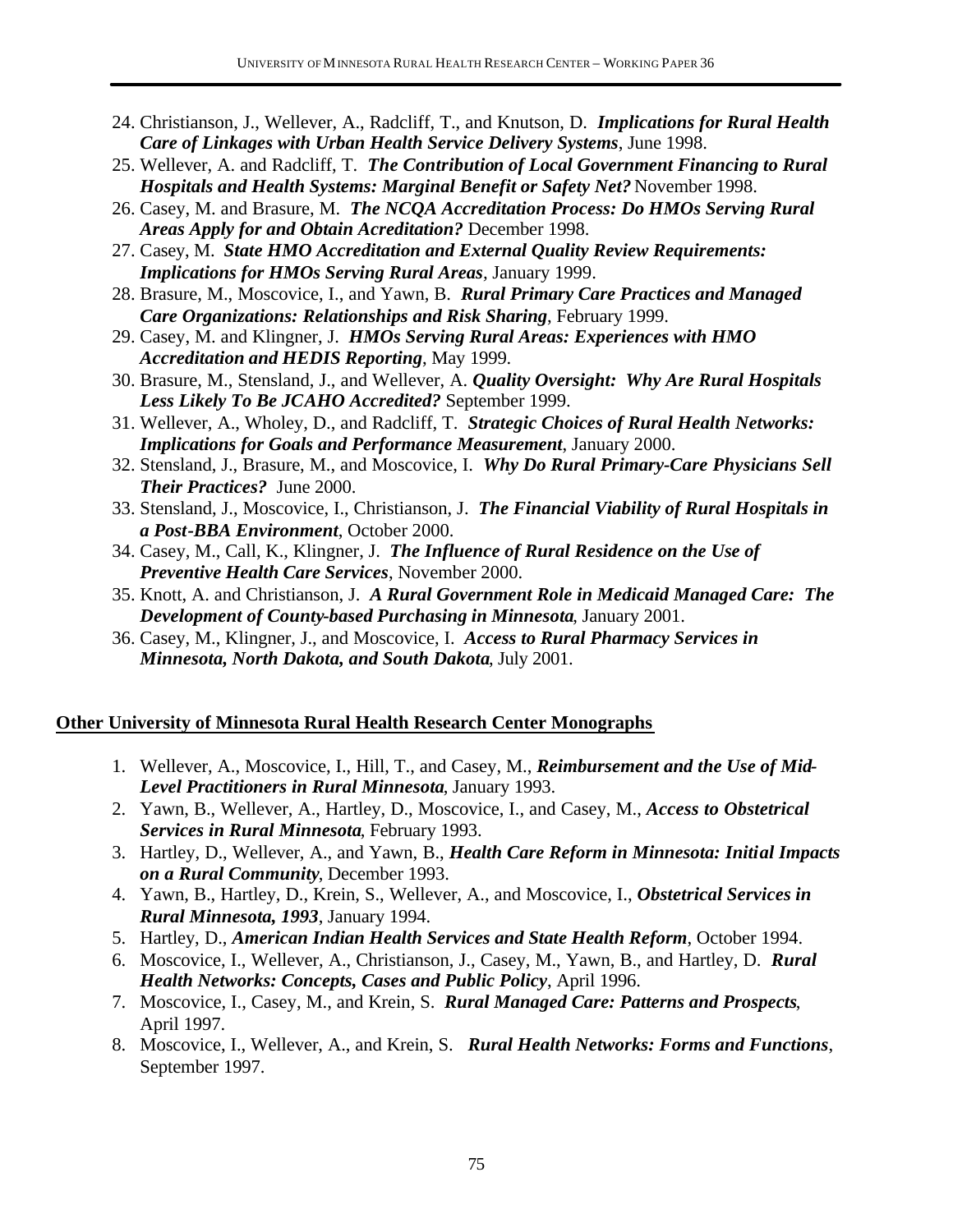24. Christianson, J., Wellever, A., Radcliff, T., and Knutson, D. ***Implications for Rural Health Care of Linkages with Urban Health Service Delivery Systems***, June 1998.
25. Wellever, A. and Radcliff, T. ***The Contribution of Local Government Financing to Rural Hospitals and Health Systems: Marginal Benefit or Safety Net?*** November 1998.
26. Casey, M. and Brasure, M. ***The NCQA Accreditation Process: Do HMOs Serving Rural Areas Apply for and Obtain Acreditation?*** December 1998.
27. Casey, M. ***State HMO Accreditation and External Quality Review Requirements: Implications for HMOs Serving Rural Areas***, January 1999.
28. Brasure, M., Moscovice, I., and Yawn, B. ***Rural Primary Care Practices and Managed Care Organizations: Relationships and Risk Sharing***, February 1999.
29. Casey, M. and Klingner, J. ***HMOs Serving Rural Areas: Experiences with HMO Accreditation and HEDIS Reporting***, May 1999.
30. Brasure, M., Stensland, J., and Wellever, A. ***Quality Oversight: Why Are Rural Hospitals Less Likely To Be JCAHO Accredited?*** September 1999.
31. Wellever, A., Wholey, D., and Radcliff, T. ***Strategic Choices of Rural Health Networks: Implications for Goals and Performance Measurement***, January 2000.
32. Stensland, J., Brasure, M., and Moscovice, I. ***Why Do Rural Primary-Care Physicians Sell Their Practices?*** June 2000.
33. Stensland, J., Moscovice, I., Christianson, J. ***The Financial Viability of Rural Hospitals in a Post-BBA Environment***, October 2000.
34. Casey, M., Call, K., Klingner, J. ***The Influence of Rural Residence on the Use of Preventive Health Care Services***, November 2000.
35. Knott, A. and Christianson, J. ***A Rural Government Role in Medicaid Managed Care: The Development of County-based Purchasing in Minnesota***, January 2001.
36. Casey, M., Klingner, J., and Moscovice, I. ***Access to Rural Pharmacy Services in Minnesota, North Dakota, and South Dakota***, July 2001.

**Other University of Minnesota Rural Health Research Center Monographs**

1. Wellever, A., Moscovice, I., Hill, T., and Casey, M., ***Reimbursement and the Use of Mid-Level Practitioners in Rural Minnesota***, January 1993.
2. Yawn, B., Wellever, A., Hartley, D., Moscovice, I., and Casey, M., ***Access to Obstetrical Services in Rural Minnesota***, February 1993.
3. Hartley, D., Wellever, A., and Yawn, B., ***Health Care Reform in Minnesota: Initial Impacts on a Rural Community***, December 1993.
4. Yawn, B., Hartley, D., Krein, S., Wellever, A., and Moscovice, I., ***Obstetrical Services in Rural Minnesota, 1993***, January 1994.
5. Hartley, D., ***American Indian Health Services and State Health Reform***, October 1994.
6. Moscovice, I., Wellever, A., Christianson, J., Casey, M., Yawn, B., and Hartley, D. ***Rural Health Networks: Concepts, Cases and Public Policy***, April 1996.
7. Moscovice, I., Casey, M., and Krein, S. ***Rural Managed Care: Patterns and Prospects***, April 1997.
8. Moscovice, I., Wellever, A., and Krein, S. ***Rural Health Networks: Forms and Functions***, September 1997.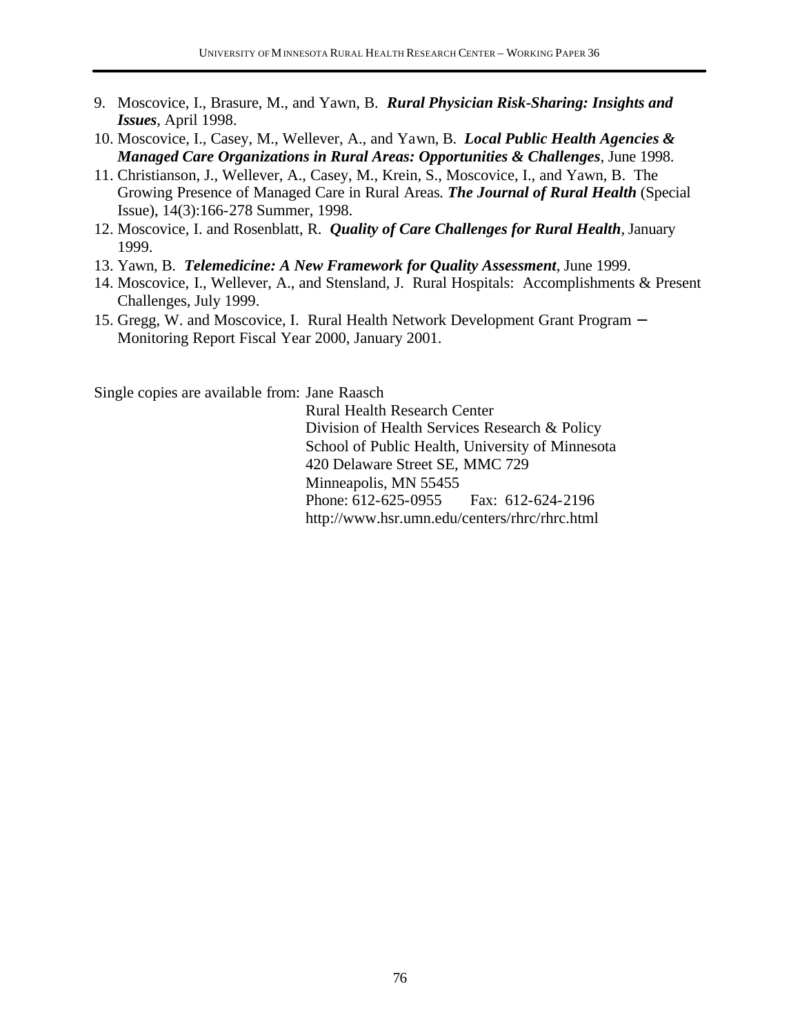9. Moscovice, I., Brasure, M., and Yawn, B. ***Rural Physician Risk-Sharing: Insights and Issues***, April 1998.
10. Moscovice, I., Casey, M., Wellever, A., and Yawn, B. ***Local Public Health Agencies & Managed Care Organizations in Rural Areas: Opportunities & Challenges***, June 1998.
11. Christianson, J., Wellever, A., Casey, M., Krein, S., Moscovice, I., and Yawn, B. The Growing Presence of Managed Care in Rural Areas. ***The Journal of Rural Health*** (Special Issue), 14(3):166-278 Summer, 1998.
12. Moscovice, I. and Rosenblatt, R. ***Quality of Care Challenges for Rural Health***, January 1999.
13. Yawn, B. ***Telemedicine: A New Framework for Quality Assessment***, June 1999.
14. Moscovice, I., Wellever, A., and Stensland, J. Rural Hospitals: Accomplishments & Present Challenges, July 1999.
15. Gregg, W. and Moscovice, I. Rural Health Network Development Grant Program – Monitoring Report Fiscal Year 2000, January 2001.

Single copies are available from: Jane Raasch
Rural Health Research Center
Division of Health Services Research & Policy
School of Public Health, University of Minnesota
420 Delaware Street SE, MMC 729
Minneapolis, MN 55455
Phone: 612-625-0955 Fax: 612-624-2196
http://www.hsr.umn.edu/centers/rhrc/rhrc.html